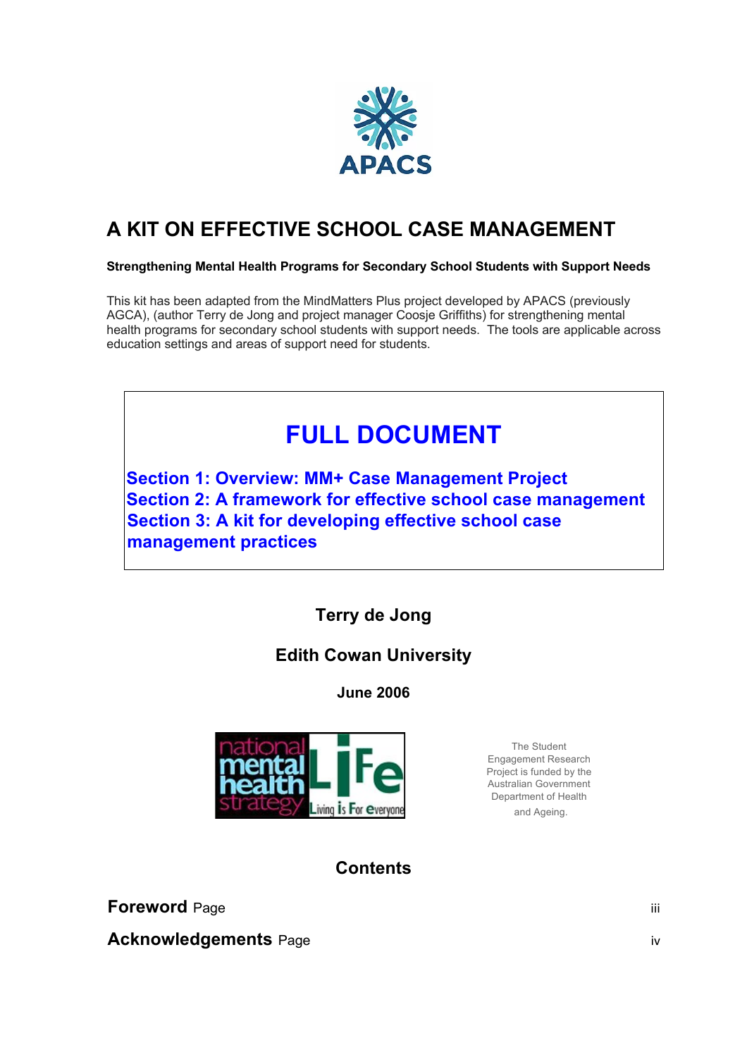APACS

# A KIT ON EFFECTIVE SCHOOL CASE MANAGEMENT

**Strengthening Mental Health Programs for Secondary School Students with Support Needs**

This kit has been adapted from the MindMatters Plus project developed by APACS (previously AGCA), (author Terry de Jong and project manager Coosje Griffiths) for strengthening mental health programs for secondary school students with support needs. The tools are applicable across education settings and areas of support need for students.

## FULL DOCUMENT

**Section 1: Overview: MM+ Case Management Project**
**Section 2: A framework for effective school case management**
**Section 3: A kit for developing effective school case management practices**

**Terry de Jong**

**Edith Cowan University**

**June 2006**

national mental health strategy — LiFe: Living is For everyone

The Student Engagement Research Project is funded by the Australian Government Department of Health and Ageing.

## Contents

| | |
|---|---|
| **Foreword** Page | iii |
| **Acknowledgements** Page | iv |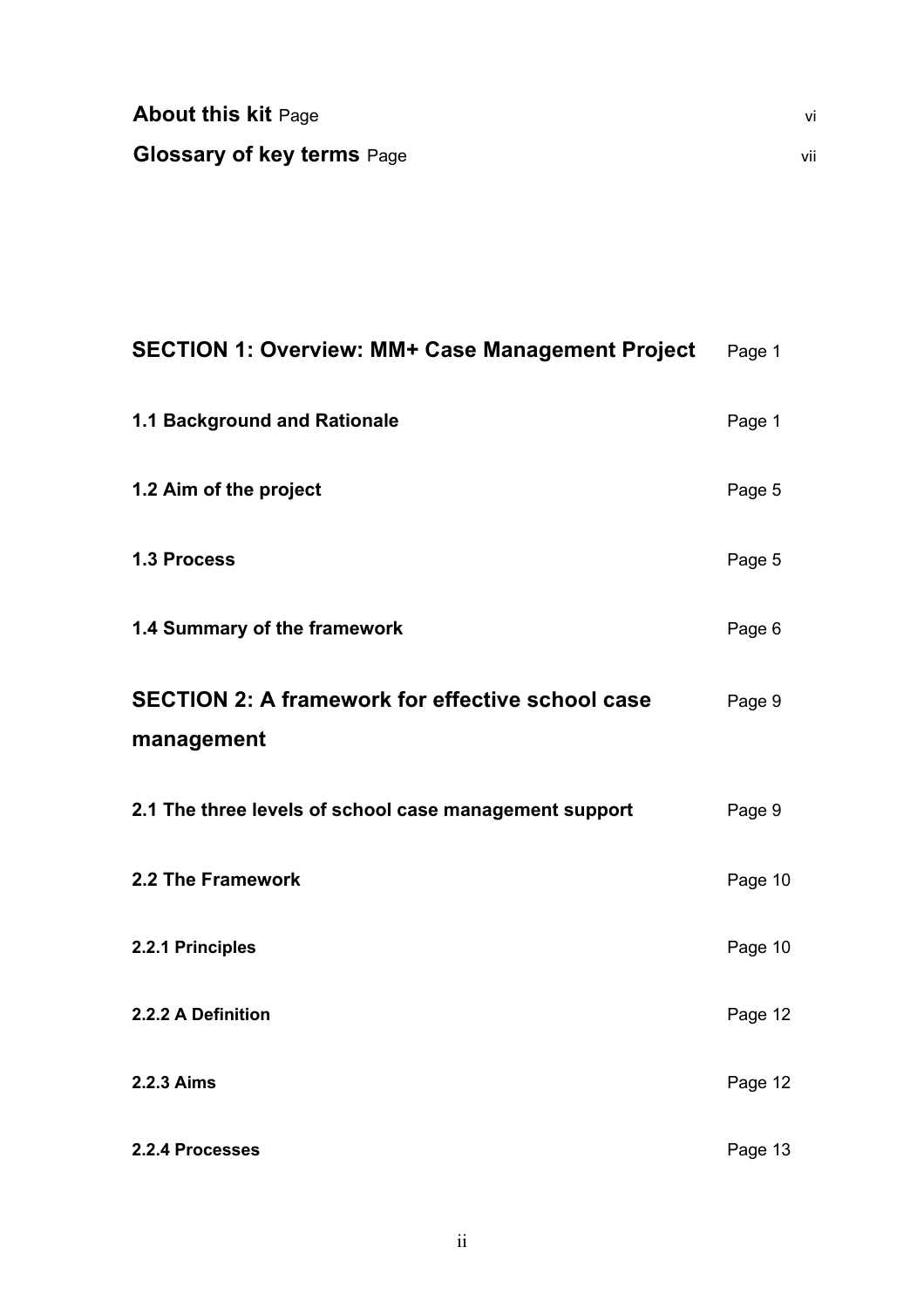**About this kit** Page vi

**Glossary of key terms** Page vii

| | |
|---|---|
| **SECTION 1: Overview: MM+ Case Management Project** | Page 1 |
| **1.1 Background and Rationale** | Page 1 |
| **1.2 Aim of the project** | Page 5 |
| **1.3 Process** | Page 5 |
| **1.4 Summary of the framework** | Page 6 |
| **SECTION 2: A framework for effective school case management** | Page 9 |
| **2.1 The three levels of school case management support** | Page 9 |
| **2.2 The Framework** | Page 10 |
| **2.2.1 Principles** | Page 10 |
| **2.2.2 A Definition** | Page 12 |
| **2.2.3 Aims** | Page 12 |
| **2.2.4 Processes** | Page 13 |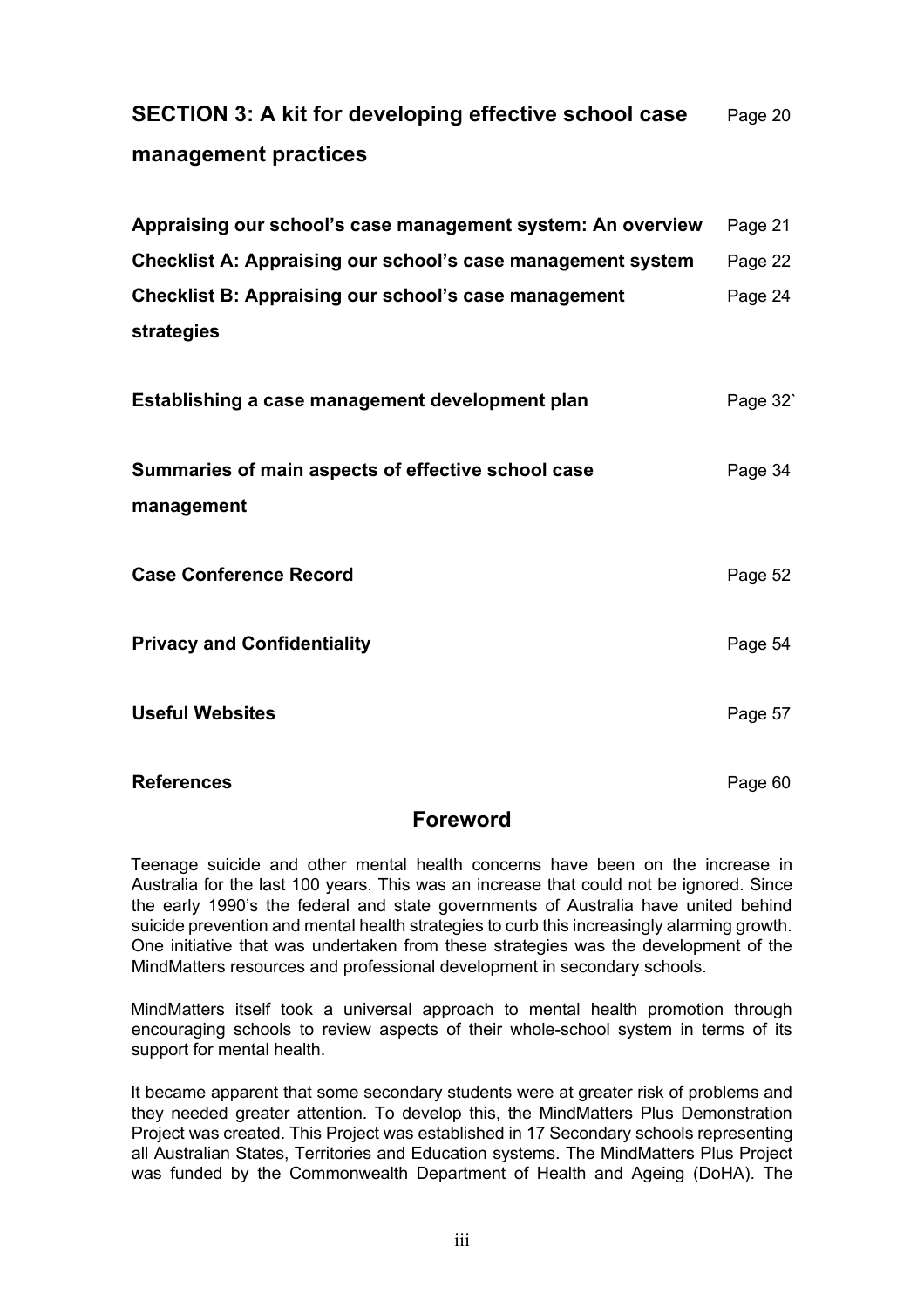**SECTION 3: A kit for developing effective school case management practices** Page 20

**Appraising our school's case management system: An overview** Page 21

**Checklist A: Appraising our school's case management system** Page 22

**Checklist B: Appraising our school's case management strategies** Page 24

**Establishing a case management development plan** Page 32`

**Summaries of main aspects of effective school case management** Page 34

**Case Conference Record** Page 52

**Privacy and Confidentiality** Page 54

**Useful Websites** Page 57

**References** Page 60

## Foreword

Teenage suicide and other mental health concerns have been on the increase in Australia for the last 100 years. This was an increase that could not be ignored. Since the early 1990's the federal and state governments of Australia have united behind suicide prevention and mental health strategies to curb this increasingly alarming growth. One initiative that was undertaken from these strategies was the development of the MindMatters resources and professional development in secondary schools.

MindMatters itself took a universal approach to mental health promotion through encouraging schools to review aspects of their whole-school system in terms of its support for mental health.

It became apparent that some secondary students were at greater risk of problems and they needed greater attention. To develop this, the MindMatters Plus Demonstration Project was created. This Project was established in 17 Secondary schools representing all Australian States, Territories and Education systems. The MindMatters Plus Project was funded by the Commonwealth Department of Health and Ageing (DoHA). The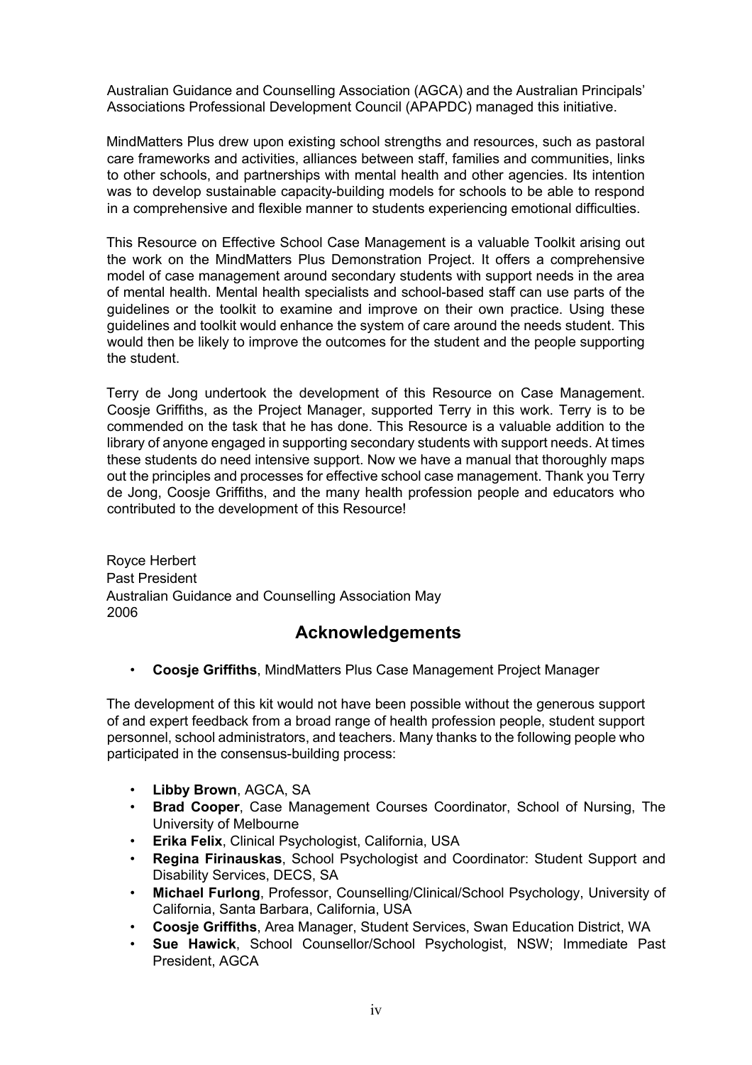Australian Guidance and Counselling Association (AGCA) and the Australian Principals' Associations Professional Development Council (APAPDC) managed this initiative.

MindMatters Plus drew upon existing school strengths and resources, such as pastoral care frameworks and activities, alliances between staff, families and communities, links to other schools, and partnerships with mental health and other agencies. Its intention was to develop sustainable capacity-building models for schools to be able to respond in a comprehensive and flexible manner to students experiencing emotional difficulties.

This Resource on Effective School Case Management is a valuable Toolkit arising out the work on the MindMatters Plus Demonstration Project. It offers a comprehensive model of case management around secondary students with support needs in the area of mental health. Mental health specialists and school-based staff can use parts of the guidelines or the toolkit to examine and improve on their own practice. Using these guidelines and toolkit would enhance the system of care around the needs student. This would then be likely to improve the outcomes for the student and the people supporting the student.

Terry de Jong undertook the development of this Resource on Case Management. Coosje Griffiths, as the Project Manager, supported Terry in this work. Terry is to be commended on the task that he has done. This Resource is a valuable addition to the library of anyone engaged in supporting secondary students with support needs. At times these students do need intensive support. Now we have a manual that thoroughly maps out the principles and processes for effective school case management. Thank you Terry de Jong, Coosje Griffiths, and the many health profession people and educators who contributed to the development of this Resource!

Royce Herbert
Past President
Australian Guidance and Counselling Association May
2006

## Acknowledgements

- **Coosje Griffiths**, MindMatters Plus Case Management Project Manager

The development of this kit would not have been possible without the generous support of and expert feedback from a broad range of health profession people, student support personnel, school administrators, and teachers. Many thanks to the following people who participated in the consensus-building process:

- **Libby Brown**, AGCA, SA
- **Brad Cooper**, Case Management Courses Coordinator, School of Nursing, The University of Melbourne
- **Erika Felix**, Clinical Psychologist, California, USA
- **Regina Firinauskas**, School Psychologist and Coordinator: Student Support and Disability Services, DECS, SA
- **Michael Furlong**, Professor, Counselling/Clinical/School Psychology, University of California, Santa Barbara, California, USA
- **Coosje Griffiths**, Area Manager, Student Services, Swan Education District, WA
- **Sue Hawick**, School Counsellor/School Psychologist, NSW; Immediate Past President, AGCA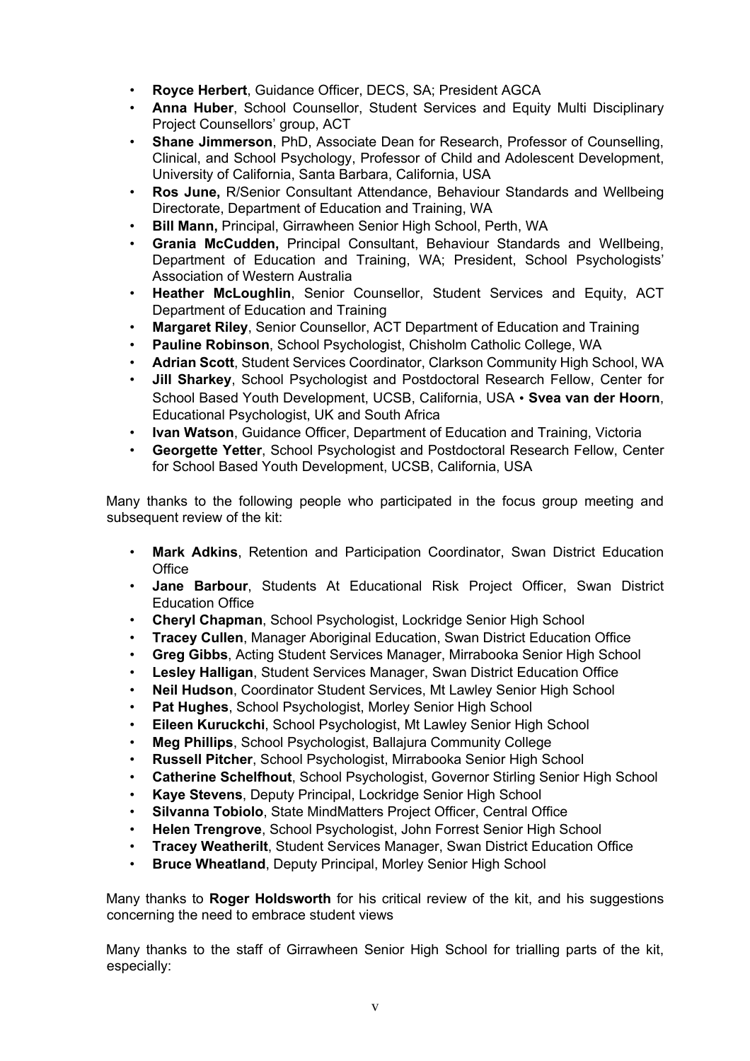- **Royce Herbert**, Guidance Officer, DECS, SA; President AGCA
- **Anna Huber**, School Counsellor, Student Services and Equity Multi Disciplinary Project Counsellors' group, ACT
- **Shane Jimmerson**, PhD, Associate Dean for Research, Professor of Counselling, Clinical, and School Psychology, Professor of Child and Adolescent Development, University of California, Santa Barbara, California, USA
- **Ros June,** R/Senior Consultant Attendance, Behaviour Standards and Wellbeing Directorate, Department of Education and Training, WA
- **Bill Mann,** Principal, Girrawheen Senior High School, Perth, WA
- **Grania McCudden,** Principal Consultant, Behaviour Standards and Wellbeing, Department of Education and Training, WA; President, School Psychologists' Association of Western Australia
- **Heather McLoughlin**, Senior Counsellor, Student Services and Equity, ACT Department of Education and Training
- **Margaret Riley**, Senior Counsellor, ACT Department of Education and Training
- **Pauline Robinson**, School Psychologist, Chisholm Catholic College, WA
- **Adrian Scott**, Student Services Coordinator, Clarkson Community High School, WA
- **Jill Sharkey**, School Psychologist and Postdoctoral Research Fellow, Center for School Based Youth Development, UCSB, California, USA • **Svea van der Hoorn**, Educational Psychologist, UK and South Africa
- **Ivan Watson**, Guidance Officer, Department of Education and Training, Victoria
- **Georgette Yetter**, School Psychologist and Postdoctoral Research Fellow, Center for School Based Youth Development, UCSB, California, USA

Many thanks to the following people who participated in the focus group meeting and subsequent review of the kit:

- **Mark Adkins**, Retention and Participation Coordinator, Swan District Education Office
- **Jane Barbour**, Students At Educational Risk Project Officer, Swan District Education Office
- **Cheryl Chapman**, School Psychologist, Lockridge Senior High School
- **Tracey Cullen**, Manager Aboriginal Education, Swan District Education Office
- **Greg Gibbs**, Acting Student Services Manager, Mirrabooka Senior High School
- **Lesley Halligan**, Student Services Manager, Swan District Education Office
- **Neil Hudson**, Coordinator Student Services, Mt Lawley Senior High School
- **Pat Hughes**, School Psychologist, Morley Senior High School
- **Eileen Kuruckchi**, School Psychologist, Mt Lawley Senior High School
- **Meg Phillips**, School Psychologist, Ballajura Community College
- **Russell Pitcher**, School Psychologist, Mirrabooka Senior High School
- **Catherine Schelfhout**, School Psychologist, Governor Stirling Senior High School
- **Kaye Stevens**, Deputy Principal, Lockridge Senior High School
- **Silvanna Tobiolo**, State MindMatters Project Officer, Central Office
- **Helen Trengrove**, School Psychologist, John Forrest Senior High School
- **Tracey Weatherilt**, Student Services Manager, Swan District Education Office
- **Bruce Wheatland**, Deputy Principal, Morley Senior High School

Many thanks to **Roger Holdsworth** for his critical review of the kit, and his suggestions concerning the need to embrace student views

Many thanks to the staff of Girrawheen Senior High School for trialling parts of the kit, especially: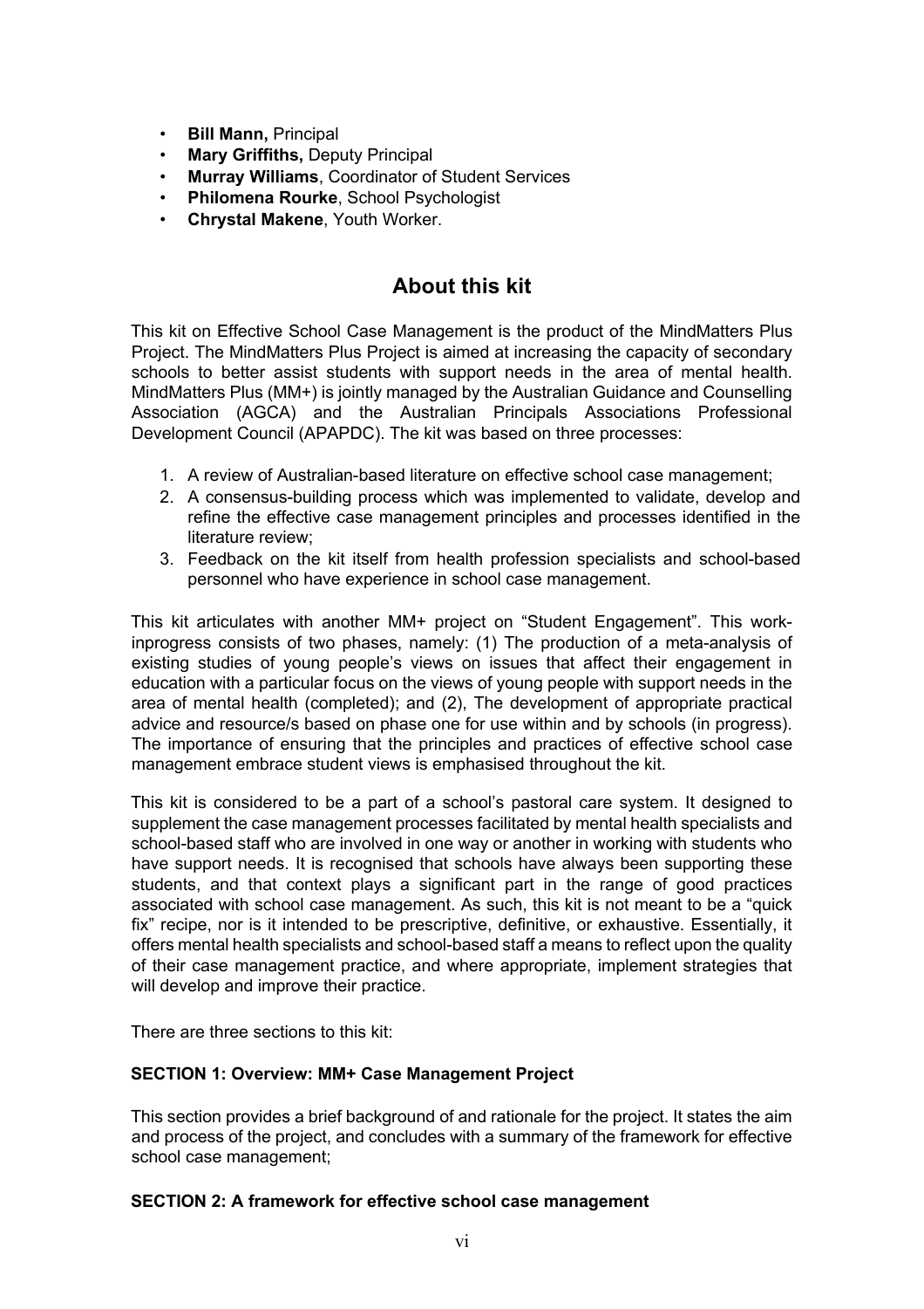- **Bill Mann,** Principal
- **Mary Griffiths,** Deputy Principal
- **Murray Williams**, Coordinator of Student Services
- **Philomena Rourke**, School Psychologist
- **Chrystal Makene**, Youth Worker.

## About this kit

This kit on Effective School Case Management is the product of the MindMatters Plus Project. The MindMatters Plus Project is aimed at increasing the capacity of secondary schools to better assist students with support needs in the area of mental health. MindMatters Plus (MM+) is jointly managed by the Australian Guidance and Counselling Association (AGCA) and the Australian Principals Associations Professional Development Council (APAPDC). The kit was based on three processes:

1. A review of Australian-based literature on effective school case management;
2. A consensus-building process which was implemented to validate, develop and refine the effective case management principles and processes identified in the literature review;
3. Feedback on the kit itself from health profession specialists and school-based personnel who have experience in school case management.

This kit articulates with another MM+ project on "Student Engagement". This work-inprogress consists of two phases, namely: (1) The production of a meta-analysis of existing studies of young people's views on issues that affect their engagement in education with a particular focus on the views of young people with support needs in the area of mental health (completed); and (2), The development of appropriate practical advice and resource/s based on phase one for use within and by schools (in progress). The importance of ensuring that the principles and practices of effective school case management embrace student views is emphasised throughout the kit.

This kit is considered to be a part of a school's pastoral care system. It designed to supplement the case management processes facilitated by mental health specialists and school-based staff who are involved in one way or another in working with students who have support needs. It is recognised that schools have always been supporting these students, and that context plays a significant part in the range of good practices associated with school case management. As such, this kit is not meant to be a "quick fix" recipe, nor is it intended to be prescriptive, definitive, or exhaustive. Essentially, it offers mental health specialists and school-based staff a means to reflect upon the quality of their case management practice, and where appropriate, implement strategies that will develop and improve their practice.

There are three sections to this kit:

**SECTION 1: Overview: MM+ Case Management Project**

This section provides a brief background of and rationale for the project. It states the aim and process of the project, and concludes with a summary of the framework for effective school case management;

**SECTION 2: A framework for effective school case management**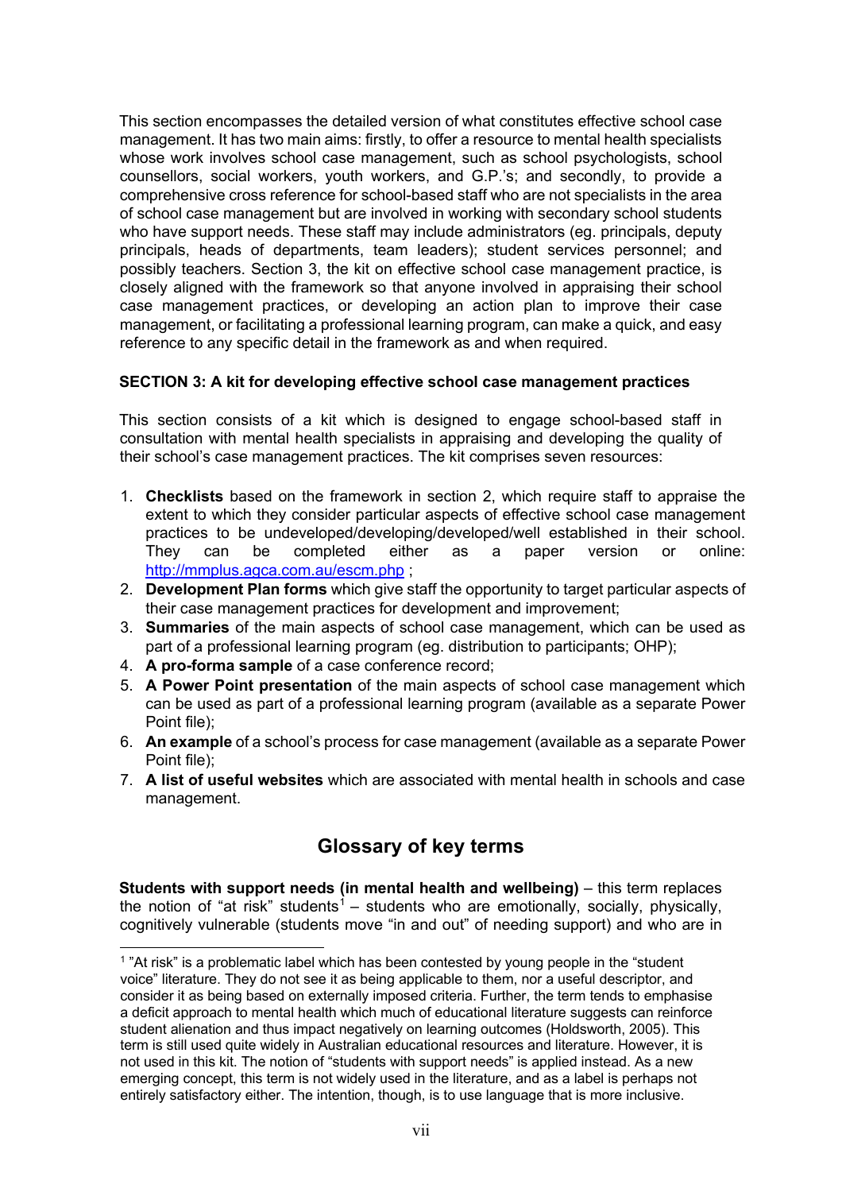This section encompasses the detailed version of what constitutes effective school case management. It has two main aims: firstly, to offer a resource to mental health specialists whose work involves school case management, such as school psychologists, school counsellors, social workers, youth workers, and G.P.'s; and secondly, to provide a comprehensive cross reference for school-based staff who are not specialists in the area of school case management but are involved in working with secondary school students who have support needs. These staff may include administrators (eg. principals, deputy principals, heads of departments, team leaders); student services personnel; and possibly teachers. Section 3, the kit on effective school case management practice, is closely aligned with the framework so that anyone involved in appraising their school case management practices, or developing an action plan to improve their case management, or facilitating a professional learning program, can make a quick, and easy reference to any specific detail in the framework as and when required.

**SECTION 3: A kit for developing effective school case management practices**

This section consists of a kit which is designed to engage school-based staff in consultation with mental health specialists in appraising and developing the quality of their school's case management practices. The kit comprises seven resources:

1. **Checklists** based on the framework in section 2, which require staff to appraise the extent to which they consider particular aspects of effective school case management practices to be undeveloped/developing/developed/well established in their school. They can be completed either as a paper version or online: http://mmplus.agca.com.au/escm.php ;
2. **Development Plan forms** which give staff the opportunity to target particular aspects of their case management practices for development and improvement;
3. **Summaries** of the main aspects of school case management, which can be used as part of a professional learning program (eg. distribution to participants; OHP);
4. **A pro-forma sample** of a case conference record;
5. **A Power Point presentation** of the main aspects of school case management which can be used as part of a professional learning program (available as a separate Power Point file);
6. **An example** of a school's process for case management (available as a separate Power Point file);
7. **A list of useful websites** which are associated with mental health in schools and case management.

## Glossary of key terms

**Students with support needs (in mental health and wellbeing)** – this term replaces the notion of "at risk" students[1] – students who are emotionally, socially, physically, cognitively vulnerable (students move "in and out" of needing support) and who are in

[1] "At risk" is a problematic label which has been contested by young people in the "student voice" literature. They do not see it as being applicable to them, nor a useful descriptor, and consider it as being based on externally imposed criteria. Further, the term tends to emphasise a deficit approach to mental health which much of educational literature suggests can reinforce student alienation and thus impact negatively on learning outcomes (Holdsworth, 2005). This term is still used quite widely in Australian educational resources and literature. However, it is not used in this kit. The notion of "students with support needs" is applied instead. As a new emerging concept, this term is not widely used in the literature, and as a label is perhaps not entirely satisfactory either. The intention, though, is to use language that is more inclusive.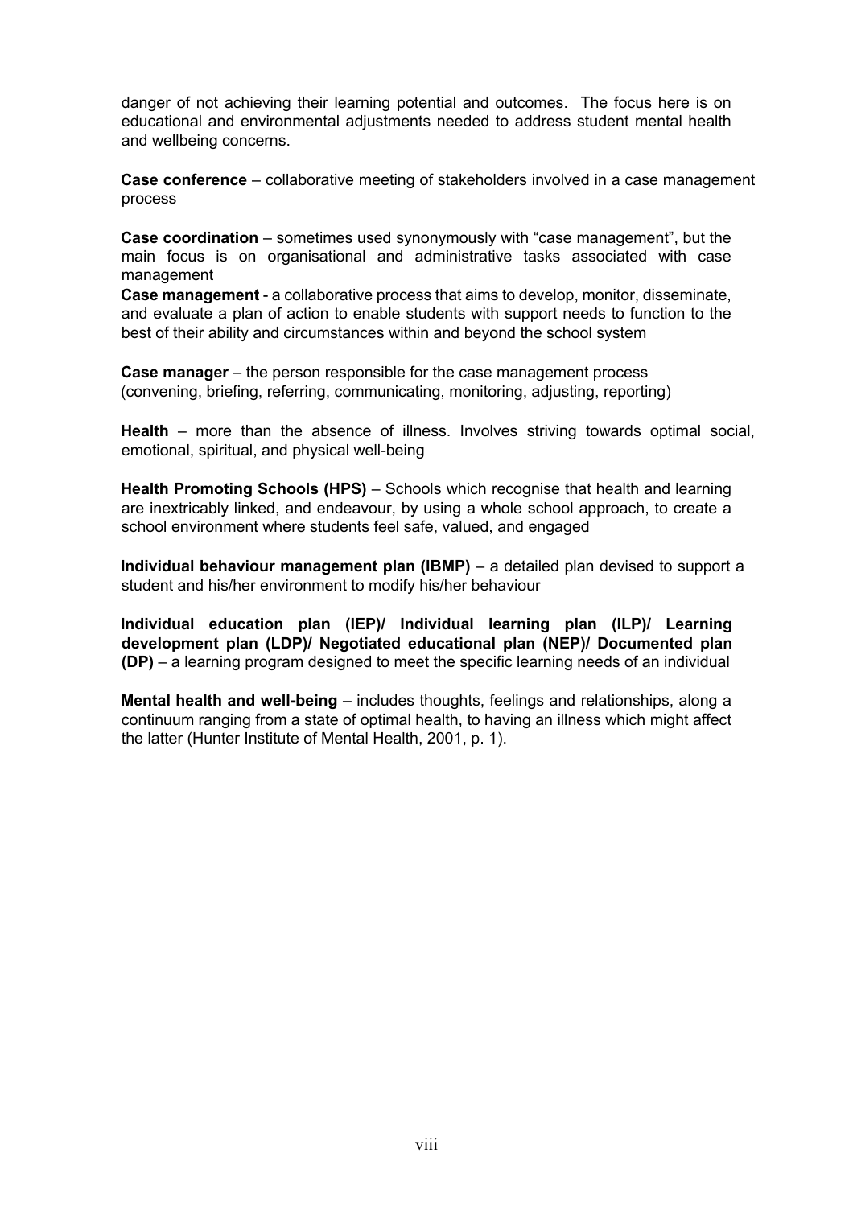danger of not achieving their learning potential and outcomes. The focus here is on educational and environmental adjustments needed to address student mental health and wellbeing concerns.

**Case conference** – collaborative meeting of stakeholders involved in a case management process

**Case coordination** – sometimes used synonymously with "case management", but the main focus is on organisational and administrative tasks associated with case management

**Case management** - a collaborative process that aims to develop, monitor, disseminate, and evaluate a plan of action to enable students with support needs to function to the best of their ability and circumstances within and beyond the school system

**Case manager** – the person responsible for the case management process (convening, briefing, referring, communicating, monitoring, adjusting, reporting)

**Health** – more than the absence of illness. Involves striving towards optimal social, emotional, spiritual, and physical well-being

**Health Promoting Schools (HPS)** – Schools which recognise that health and learning are inextricably linked, and endeavour, by using a whole school approach, to create a school environment where students feel safe, valued, and engaged

**Individual behaviour management plan (IBMP)** – a detailed plan devised to support a student and his/her environment to modify his/her behaviour

**Individual education plan (IEP)/ Individual learning plan (ILP)/ Learning development plan (LDP)/ Negotiated educational plan (NEP)/ Documented plan (DP)** – a learning program designed to meet the specific learning needs of an individual

**Mental health and well-being** – includes thoughts, feelings and relationships, along a continuum ranging from a state of optimal health, to having an illness which might affect the latter (Hunter Institute of Mental Health, 2001, p. 1).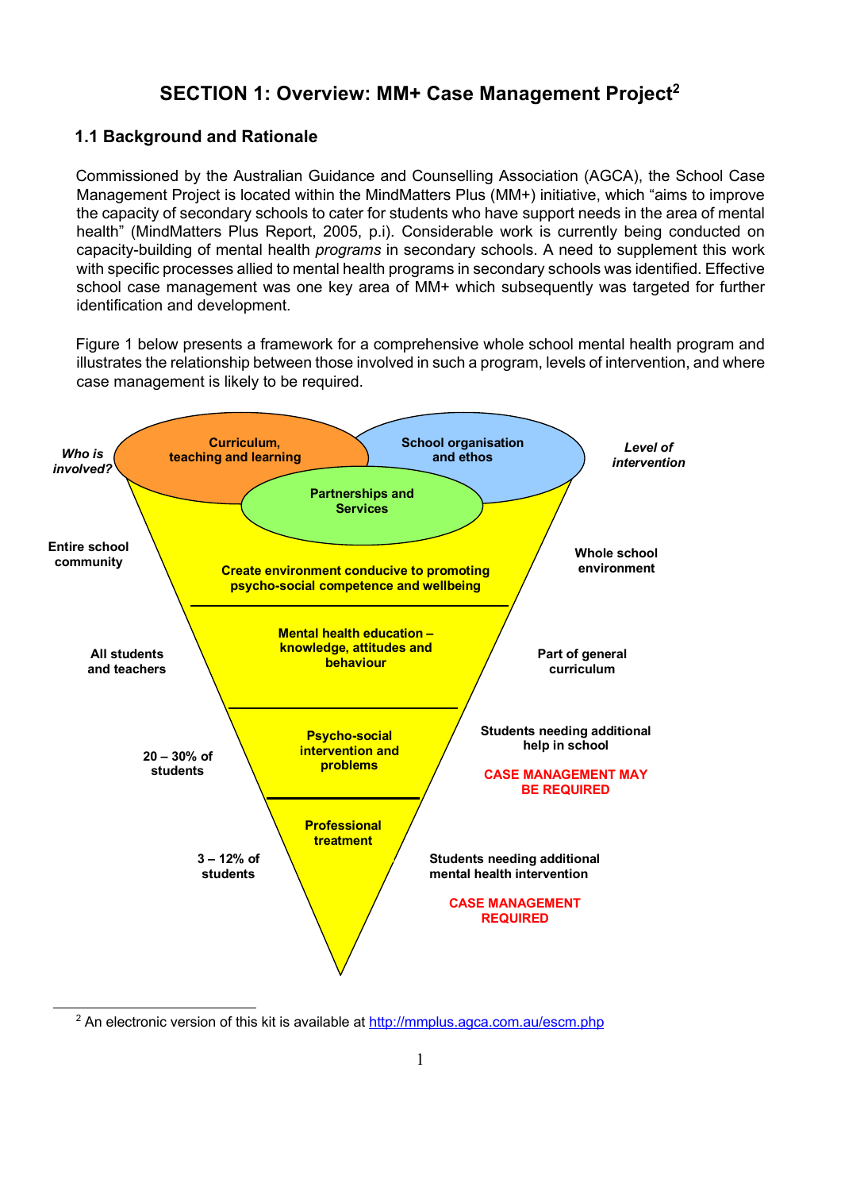# SECTION 1: Overview: MM+ Case Management Project[2]

## 1.1 Background and Rationale

Commissioned by the Australian Guidance and Counselling Association (AGCA), the School Case Management Project is located within the MindMatters Plus (MM+) initiative, which "aims to improve the capacity of secondary schools to cater for students who have support needs in the area of mental health" (MindMatters Plus Report, 2005, p.i). Considerable work is currently being conducted on capacity-building of mental health *programs* in secondary schools. A need to supplement this work with specific processes allied to mental health programs in secondary schools was identified. Effective school case management was one key area of MM+ which subsequently was targeted for further identification and development.

Figure 1 below presents a framework for a comprehensive whole school mental health program and illustrates the relationship between those involved in such a program, levels of intervention, and where case management is likely to be required.

| *Who is involved?* | | *Level of intervention* |
|---|---|---|
| | Curriculum, teaching and learning; School organisation and ethos; Partnerships and Services | |
| Entire school community | Create environment conducive to promoting psycho-social competence and wellbeing | Whole school environment |
| All students and teachers | Mental health education – knowledge, attitudes and behaviour | Part of general curriculum |
| 20 – 30% of students | Psycho-social intervention and problems | Students needing additional help in school<br>CASE MANAGEMENT MAY BE REQUIRED |
| 3 – 12% of students | Professional treatment | Students needing additional mental health intervention<br>CASE MANAGEMENT REQUIRED |

[2] An electronic version of this kit is available at http://mmplus.agca.com.au/escm.php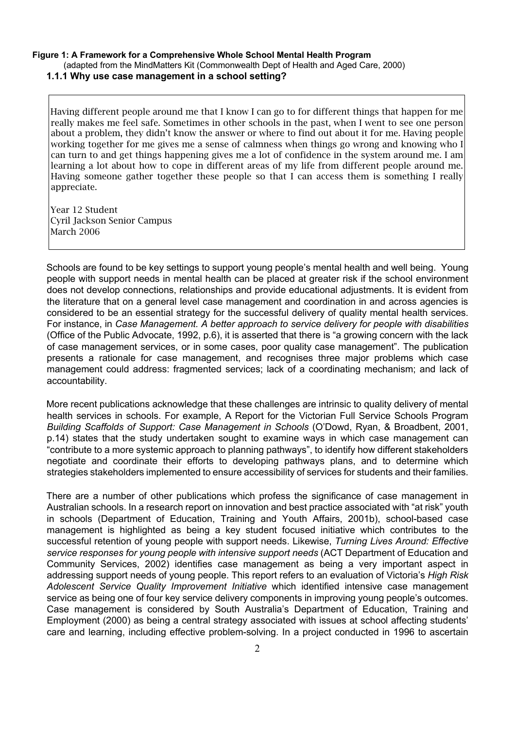**Figure 1: A Framework for a Comprehensive Whole School Mental Health Program**

(adapted from the MindMatters Kit (Commonwealth Dept of Health and Aged Care, 2000)

### 1.1.1 Why use case management in a school setting?

> Having different people around me that I know I can go to for different things that happen for me really makes me feel safe. Sometimes in other schools in the past, when I went to see one person about a problem, they didn't know the answer or where to find out about it for me. Having people working together for me gives me a sense of calmness when things go wrong and knowing who I can turn to and get things happening gives me a lot of confidence in the system around me. I am learning a lot about how to cope in different areas of my life from different people around me. Having someone gather together these people so that I can access them is something I really appreciate.
>
> Year 12 Student
> Cyril Jackson Senior Campus
> March 2006

Schools are found to be key settings to support young people's mental health and well being. Young people with support needs in mental health can be placed at greater risk if the school environment does not develop connections, relationships and provide educational adjustments. It is evident from the literature that on a general level case management and coordination in and across agencies is considered to be an essential strategy for the successful delivery of quality mental health services. For instance, in *Case Management. A better approach to service delivery for people with disabilities* (Office of the Public Advocate, 1992, p.6), it is asserted that there is "a growing concern with the lack of case management services, or in some cases, poor quality case management". The publication presents a rationale for case management, and recognises three major problems which case management could address: fragmented services; lack of a coordinating mechanism; and lack of accountability.

More recent publications acknowledge that these challenges are intrinsic to quality delivery of mental health services in schools. For example, A Report for the Victorian Full Service Schools Program *Building Scaffolds of Support: Case Management in Schools* (O'Dowd, Ryan, & Broadbent, 2001, p.14) states that the study undertaken sought to examine ways in which case management can "contribute to a more systemic approach to planning pathways", to identify how different stakeholders negotiate and coordinate their efforts to developing pathways plans, and to determine which strategies stakeholders implemented to ensure accessibility of services for students and their families.

There are a number of other publications which profess the significance of case management in Australian schools. In a research report on innovation and best practice associated with "at risk" youth in schools (Department of Education, Training and Youth Affairs, 2001b), school-based case management is highlighted as being a key student focused initiative which contributes to the successful retention of young people with support needs. Likewise, *Turning Lives Around: Effective service responses for young people with intensive support needs* (ACT Department of Education and Community Services, 2002) identifies case management as being a very important aspect in addressing support needs of young people. This report refers to an evaluation of Victoria's *High Risk Adolescent Service Quality Improvement Initiative* which identified intensive case management service as being one of four key service delivery components in improving young people's outcomes. Case management is considered by South Australia's Department of Education, Training and Employment (2000) as being a central strategy associated with issues at school affecting students' care and learning, including effective problem-solving. In a project conducted in 1996 to ascertain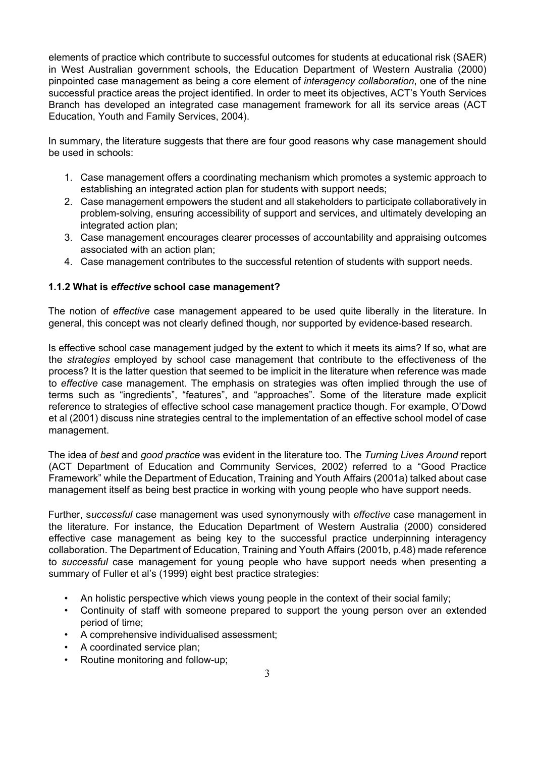elements of practice which contribute to successful outcomes for students at educational risk (SAER) in West Australian government schools, the Education Department of Western Australia (2000) pinpointed case management as being a core element of *interagency collaboration*, one of the nine successful practice areas the project identified. In order to meet its objectives, ACT's Youth Services Branch has developed an integrated case management framework for all its service areas (ACT Education, Youth and Family Services, 2004).

In summary, the literature suggests that there are four good reasons why case management should be used in schools:

1. Case management offers a coordinating mechanism which promotes a systemic approach to establishing an integrated action plan for students with support needs;
2. Case management empowers the student and all stakeholders to participate collaboratively in problem-solving, ensuring accessibility of support and services, and ultimately developing an integrated action plan;
3. Case management encourages clearer processes of accountability and appraising outcomes associated with an action plan;
4. Case management contributes to the successful retention of students with support needs.

### 1.1.2 What is *effective* school case management?

The notion of *effective* case management appeared to be used quite liberally in the literature. In general, this concept was not clearly defined though, nor supported by evidence-based research.

Is effective school case management judged by the extent to which it meets its aims? If so, what are the *strategies* employed by school case management that contribute to the effectiveness of the process? It is the latter question that seemed to be implicit in the literature when reference was made to *effective* case management. The emphasis on strategies was often implied through the use of terms such as "ingredients", "features", and "approaches". Some of the literature made explicit reference to strategies of effective school case management practice though. For example, O'Dowd et al (2001) discuss nine strategies central to the implementation of an effective school model of case management.

The idea of *best* and *good practice* was evident in the literature too. The *Turning Lives Around* report (ACT Department of Education and Community Services, 2002) referred to a "Good Practice Framework" while the Department of Education, Training and Youth Affairs (2001a) talked about case management itself as being best practice in working with young people who have support needs.

Further, s*uccessful* case management was used synonymously with *effective* case management in the literature. For instance, the Education Department of Western Australia (2000) considered effective case management as being key to the successful practice underpinning interagency collaboration. The Department of Education, Training and Youth Affairs (2001b, p.48) made reference to *successful* case management for young people who have support needs when presenting a summary of Fuller et al's (1999) eight best practice strategies:

- An holistic perspective which views young people in the context of their social family;
- Continuity of staff with someone prepared to support the young person over an extended period of time;
- A comprehensive individualised assessment;
- A coordinated service plan;
- Routine monitoring and follow-up;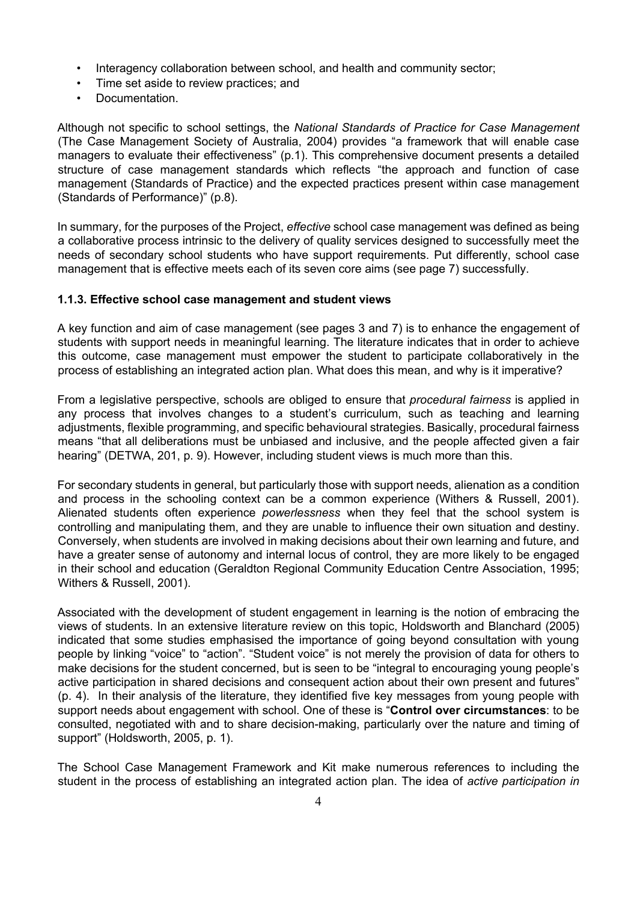- Interagency collaboration between school, and health and community sector;
- Time set aside to review practices; and
- Documentation.

Although not specific to school settings, the *National Standards of Practice for Case Management* (The Case Management Society of Australia, 2004) provides "a framework that will enable case managers to evaluate their effectiveness" (p.1). This comprehensive document presents a detailed structure of case management standards which reflects "the approach and function of case management (Standards of Practice) and the expected practices present within case management (Standards of Performance)" (p.8).

In summary, for the purposes of the Project, *effective* school case management was defined as being a collaborative process intrinsic to the delivery of quality services designed to successfully meet the needs of secondary school students who have support requirements. Put differently, school case management that is effective meets each of its seven core aims (see page 7) successfully.

### 1.1.3. Effective school case management and student views

A key function and aim of case management (see pages 3 and 7) is to enhance the engagement of students with support needs in meaningful learning. The literature indicates that in order to achieve this outcome, case management must empower the student to participate collaboratively in the process of establishing an integrated action plan. What does this mean, and why is it imperative?

From a legislative perspective, schools are obliged to ensure that *procedural fairness* is applied in any process that involves changes to a student's curriculum, such as teaching and learning adjustments, flexible programming, and specific behavioural strategies. Basically, procedural fairness means "that all deliberations must be unbiased and inclusive, and the people affected given a fair hearing" (DETWA, 201, p. 9). However, including student views is much more than this.

For secondary students in general, but particularly those with support needs, alienation as a condition and process in the schooling context can be a common experience (Withers & Russell, 2001). Alienated students often experience *powerlessness* when they feel that the school system is controlling and manipulating them, and they are unable to influence their own situation and destiny. Conversely, when students are involved in making decisions about their own learning and future, and have a greater sense of autonomy and internal locus of control, they are more likely to be engaged in their school and education (Geraldton Regional Community Education Centre Association, 1995; Withers & Russell, 2001).

Associated with the development of student engagement in learning is the notion of embracing the views of students. In an extensive literature review on this topic, Holdsworth and Blanchard (2005) indicated that some studies emphasised the importance of going beyond consultation with young people by linking "voice" to "action". "Student voice" is not merely the provision of data for others to make decisions for the student concerned, but is seen to be "integral to encouraging young people's active participation in shared decisions and consequent action about their own present and futures" (p. 4). In their analysis of the literature, they identified five key messages from young people with support needs about engagement with school. One of these is "**Control over circumstances**: to be consulted, negotiated with and to share decision-making, particularly over the nature and timing of support" (Holdsworth, 2005, p. 1).

The School Case Management Framework and Kit make numerous references to including the student in the process of establishing an integrated action plan. The idea of *active participation in*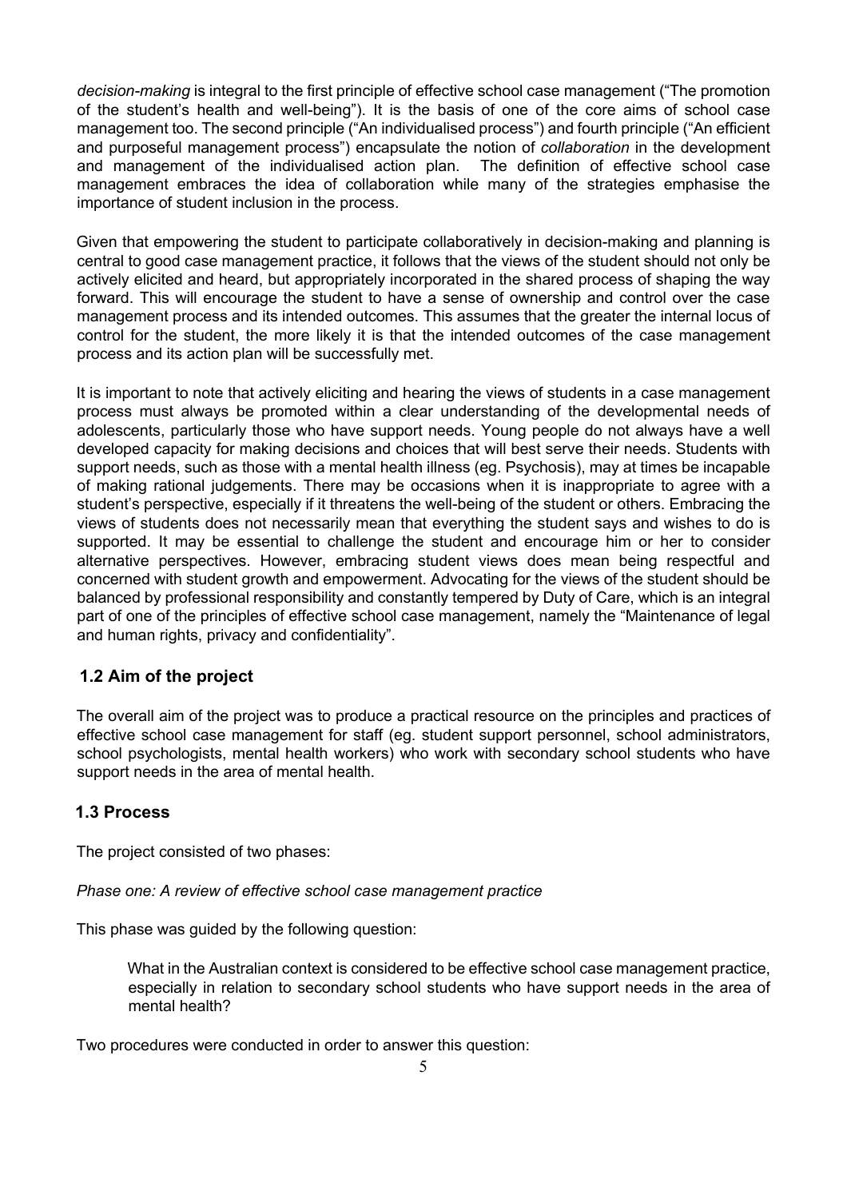*decision-making* is integral to the first principle of effective school case management ("The promotion of the student's health and well-being"). It is the basis of one of the core aims of school case management too. The second principle ("An individualised process") and fourth principle ("An efficient and purposeful management process") encapsulate the notion of *collaboration* in the development and management of the individualised action plan. The definition of effective school case management embraces the idea of collaboration while many of the strategies emphasise the importance of student inclusion in the process.

Given that empowering the student to participate collaboratively in decision-making and planning is central to good case management practice, it follows that the views of the student should not only be actively elicited and heard, but appropriately incorporated in the shared process of shaping the way forward. This will encourage the student to have a sense of ownership and control over the case management process and its intended outcomes. This assumes that the greater the internal locus of control for the student, the more likely it is that the intended outcomes of the case management process and its action plan will be successfully met.

It is important to note that actively eliciting and hearing the views of students in a case management process must always be promoted within a clear understanding of the developmental needs of adolescents, particularly those who have support needs. Young people do not always have a well developed capacity for making decisions and choices that will best serve their needs. Students with support needs, such as those with a mental health illness (eg. Psychosis), may at times be incapable of making rational judgements. There may be occasions when it is inappropriate to agree with a student's perspective, especially if it threatens the well-being of the student or others. Embracing the views of students does not necessarily mean that everything the student says and wishes to do is supported. It may be essential to challenge the student and encourage him or her to consider alternative perspectives. However, embracing student views does mean being respectful and concerned with student growth and empowerment. Advocating for the views of the student should be balanced by professional responsibility and constantly tempered by Duty of Care, which is an integral part of one of the principles of effective school case management, namely the "Maintenance of legal and human rights, privacy and confidentiality".

## 1.2 Aim of the project

The overall aim of the project was to produce a practical resource on the principles and practices of effective school case management for staff (eg. student support personnel, school administrators, school psychologists, mental health workers) who work with secondary school students who have support needs in the area of mental health.

## 1.3 Process

The project consisted of two phases:

*Phase one: A review of effective school case management practice*

This phase was guided by the following question:

> What in the Australian context is considered to be effective school case management practice, especially in relation to secondary school students who have support needs in the area of mental health?

Two procedures were conducted in order to answer this question: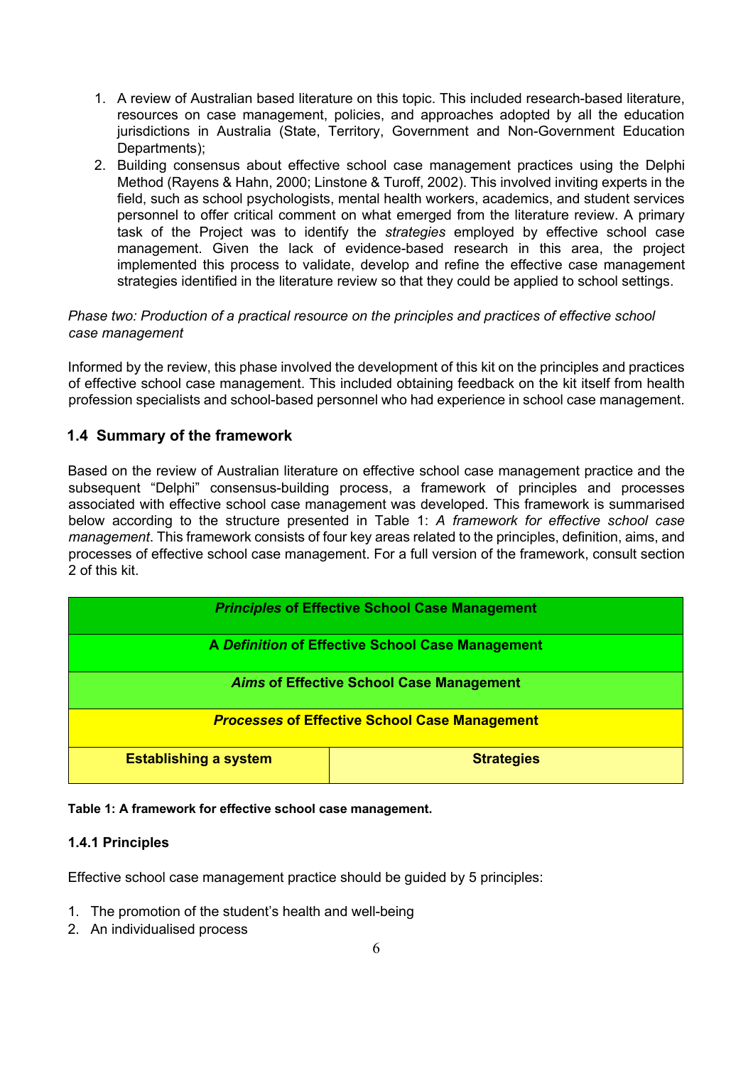1. A review of Australian based literature on this topic. This included research-based literature, resources on case management, policies, and approaches adopted by all the education jurisdictions in Australia (State, Territory, Government and Non-Government Education Departments);
2. Building consensus about effective school case management practices using the Delphi Method (Rayens & Hahn, 2000; Linstone & Turoff, 2002). This involved inviting experts in the field, such as school psychologists, mental health workers, academics, and student services personnel to offer critical comment on what emerged from the literature review. A primary task of the Project was to identify the *strategies* employed by effective school case management. Given the lack of evidence-based research in this area, the project implemented this process to validate, develop and refine the effective case management strategies identified in the literature review so that they could be applied to school settings.

*Phase two: Production of a practical resource on the principles and practices of effective school case management*

Informed by the review, this phase involved the development of this kit on the principles and practices of effective school case management. This included obtaining feedback on the kit itself from health profession specialists and school-based personnel who had experience in school case management.

### 1.4 Summary of the framework

Based on the review of Australian literature on effective school case management practice and the subsequent "Delphi" consensus-building process, a framework of principles and processes associated with effective school case management was developed. This framework is summarised below according to the structure presented in Table 1: *A framework for effective school case management*. This framework consists of four key areas related to the principles, definition, aims, and processes of effective school case management. For a full version of the framework, consult section 2 of this kit.

| ***Principles* of Effective School Case Management** | |
|---|---|
| **A *Definition* of Effective School Case Management** | |
| ***Aims* of Effective School Case Management** | |
| ***Processes* of Effective School Case Management** | |
| **Establishing a system** | **Strategies** |

**Table 1: A framework for effective school case management.**

#### 1.4.1 Principles

Effective school case management practice should be guided by 5 principles:

1. The promotion of the student's health and well-being
2. An individualised process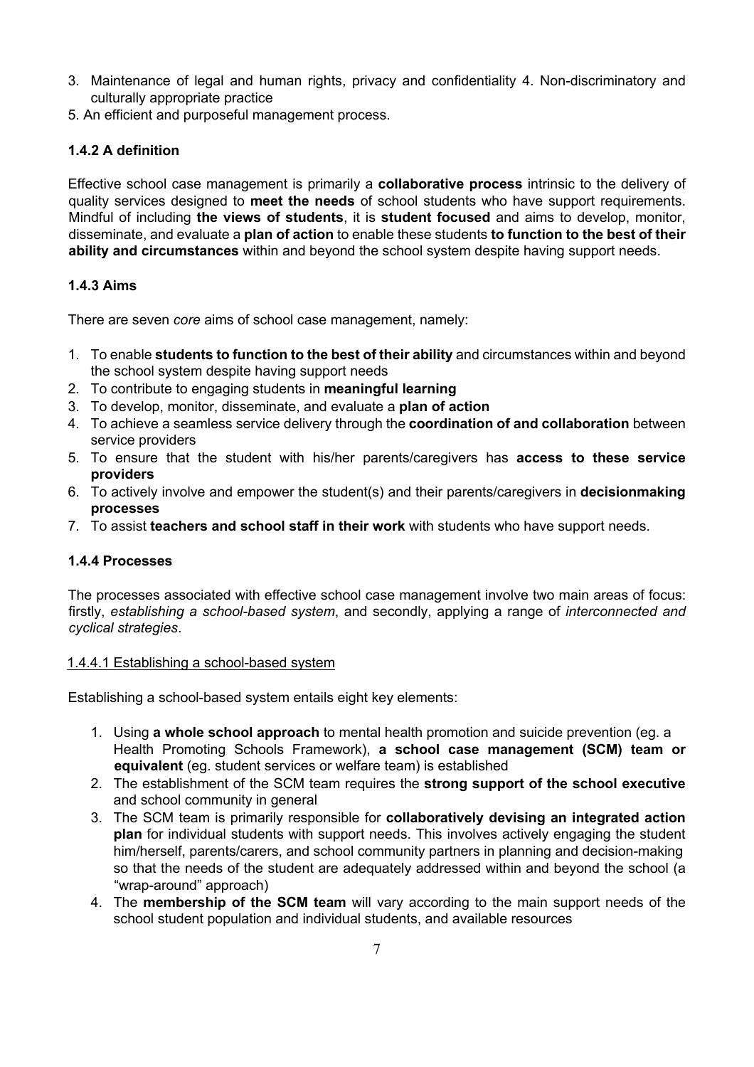3. Maintenance of legal and human rights, privacy and confidentiality 4. Non-discriminatory and culturally appropriate practice
5. An efficient and purposeful management process.

### 1.4.2 A definition

Effective school case management is primarily a **collaborative process** intrinsic to the delivery of quality services designed to **meet the needs** of school students who have support requirements. Mindful of including **the views of students**, it is **student focused** and aims to develop, monitor, disseminate, and evaluate a **plan of action** to enable these students **to function to the best of their ability and circumstances** within and beyond the school system despite having support needs.

### 1.4.3 Aims

There are seven *core* aims of school case management, namely:

1. To enable **students to function to the best of their ability** and circumstances within and beyond the school system despite having support needs
2. To contribute to engaging students in **meaningful learning**
3. To develop, monitor, disseminate, and evaluate a **plan of action**
4. To achieve a seamless service delivery through the **coordination of and collaboration** between service providers
5. To ensure that the student with his/her parents/caregivers has **access to these service providers**
6. To actively involve and empower the student(s) and their parents/caregivers in **decisionmaking processes**
7. To assist **teachers and school staff in their work** with students who have support needs.

### 1.4.4 Processes

The processes associated with effective school case management involve two main areas of focus: firstly, *establishing a school-based system*, and secondly, applying a range of *interconnected and cyclical strategies*.

#### 1.4.4.1 Establishing a school-based system

Establishing a school-based system entails eight key elements:

1. Using **a whole school approach** to mental health promotion and suicide prevention (eg. a Health Promoting Schools Framework), **a school case management (SCM) team or equivalent** (eg. student services or welfare team) is established
2. The establishment of the SCM team requires the **strong support of the school executive** and school community in general
3. The SCM team is primarily responsible for **collaboratively devising an integrated action plan** for individual students with support needs. This involves actively engaging the student him/herself, parents/carers, and school community partners in planning and decision-making so that the needs of the student are adequately addressed within and beyond the school (a "wrap-around" approach)
4. The **membership of the SCM team** will vary according to the main support needs of the school student population and individual students, and available resources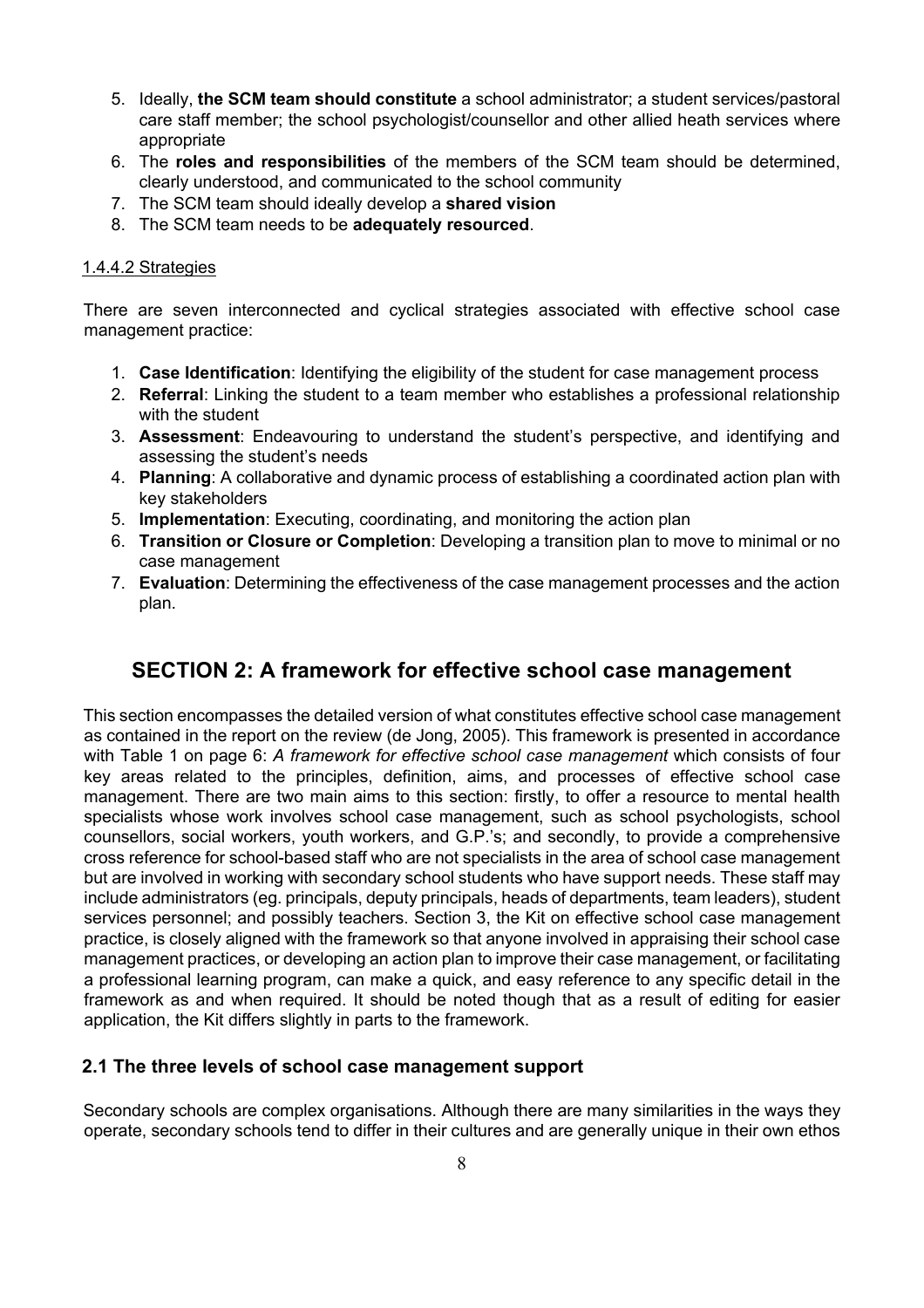5. Ideally, **the SCM team should constitute** a school administrator; a student services/pastoral care staff member; the school psychologist/counsellor and other allied heath services where appropriate
6. The **roles and responsibilities** of the members of the SCM team should be determined, clearly understood, and communicated to the school community
7. The SCM team should ideally develop a **shared vision**
8. The SCM team needs to be **adequately resourced**.

#### 1.4.4.2 Strategies

There are seven interconnected and cyclical strategies associated with effective school case management practice:

1. **Case Identification**: Identifying the eligibility of the student for case management process
2. **Referral**: Linking the student to a team member who establishes a professional relationship with the student
3. **Assessment**: Endeavouring to understand the student's perspective, and identifying and assessing the student's needs
4. **Planning**: A collaborative and dynamic process of establishing a coordinated action plan with key stakeholders
5. **Implementation**: Executing, coordinating, and monitoring the action plan
6. **Transition or Closure or Completion**: Developing a transition plan to move to minimal or no case management
7. **Evaluation**: Determining the effectiveness of the case management processes and the action plan.

# SECTION 2: A framework for effective school case management

This section encompasses the detailed version of what constitutes effective school case management as contained in the report on the review (de Jong, 2005). This framework is presented in accordance with Table 1 on page 6: *A framework for effective school case management* which consists of four key areas related to the principles, definition, aims, and processes of effective school case management. There are two main aims to this section: firstly, to offer a resource to mental health specialists whose work involves school case management, such as school psychologists, school counsellors, social workers, youth workers, and G.P.'s; and secondly, to provide a comprehensive cross reference for school-based staff who are not specialists in the area of school case management but are involved in working with secondary school students who have support needs. These staff may include administrators (eg. principals, deputy principals, heads of departments, team leaders), student services personnel; and possibly teachers. Section 3, the Kit on effective school case management practice, is closely aligned with the framework so that anyone involved in appraising their school case management practices, or developing an action plan to improve their case management, or facilitating a professional learning program, can make a quick, and easy reference to any specific detail in the framework as and when required. It should be noted though that as a result of editing for easier application, the Kit differs slightly in parts to the framework.

## 2.1 The three levels of school case management support

Secondary schools are complex organisations. Although there are many similarities in the ways they operate, secondary schools tend to differ in their cultures and are generally unique in their own ethos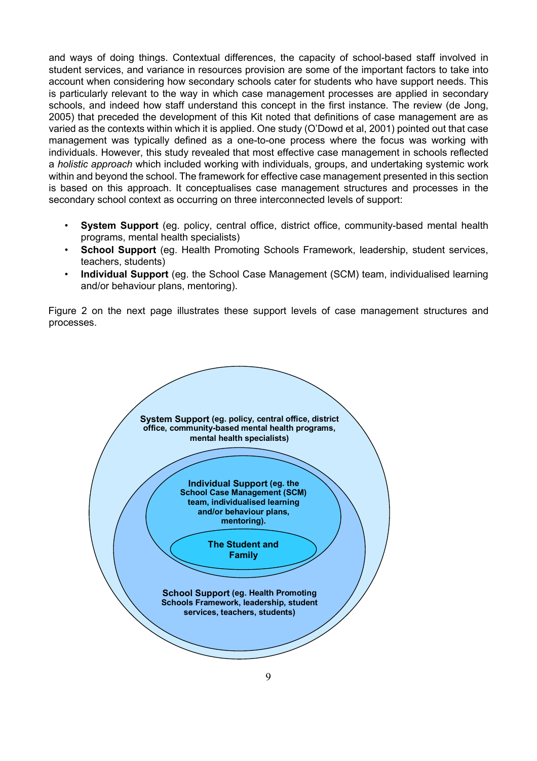and ways of doing things. Contextual differences, the capacity of school-based staff involved in student services, and variance in resources provision are some of the important factors to take into account when considering how secondary schools cater for students who have support needs. This is particularly relevant to the way in which case management processes are applied in secondary schools, and indeed how staff understand this concept in the first instance. The review (de Jong, 2005) that preceded the development of this Kit noted that definitions of case management are as varied as the contexts within which it is applied. One study (O'Dowd et al, 2001) pointed out that case management was typically defined as a one-to-one process where the focus was working with individuals. However, this study revealed that most effective case management in schools reflected a *holistic approach* which included working with individuals, groups, and undertaking systemic work within and beyond the school. The framework for effective case management presented in this section is based on this approach. It conceptualises case management structures and processes in the secondary school context as occurring on three interconnected levels of support:

- **System Support** (eg. policy, central office, district office, community-based mental health programs, mental health specialists)
- **School Support** (eg. Health Promoting Schools Framework, leadership, student services, teachers, students)
- **Individual Support** (eg. the School Case Management (SCM) team, individualised learning and/or behaviour plans, mentoring).

Figure 2 on the next page illustrates these support levels of case management structures and processes.

**System Support** (eg. policy, central office, district office, community-based mental health programs, mental health specialists)

**Individual Support** (eg. the School Case Management (SCM) team, individualised learning and/or behaviour plans, mentoring).

**The Student and Family**

**School Support** (eg. Health Promoting Schools Framework, leadership, student services, teachers, students)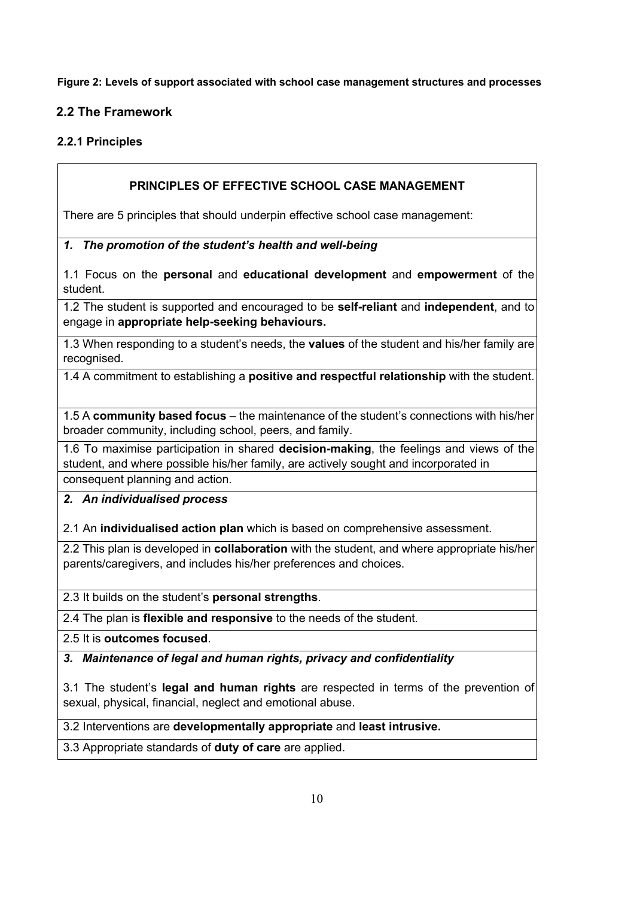**Figure 2: Levels of support associated with school case management structures and processes**

## 2.2 The Framework

### 2.2.1 Principles

| **PRINCIPLES OF EFFECTIVE SCHOOL CASE MANAGEMENT**<br><br>There are 5 principles that should underpin effective school case management: |
|---|
| ***1. The promotion of the student's health and well-being***<br><br>1.1 Focus on the **personal** and **educational development** and **empowerment** of the student. |
| 1.2 The student is supported and encouraged to be **self-reliant** and **independent**, and to engage in **appropriate help-seeking behaviours.** |
| 1.3 When responding to a student's needs, the **values** of the student and his/her family are recognised. |
| 1.4 A commitment to establishing a **positive and respectful relationship** with the student. |
| 1.5 A **community based focus** – the maintenance of the student's connections with his/her broader community, including school, peers, and family. |
| 1.6 To maximise participation in shared **decision-making**, the feelings and views of the student, and where possible his/her family, are actively sought and incorporated in consequent planning and action. |
| ***2. An individualised process***<br><br>2.1 An **individualised action plan** which is based on comprehensive assessment. |
| 2.2 This plan is developed in **collaboration** with the student, and where appropriate his/her parents/caregivers, and includes his/her preferences and choices. |
| 2.3 It builds on the student's **personal strengths**. |
| 2.4 The plan is **flexible and responsive** to the needs of the student. |
| 2.5 It is **outcomes focused**. |
| ***3. Maintenance of legal and human rights, privacy and confidentiality***<br><br>3.1 The student's **legal and human rights** are respected in terms of the prevention of sexual, physical, financial, neglect and emotional abuse. |
| 3.2 Interventions are **developmentally appropriate** and **least intrusive.** |
| 3.3 Appropriate standards of **duty of care** are applied. |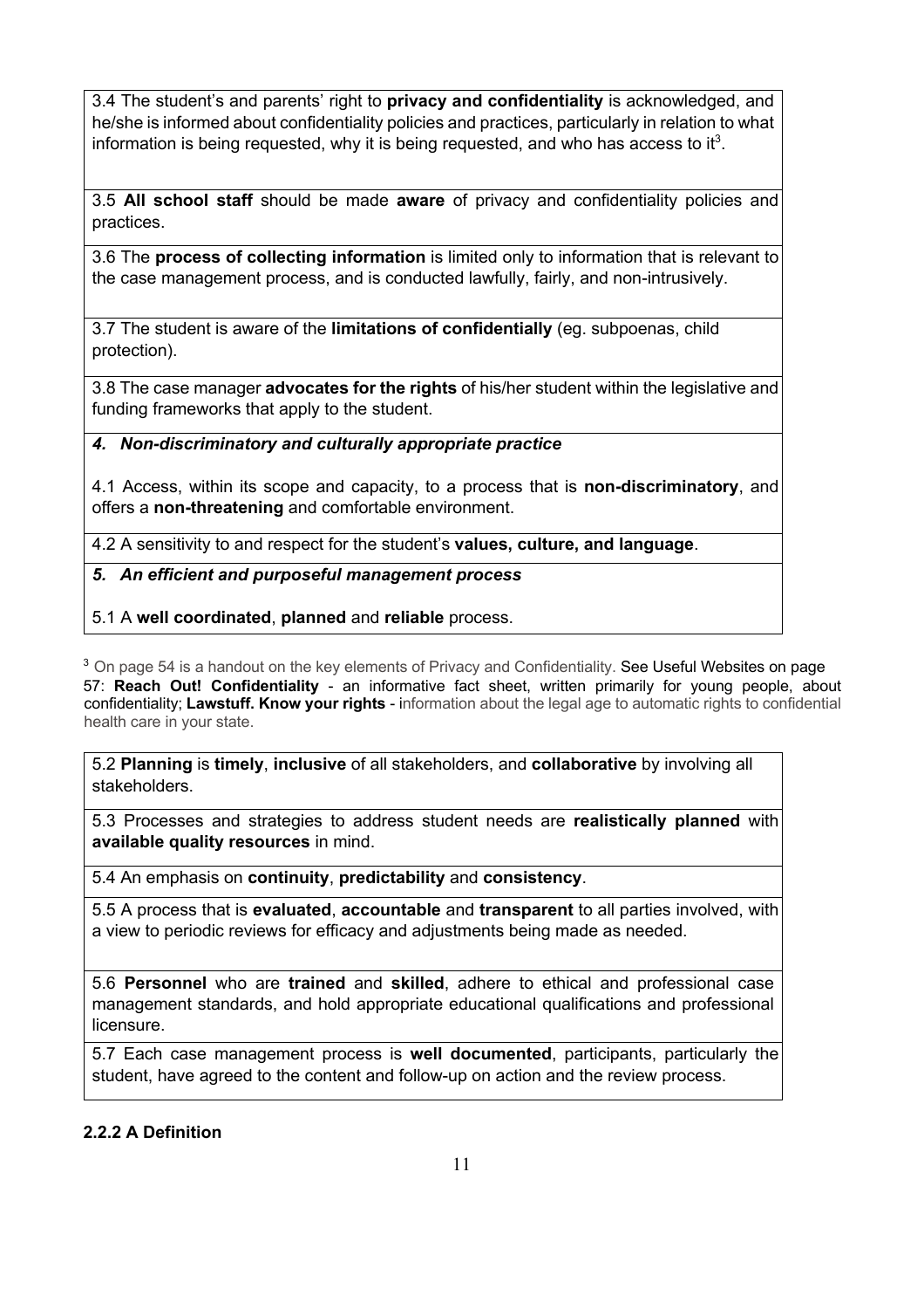3.4 The student's and parents' right to **privacy and confidentiality** is acknowledged, and he/she is informed about confidentiality policies and practices, particularly in relation to what information is being requested, why it is being requested, and who has access to it[3].

3.5 **All school staff** should be made **aware** of privacy and confidentiality policies and practices.

3.6 The **process of collecting information** is limited only to information that is relevant to the case management process, and is conducted lawfully, fairly, and non-intrusively.

3.7 The student is aware of the **limitations of confidentially** (eg. subpoenas, child protection).

3.8 The case manager **advocates for the rights** of his/her student within the legislative and funding frameworks that apply to the student.

***4. Non-discriminatory and culturally appropriate practice***

4.1 Access, within its scope and capacity, to a process that is **non-discriminatory**, and offers a **non-threatening** and comfortable environment.

4.2 A sensitivity to and respect for the student's **values, culture, and language**.

***5. An efficient and purposeful management process***

5.1 A **well coordinated**, **planned** and **reliable** process.

[3] On page 54 is a handout on the key elements of Privacy and Confidentiality. See Useful Websites on page 57: **Reach Out! Confidentiality** - an informative fact sheet, written primarily for young people, about confidentiality; **Lawstuff. Know your rights** - information about the legal age to automatic rights to confidential health care in your state.

5.2 **Planning** is **timely**, **inclusive** of all stakeholders, and **collaborative** by involving all stakeholders.

5.3 Processes and strategies to address student needs are **realistically planned** with **available quality resources** in mind.

5.4 An emphasis on **continuity**, **predictability** and **consistency**.

5.5 A process that is **evaluated**, **accountable** and **transparent** to all parties involved, with a view to periodic reviews for efficacy and adjustments being made as needed.

5.6 **Personnel** who are **trained** and **skilled**, adhere to ethical and professional case management standards, and hold appropriate educational qualifications and professional licensure.

5.7 Each case management process is **well documented**, participants, particularly the student, have agreed to the content and follow-up on action and the review process.

### 2.2.2 A Definition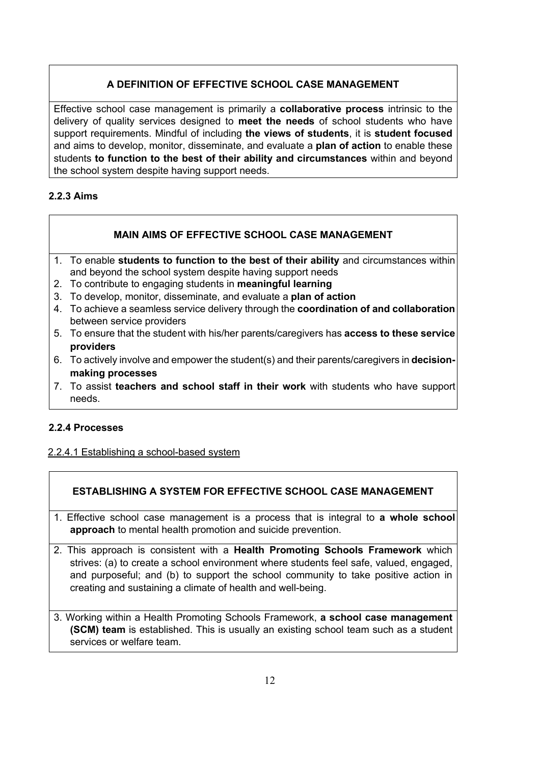**A DEFINITION OF EFFECTIVE SCHOOL CASE MANAGEMENT**

Effective school case management is primarily a **collaborative process** intrinsic to the delivery of quality services designed to **meet the needs** of school students who have support requirements. Mindful of including **the views of students**, it is **student focused** and aims to develop, monitor, disseminate, and evaluate a **plan of action** to enable these students **to function to the best of their ability and circumstances** within and beyond the school system despite having support needs.

### 2.2.3 Aims

**MAIN AIMS OF EFFECTIVE SCHOOL CASE MANAGEMENT**

1. To enable **students to function to the best of their ability** and circumstances within and beyond the school system despite having support needs
2. To contribute to engaging students in **meaningful learning**
3. To develop, monitor, disseminate, and evaluate a **plan of action**
4. To achieve a seamless service delivery through the **coordination of and collaboration** between service providers
5. To ensure that the student with his/her parents/caregivers has **access to these service providers**
6. To actively involve and empower the student(s) and their parents/caregivers in **decision-making processes**
7. To assist **teachers and school staff in their work** with students who have support needs.

### 2.2.4 Processes

2.2.4.1 Establishing a school-based system

**ESTABLISHING A SYSTEM FOR EFFECTIVE SCHOOL CASE MANAGEMENT**

1. Effective school case management is a process that is integral to **a whole school approach** to mental health promotion and suicide prevention.
2. This approach is consistent with a **Health Promoting Schools Framework** which strives: (a) to create a school environment where students feel safe, valued, engaged, and purposeful; and (b) to support the school community to take positive action in creating and sustaining a climate of health and well-being.
3. Working within a Health Promoting Schools Framework, **a school case management (SCM) team** is established. This is usually an existing school team such as a student services or welfare team.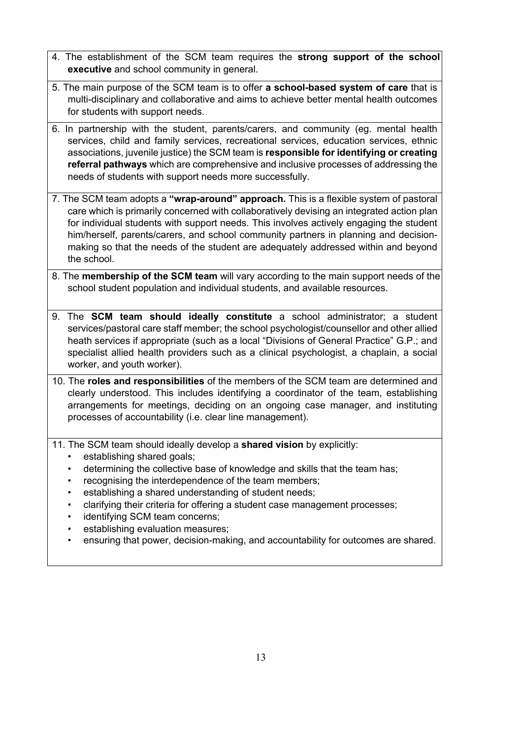4. The establishment of the SCM team requires the **strong support of the school executive** and school community in general.

5. The main purpose of the SCM team is to offer **a school-based system of care** that is multi-disciplinary and collaborative and aims to achieve better mental health outcomes for students with support needs.

6. In partnership with the student, parents/carers, and community (eg. mental health services, child and family services, recreational services, education services, ethnic associations, juvenile justice) the SCM team is **responsible for identifying or creating referral pathways** which are comprehensive and inclusive processes of addressing the needs of students with support needs more successfully.

7. The SCM team adopts a **"wrap-around" approach.** This is a flexible system of pastoral care which is primarily concerned with collaboratively devising an integrated action plan for individual students with support needs. This involves actively engaging the student him/herself, parents/carers, and school community partners in planning and decision-making so that the needs of the student are adequately addressed within and beyond the school.

8. The **membership of the SCM team** will vary according to the main support needs of the school student population and individual students, and available resources.

9. The **SCM team should ideally constitute** a school administrator; a student services/pastoral care staff member; the school psychologist/counsellor and other allied heath services if appropriate (such as a local "Divisions of General Practice" G.P.; and specialist allied health providers such as a clinical psychologist, a chaplain, a social worker, and youth worker).

10. The **roles and responsibilities** of the members of the SCM team are determined and clearly understood. This includes identifying a coordinator of the team, establishing arrangements for meetings, deciding on an ongoing case manager, and instituting processes of accountability (i.e. clear line management).

11. The SCM team should ideally develop a **shared vision** by explicitly:
    - establishing shared goals;
    - determining the collective base of knowledge and skills that the team has;
    - recognising the interdependence of the team members;
    - establishing a shared understanding of student needs;
    - clarifying their criteria for offering a student case management processes;
    - identifying SCM team concerns;
    - establishing evaluation measures;
    - ensuring that power, decision-making, and accountability for outcomes are shared.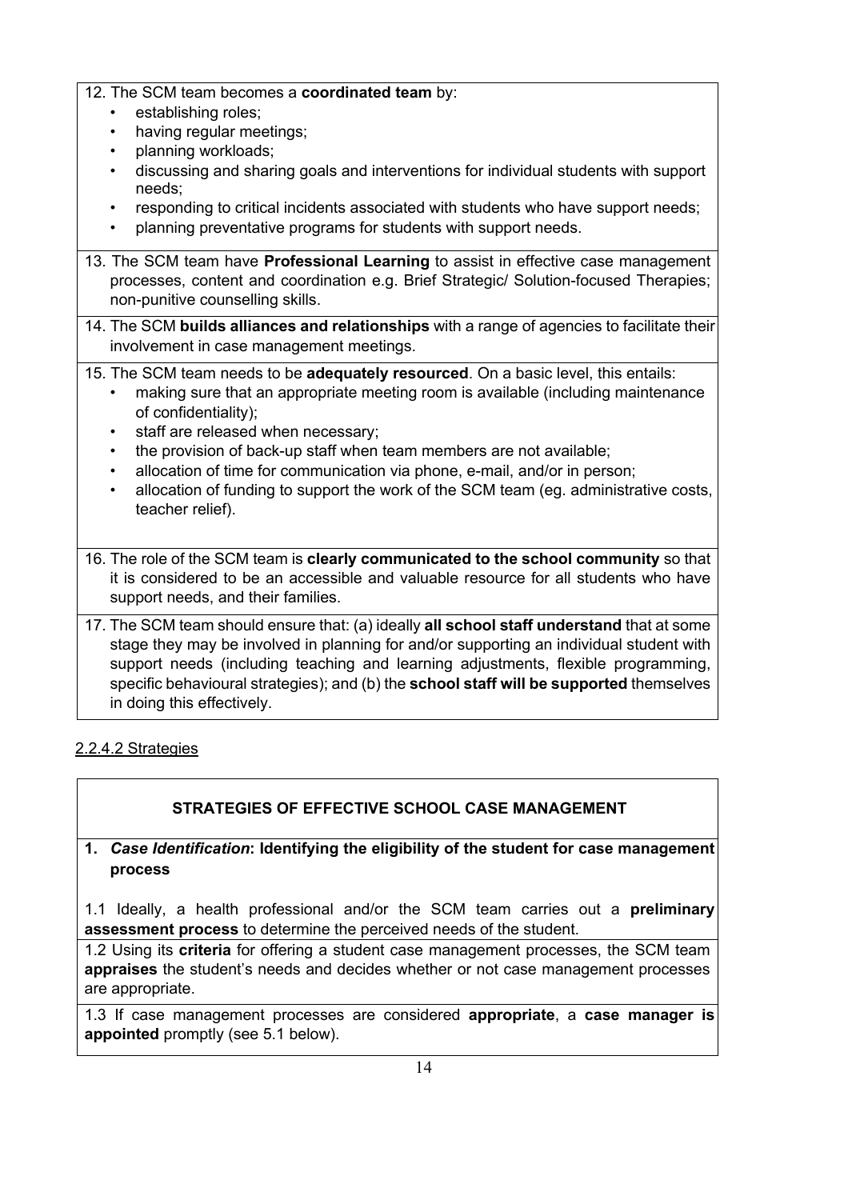12. The SCM team becomes a **coordinated team** by:
    - establishing roles;
    - having regular meetings;
    - planning workloads;
    - discussing and sharing goals and interventions for individual students with support needs;
    - responding to critical incidents associated with students who have support needs;
    - planning preventative programs for students with support needs.

13. The SCM team have **Professional Learning** to assist in effective case management processes, content and coordination e.g. Brief Strategic/ Solution-focused Therapies; non-punitive counselling skills.

14. The SCM **builds alliances and relationships** with a range of agencies to facilitate their involvement in case management meetings.

15. The SCM team needs to be **adequately resourced**. On a basic level, this entails:
    - making sure that an appropriate meeting room is available (including maintenance of confidentiality);
    - staff are released when necessary;
    - the provision of back-up staff when team members are not available;
    - allocation of time for communication via phone, e-mail, and/or in person;
    - allocation of funding to support the work of the SCM team (eg. administrative costs, teacher relief).

16. The role of the SCM team is **clearly communicated to the school community** so that it is considered to be an accessible and valuable resource for all students who have support needs, and their families.

17. The SCM team should ensure that: (a) ideally **all school staff understand** that at some stage they may be involved in planning for and/or supporting an individual student with support needs (including teaching and learning adjustments, flexible programming, specific behavioural strategies); and (b) the **school staff will be supported** themselves in doing this effectively.

2.2.4.2 Strategies

**STRATEGIES OF EFFECTIVE SCHOOL CASE MANAGEMENT**

**1. *Case Identification*: Identifying the eligibility of the student for case management process**

1.1 Ideally, a health professional and/or the SCM team carries out a **preliminary assessment process** to determine the perceived needs of the student.

1.2 Using its **criteria** for offering a student case management processes, the SCM team **appraises** the student's needs and decides whether or not case management processes are appropriate.

1.3 If case management processes are considered **appropriate**, a **case manager is appointed** promptly (see 5.1 below).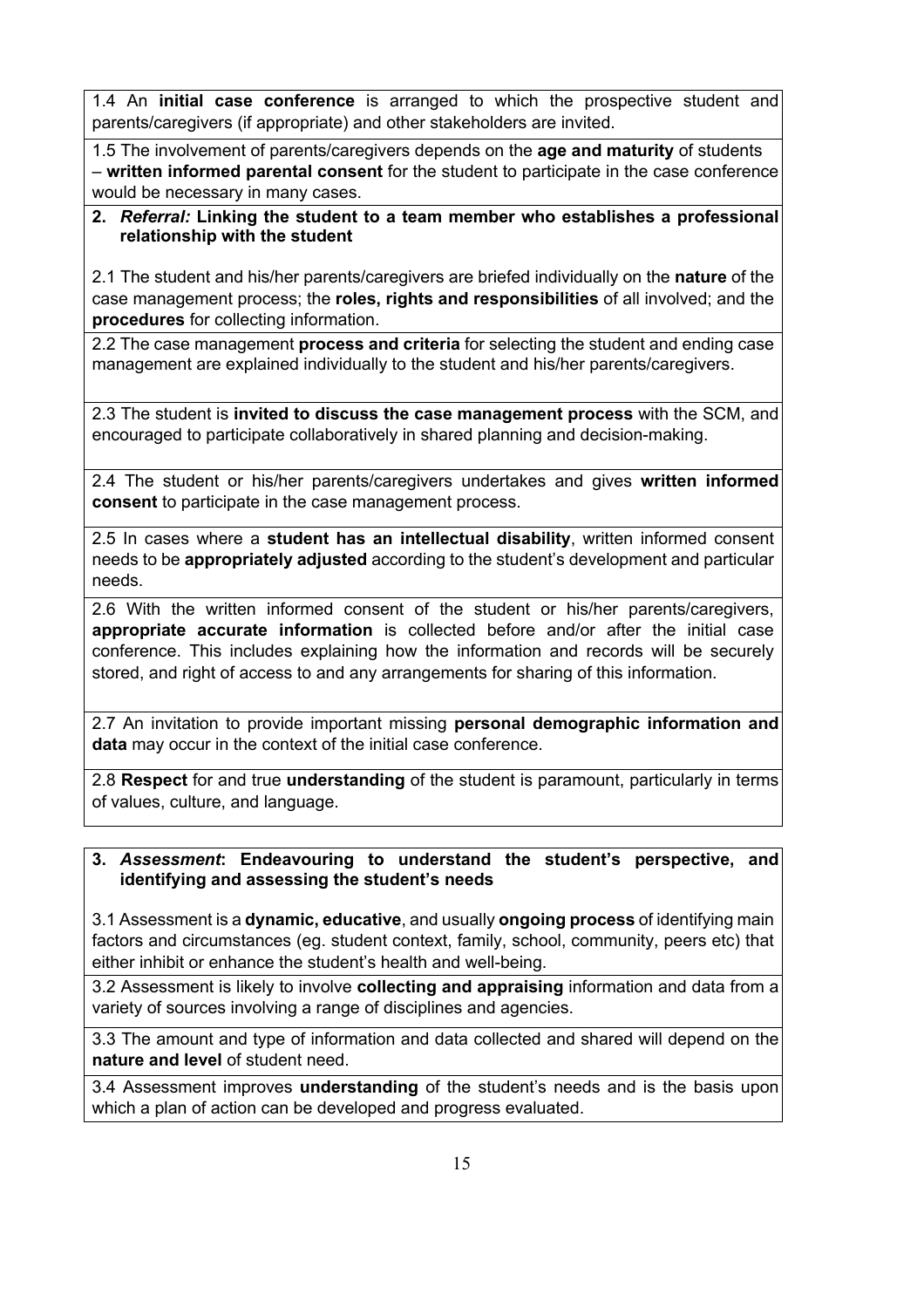1.4 An **initial case conference** is arranged to which the prospective student and parents/caregivers (if appropriate) and other stakeholders are invited.

1.5 The involvement of parents/caregivers depends on the **age and maturity** of students – **written informed parental consent** for the student to participate in the case conference would be necessary in many cases.

**2.** ***Referral:*** **Linking the student to a team member who establishes a professional relationship with the student**

2.1 The student and his/her parents/caregivers are briefed individually on the **nature** of the case management process; the **roles, rights and responsibilities** of all involved; and the **procedures** for collecting information.

2.2 The case management **process and criteria** for selecting the student and ending case management are explained individually to the student and his/her parents/caregivers.

2.3 The student is **invited to discuss the case management process** with the SCM, and encouraged to participate collaboratively in shared planning and decision-making.

2.4 The student or his/her parents/caregivers undertakes and gives **written informed consent** to participate in the case management process.

2.5 In cases where a **student has an intellectual disability**, written informed consent needs to be **appropriately adjusted** according to the student's development and particular needs.

2.6 With the written informed consent of the student or his/her parents/caregivers, **appropriate accurate information** is collected before and/or after the initial case conference. This includes explaining how the information and records will be securely stored, and right of access to and any arrangements for sharing of this information.

2.7 An invitation to provide important missing **personal demographic information and data** may occur in the context of the initial case conference.

2.8 **Respect** for and true **understanding** of the student is paramount, particularly in terms of values, culture, and language.

**3.** ***Assessment*****: Endeavouring to understand the student's perspective, and identifying and assessing the student's needs**

3.1 Assessment is a **dynamic, educative**, and usually **ongoing process** of identifying main factors and circumstances (eg. student context, family, school, community, peers etc) that either inhibit or enhance the student's health and well-being.

3.2 Assessment is likely to involve **collecting and appraising** information and data from a variety of sources involving a range of disciplines and agencies.

3.3 The amount and type of information and data collected and shared will depend on the **nature and level** of student need.

3.4 Assessment improves **understanding** of the student's needs and is the basis upon which a plan of action can be developed and progress evaluated.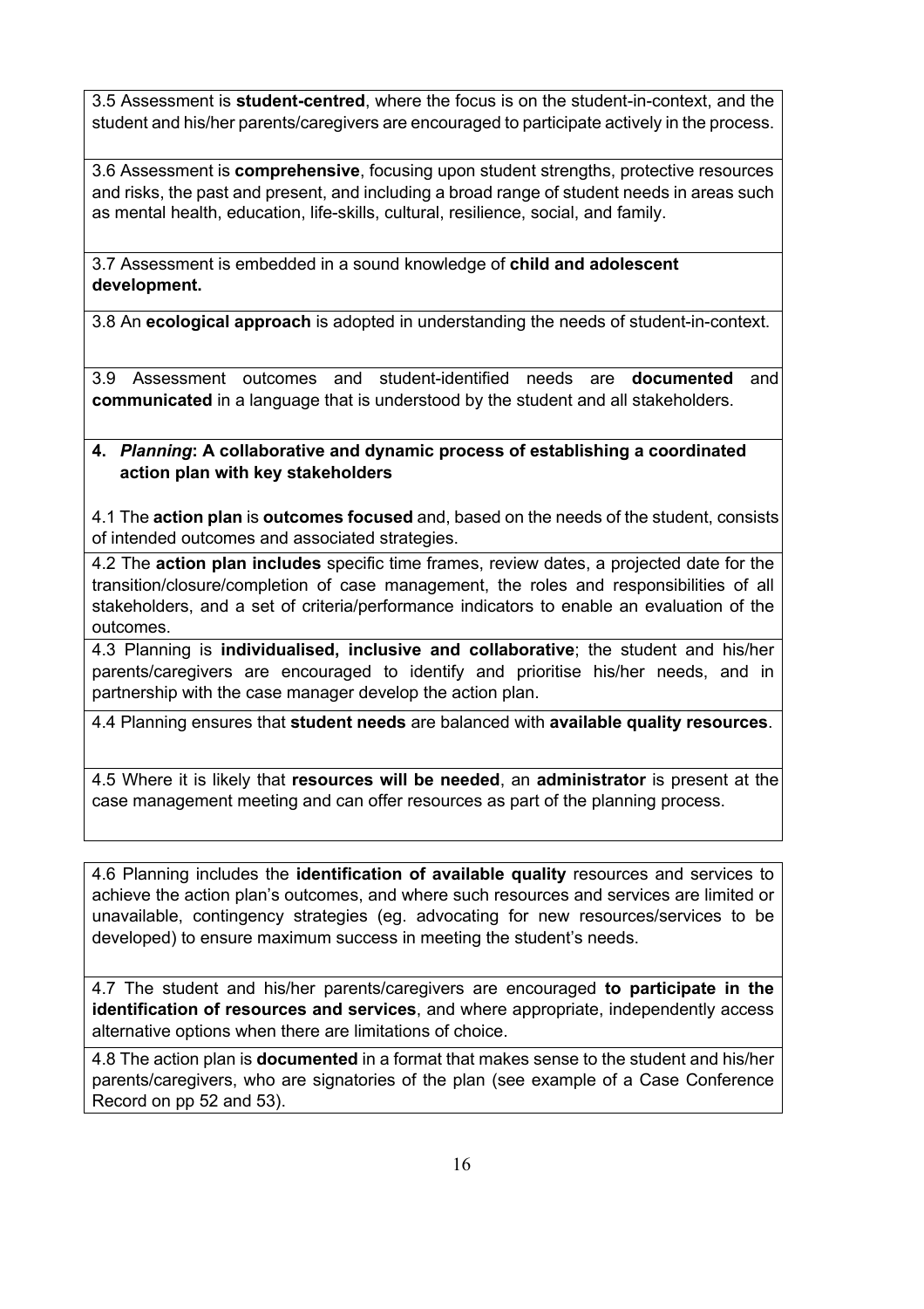3.5 Assessment is **student-centred**, where the focus is on the student-in-context, and the student and his/her parents/caregivers are encouraged to participate actively in the process.

3.6 Assessment is **comprehensive**, focusing upon student strengths, protective resources and risks, the past and present, and including a broad range of student needs in areas such as mental health, education, life-skills, cultural, resilience, social, and family.

3.7 Assessment is embedded in a sound knowledge of **child and adolescent development.**

3.8 An **ecological approach** is adopted in understanding the needs of student-in-context.

3.9 Assessment outcomes and student-identified needs are **documented** and **communicated** in a language that is understood by the student and all stakeholders.

**4. *Planning*: A collaborative and dynamic process of establishing a coordinated action plan with key stakeholders**

4.1 The **action plan** is **outcomes focused** and, based on the needs of the student, consists of intended outcomes and associated strategies.

4.2 The **action plan includes** specific time frames, review dates, a projected date for the transition/closure/completion of case management, the roles and responsibilities of all stakeholders, and a set of criteria/performance indicators to enable an evaluation of the outcomes.

4.3 Planning is **individualised, inclusive and collaborative**; the student and his/her parents/caregivers are encouraged to identify and prioritise his/her needs, and in partnership with the case manager develop the action plan.

4.4 Planning ensures that **student needs** are balanced with **available quality resources**.

4.5 Where it is likely that **resources will be needed**, an **administrator** is present at the case management meeting and can offer resources as part of the planning process.

4.6 Planning includes the **identification of available quality** resources and services to achieve the action plan's outcomes, and where such resources and services are limited or unavailable, contingency strategies (eg. advocating for new resources/services to be developed) to ensure maximum success in meeting the student's needs.

4.7 The student and his/her parents/caregivers are encouraged **to participate in the identification of resources and services**, and where appropriate, independently access alternative options when there are limitations of choice.

4.8 The action plan is **documented** in a format that makes sense to the student and his/her parents/caregivers, who are signatories of the plan (see example of a Case Conference Record on pp 52 and 53).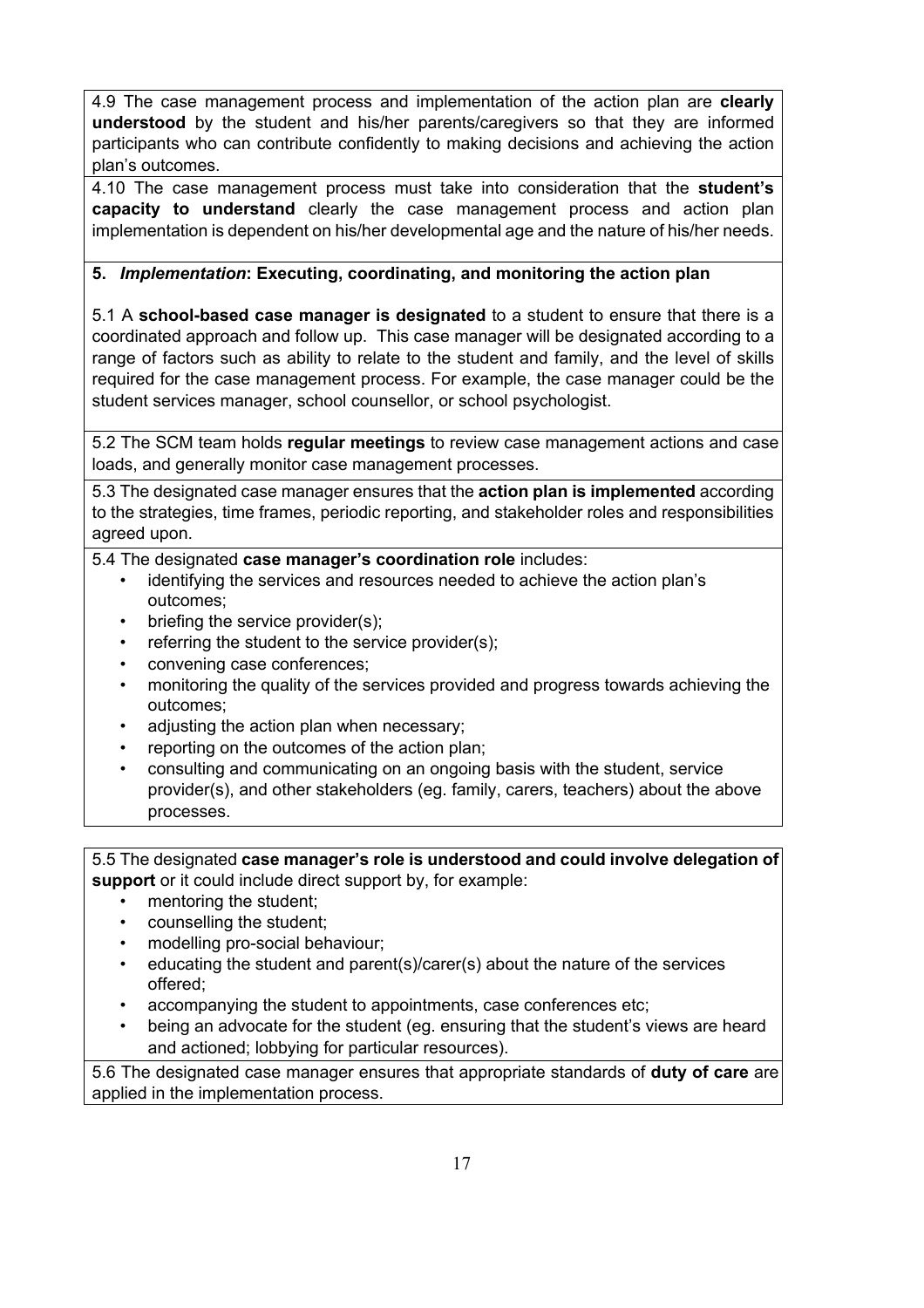4.9 The case management process and implementation of the action plan are **clearly understood** by the student and his/her parents/caregivers so that they are informed participants who can contribute confidently to making decisions and achieving the action plan's outcomes.

4.10 The case management process must take into consideration that the **student's capacity to understand** clearly the case management process and action plan implementation is dependent on his/her developmental age and the nature of his/her needs.

**5. *Implementation*: Executing, coordinating, and monitoring the action plan**

5.1 A **school-based case manager is designated** to a student to ensure that there is a coordinated approach and follow up. This case manager will be designated according to a range of factors such as ability to relate to the student and family, and the level of skills required for the case management process. For example, the case manager could be the student services manager, school counsellor, or school psychologist.

5.2 The SCM team holds **regular meetings** to review case management actions and case loads, and generally monitor case management processes.

5.3 The designated case manager ensures that the **action plan is implemented** according to the strategies, time frames, periodic reporting, and stakeholder roles and responsibilities agreed upon.

5.4 The designated **case manager's coordination role** includes:

- identifying the services and resources needed to achieve the action plan's outcomes;
- briefing the service provider(s);
- referring the student to the service provider(s);
- convening case conferences;
- monitoring the quality of the services provided and progress towards achieving the outcomes;
- adjusting the action plan when necessary;
- reporting on the outcomes of the action plan;
- consulting and communicating on an ongoing basis with the student, service provider(s), and other stakeholders (eg. family, carers, teachers) about the above processes.

5.5 The designated **case manager's role is understood and could involve delegation of support** or it could include direct support by, for example:

- mentoring the student;
- counselling the student;
- modelling pro-social behaviour;
- educating the student and parent(s)/carer(s) about the nature of the services offered;
- accompanying the student to appointments, case conferences etc;
- being an advocate for the student (eg. ensuring that the student's views are heard and actioned; lobbying for particular resources).

5.6 The designated case manager ensures that appropriate standards of **duty of care** are applied in the implementation process.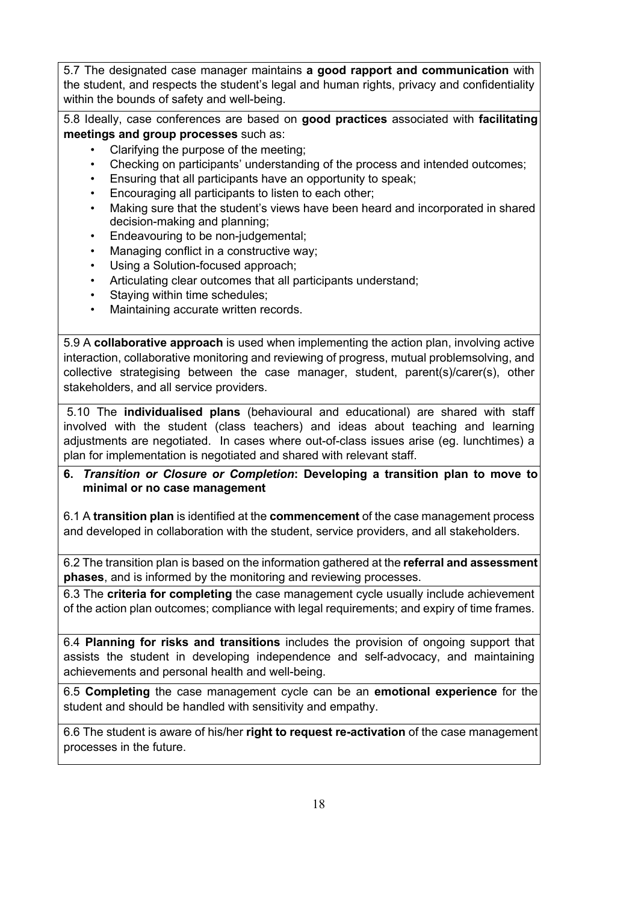5.7 The designated case manager maintains **a good rapport and communication** with the student, and respects the student's legal and human rights, privacy and confidentiality within the bounds of safety and well-being.

5.8 Ideally, case conferences are based on **good practices** associated with **facilitating meetings and group processes** such as:

- Clarifying the purpose of the meeting;
- Checking on participants' understanding of the process and intended outcomes;
- Ensuring that all participants have an opportunity to speak;
- Encouraging all participants to listen to each other;
- Making sure that the student's views have been heard and incorporated in shared decision-making and planning;
- Endeavouring to be non-judgemental;
- Managing conflict in a constructive way;
- Using a Solution-focused approach;
- Articulating clear outcomes that all participants understand;
- Staying within time schedules;
- Maintaining accurate written records.

5.9 A **collaborative approach** is used when implementing the action plan, involving active interaction, collaborative monitoring and reviewing of progress, mutual problemsolving, and collective strategising between the case manager, student, parent(s)/carer(s), other stakeholders, and all service providers.

5.10 The **individualised plans** (behavioural and educational) are shared with staff involved with the student (class teachers) and ideas about teaching and learning adjustments are negotiated. In cases where out-of-class issues arise (eg. lunchtimes) a plan for implementation is negotiated and shared with relevant staff.

**6. *Transition or Closure or Completion*: Developing a transition plan to move to minimal or no case management**

6.1 A **transition plan** is identified at the **commencement** of the case management process and developed in collaboration with the student, service providers, and all stakeholders.

6.2 The transition plan is based on the information gathered at the **referral and assessment phases**, and is informed by the monitoring and reviewing processes.

6.3 The **criteria for completing** the case management cycle usually include achievement of the action plan outcomes; compliance with legal requirements; and expiry of time frames.

6.4 **Planning for risks and transitions** includes the provision of ongoing support that assists the student in developing independence and self-advocacy, and maintaining achievements and personal health and well-being.

6.5 **Completing** the case management cycle can be an **emotional experience** for the student and should be handled with sensitivity and empathy.

6.6 The student is aware of his/her **right to request re-activation** of the case management processes in the future.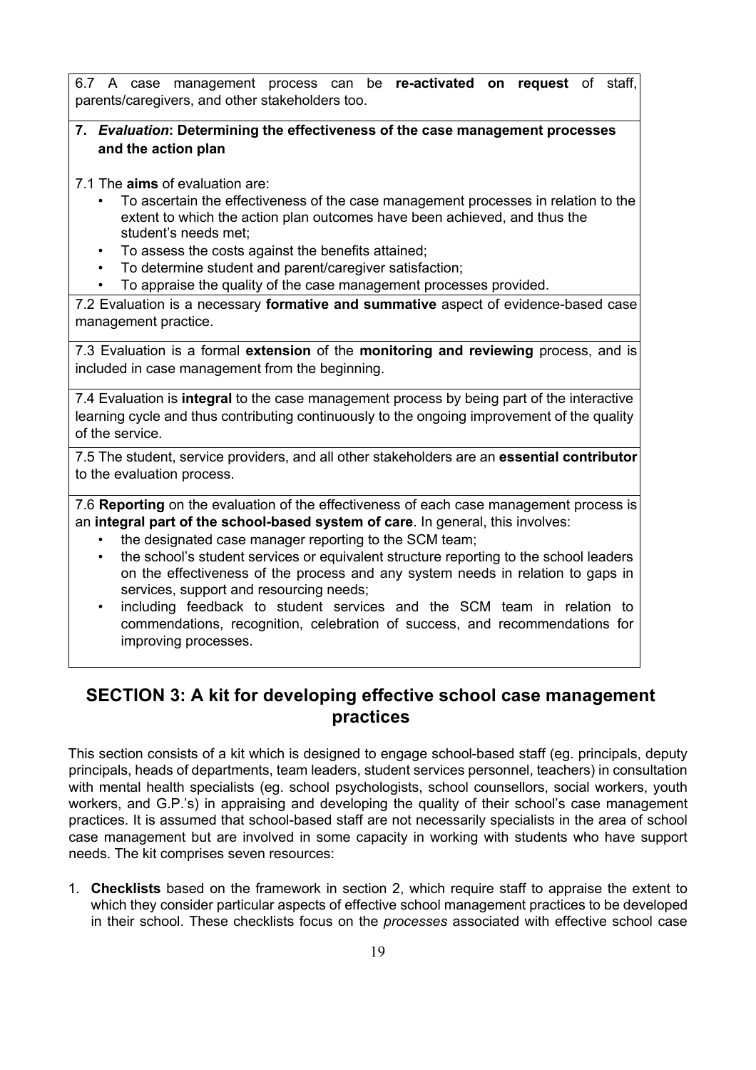6.7 A case management process can be **re-activated on request** of staff, parents/caregivers, and other stakeholders too.

**7. *Evaluation*: Determining the effectiveness of the case management processes and the action plan**

7.1 The **aims** of evaluation are:

- To ascertain the effectiveness of the case management processes in relation to the extent to which the action plan outcomes have been achieved, and thus the student's needs met;
- To assess the costs against the benefits attained;
- To determine student and parent/caregiver satisfaction;
- To appraise the quality of the case management processes provided.

7.2 Evaluation is a necessary **formative and summative** aspect of evidence-based case management practice.

7.3 Evaluation is a formal **extension** of the **monitoring and reviewing** process, and is included in case management from the beginning.

7.4 Evaluation is **integral** to the case management process by being part of the interactive learning cycle and thus contributing continuously to the ongoing improvement of the quality of the service.

7.5 The student, service providers, and all other stakeholders are an **essential contributor** to the evaluation process.

7.6 **Reporting** on the evaluation of the effectiveness of each case management process is an **integral part of the school-based system of care**. In general, this involves:

- the designated case manager reporting to the SCM team;
- the school's student services or equivalent structure reporting to the school leaders on the effectiveness of the process and any system needs in relation to gaps in services, support and resourcing needs;
- including feedback to student services and the SCM team in relation to commendations, recognition, celebration of success, and recommendations for improving processes.

## SECTION 3: A kit for developing effective school case management practices

This section consists of a kit which is designed to engage school-based staff (eg. principals, deputy principals, heads of departments, team leaders, student services personnel, teachers) in consultation with mental health specialists (eg. school psychologists, school counsellors, social workers, youth workers, and G.P.'s) in appraising and developing the quality of their school's case management practices. It is assumed that school-based staff are not necessarily specialists in the area of school case management but are involved in some capacity in working with students who have support needs. The kit comprises seven resources:

1. **Checklists** based on the framework in section 2, which require staff to appraise the extent to which they consider particular aspects of effective school management practices to be developed in their school. These checklists focus on the *processes* associated with effective school case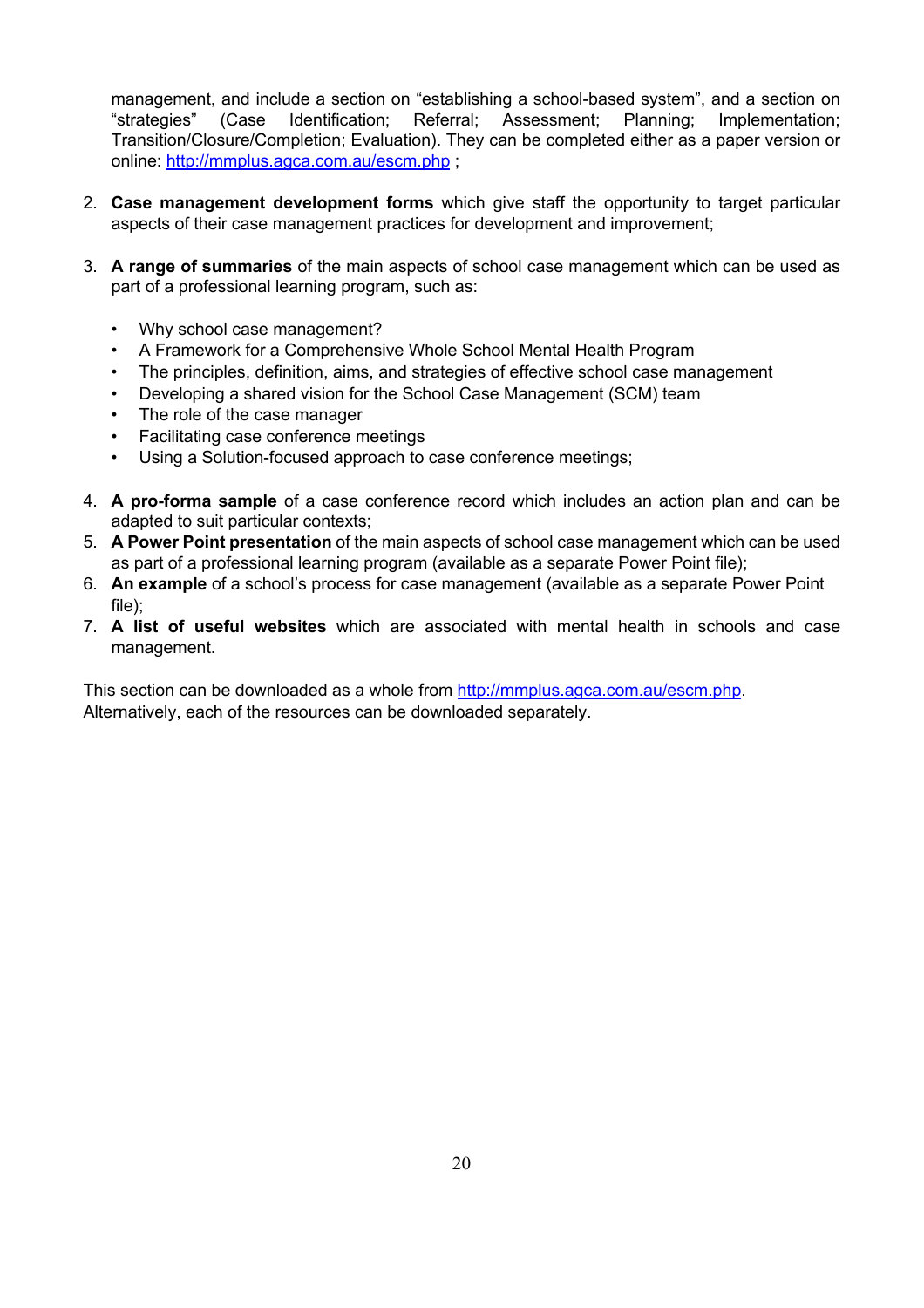management, and include a section on "establishing a school-based system", and a section on "strategies" (Case Identification; Referral; Assessment; Planning; Implementation; Transition/Closure/Completion; Evaluation). They can be completed either as a paper version or online: http://mmplus.agca.com.au/escm.php ;

2. **Case management development forms** which give staff the opportunity to target particular aspects of their case management practices for development and improvement;

3. **A range of summaries** of the main aspects of school case management which can be used as part of a professional learning program, such as:

   - Why school case management?
   - A Framework for a Comprehensive Whole School Mental Health Program
   - The principles, definition, aims, and strategies of effective school case management
   - Developing a shared vision for the School Case Management (SCM) team
   - The role of the case manager
   - Facilitating case conference meetings
   - Using a Solution-focused approach to case conference meetings;

4. **A pro-forma sample** of a case conference record which includes an action plan and can be adapted to suit particular contexts;
5. **A Power Point presentation** of the main aspects of school case management which can be used as part of a professional learning program (available as a separate Power Point file);
6. **An example** of a school's process for case management (available as a separate Power Point file);
7. **A list of useful websites** which are associated with mental health in schools and case management.

This section can be downloaded as a whole from http://mmplus.agca.com.au/escm.php.
Alternatively, each of the resources can be downloaded separately.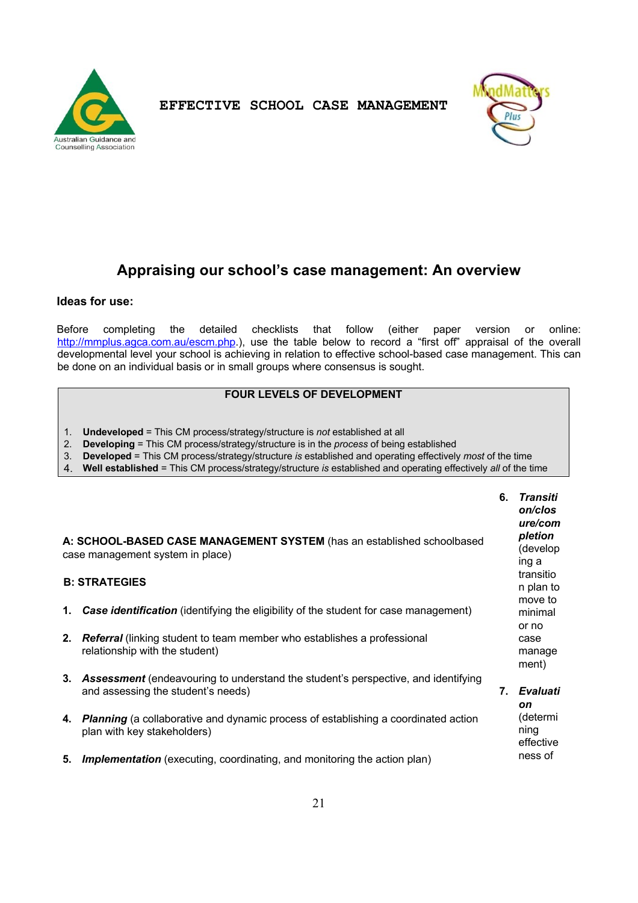EFFECTIVE SCHOOL CASE MANAGEMENT

## Appraising our school's case management: An overview

**Ideas for use:**

Before completing the detailed checklists that follow (either paper version or online: http://mmplus.agca.com.au/escm.php.), use the table below to record a "first off" appraisal of the overall developmental level your school is achieving in relation to effective school-based case management. This can be done on an individual basis or in small groups where consensus is sought.

**FOUR LEVELS OF DEVELOPMENT**

1. **Undeveloped** = This CM process/strategy/structure is *not* established at all
2. **Developing** = This CM process/strategy/structure is in the *process* of being established
3. **Developed** = This CM process/strategy/structure *is* established and operating effectively *most* of the time
4. **Well established** = This CM process/strategy/structure *is* established and operating effectively *all* of the time

**A: SCHOOL-BASED CASE MANAGEMENT SYSTEM** (has an established schoolbased case management system in place)

**B: STRATEGIES**

1. ***Case identification*** (identifying the eligibility of the student for case management)
2. ***Referral*** (linking student to team member who establishes a professional relationship with the student)
3. ***Assessment*** (endeavouring to understand the student's perspective, and identifying and assessing the student's needs)
4. ***Planning*** (a collaborative and dynamic process of establishing a coordinated action plan with key stakeholders)
5. ***Implementation*** (executing, coordinating, and monitoring the action plan)
6. ***Transition/closure/completion*** (developing a transition plan to move to minimal or no case management)
7. ***Evaluation*** (determining effectiveness of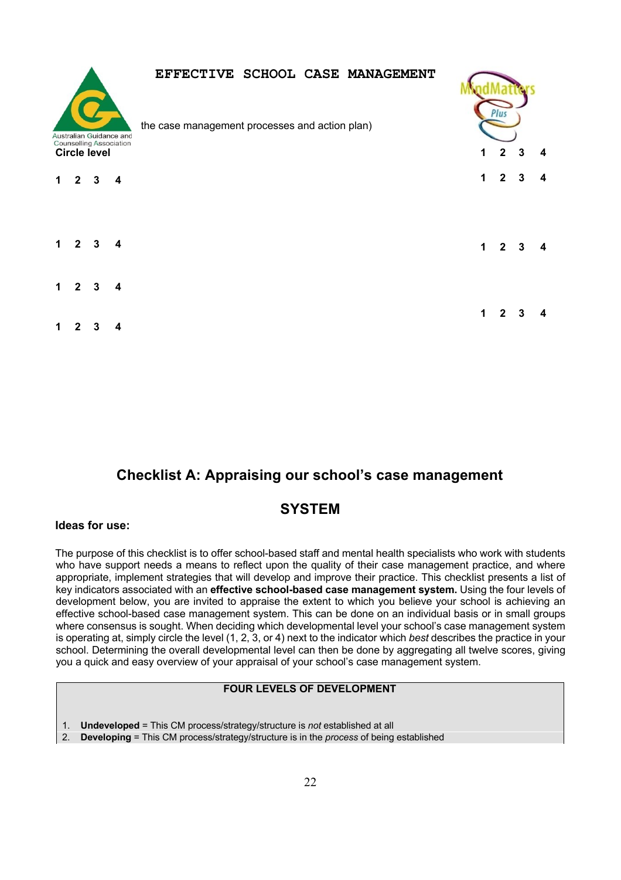EFFECTIVE SCHOOL CASE MANAGEMENT

the case management processes and action plan)

Circle level

1 2 3 4

1 2 3 4

1 2 3 4

1 2 3 4

1 2 3 4

1 2 3 4

1 2 3 4

1 2 3 4

1 2 3 4

## Checklist A: Appraising our school's case management

## SYSTEM

**Ideas for use:**

The purpose of this checklist is to offer school-based staff and mental health specialists who work with students who have support needs a means to reflect upon the quality of their case management practice, and where appropriate, implement strategies that will develop and improve their practice. This checklist presents a list of key indicators associated with an **effective school-based case management system.** Using the four levels of development below, you are invited to appraise the extent to which you believe your school is achieving an effective school-based case management system. This can be done on an individual basis or in small groups where consensus is sought. When deciding which developmental level your school's case management system is operating at, simply circle the level (1, 2, 3, or 4) next to the indicator which *best* describes the practice in your school. Determining the overall developmental level can then be done by aggregating all twelve scores, giving you a quick and easy overview of your appraisal of your school's case management system.

**FOUR LEVELS OF DEVELOPMENT**

1. **Undeveloped** = This CM process/strategy/structure is *not* established at all
2. **Developing** = This CM process/strategy/structure is in the *process* of being established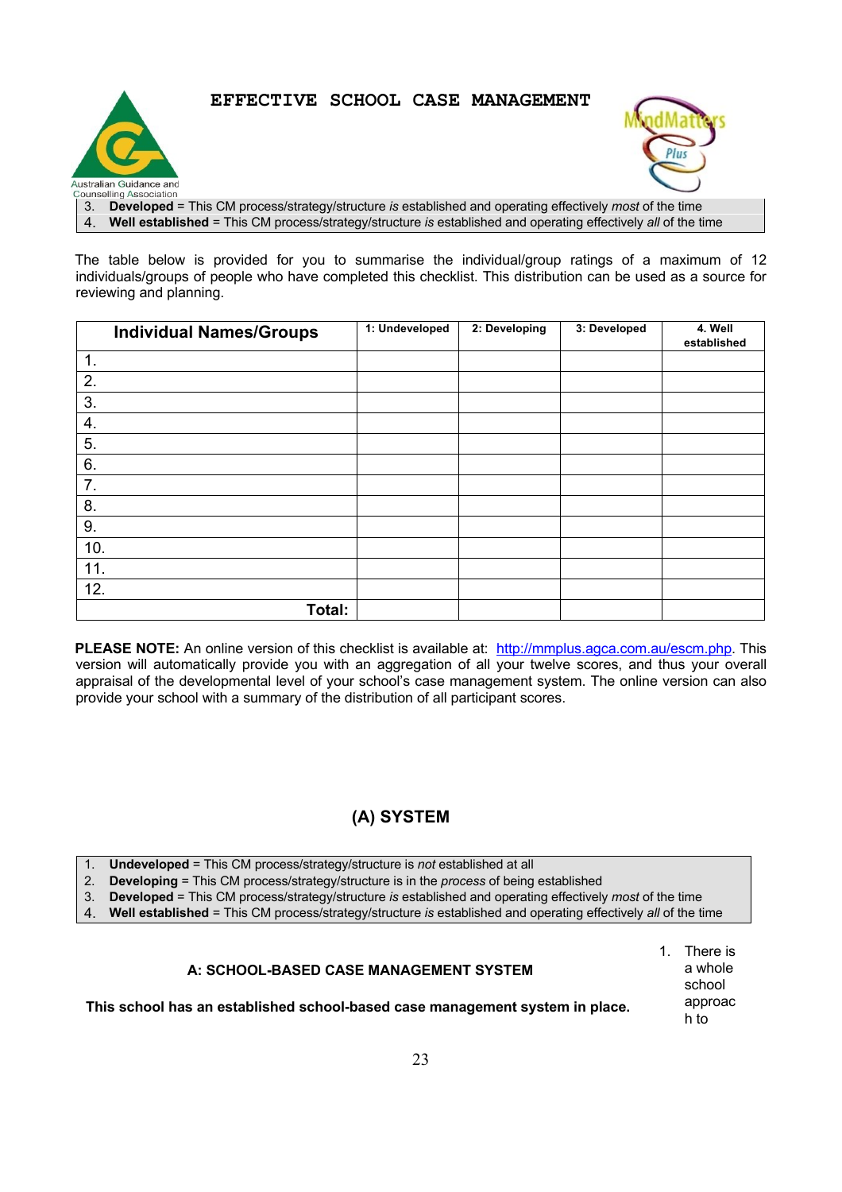# EFFECTIVE SCHOOL CASE MANAGEMENT

3. **Developed** = This CM process/strategy/structure *is* established and operating effectively *most* of the time
4. **Well established** = This CM process/strategy/structure *is* established and operating effectively *all* of the time

The table below is provided for you to summarise the individual/group ratings of a maximum of 12 individuals/groups of people who have completed this checklist. This distribution can be used as a source for reviewing and planning.

| Individual Names/Groups | 1: Undeveloped | 2: Developing | 3: Developed | 4. Well established |
|---|---|---|---|---|
| 1. | | | | |
| 2. | | | | |
| 3. | | | | |
| 4. | | | | |
| 5. | | | | |
| 6. | | | | |
| 7. | | | | |
| 8. | | | | |
| 9. | | | | |
| 10. | | | | |
| 11. | | | | |
| 12. | | | | |
| **Total:** | | | | |

**PLEASE NOTE:** An online version of this checklist is available at: http://mmplus.agca.com.au/escm.php. This version will automatically provide you with an aggregation of all your twelve scores, and thus your overall appraisal of the developmental level of your school's case management system. The online version can also provide your school with a summary of the distribution of all participant scores.

## (A) SYSTEM

1. **Undeveloped** = This CM process/strategy/structure is *not* established at all
2. **Developing** = This CM process/strategy/structure is in the *process* of being established
3. **Developed** = This CM process/strategy/structure *is* established and operating effectively *most* of the time
4. **Well established** = This CM process/strategy/structure *is* established and operating effectively *all* of the time

### A: SCHOOL-BASED CASE MANAGEMENT SYSTEM

**This school has an established school-based case management system in place.**

1. There is a whole school approach to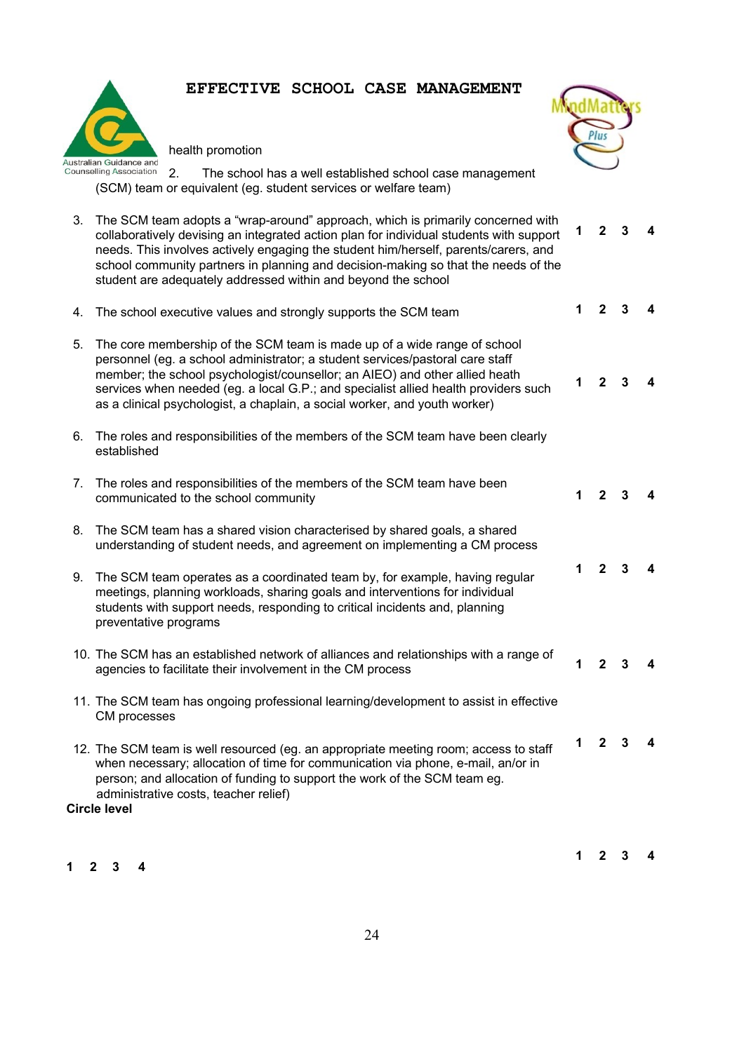# EFFECTIVE SCHOOL CASE MANAGEMENT

health promotion

2. The school has a well established school case management (SCM) team or equivalent (eg. student services or welfare team)

3. The SCM team adopts a "wrap-around" approach, which is primarily concerned with collaboratively devising an integrated action plan for individual students with support needs. This involves actively engaging the student him/herself, parents/carers, and school community partners in planning and decision-making so that the needs of the student are adequately addressed within and beyond the school — **1 2 3 4**

4. The school executive values and strongly supports the SCM team — **1 2 3 4**

5. The core membership of the SCM team is made up of a wide range of school personnel (eg. a school administrator; a student services/pastoral care staff member; the school psychologist/counsellor; an AIEO) and other allied heath services when needed (eg. a local G.P.; and specialist allied health providers such as a clinical psychologist, a chaplain, a social worker, and youth worker) — **1 2 3 4**

6. The roles and responsibilities of the members of the SCM team have been clearly established

7. The roles and responsibilities of the members of the SCM team have been communicated to the school community — **1 2 3 4**

8. The SCM team has a shared vision characterised by shared goals, a shared understanding of student needs, and agreement on implementing a CM process

9. The SCM team operates as a coordinated team by, for example, having regular meetings, planning workloads, sharing goals and interventions for individual students with support needs, responding to critical incidents and, planning preventative programs — **1 2 3 4**

10. The SCM has an established network of alliances and relationships with a range of agencies to facilitate their involvement in the CM process — **1 2 3 4**

11. The SCM team has ongoing professional learning/development to assist in effective CM processes

12. The SCM team is well resourced (eg. an appropriate meeting room; access to staff when necessary; allocation of time for communication via phone, e-mail, an/or in person; and allocation of funding to support the work of the SCM team eg. administrative costs, teacher relief) — **1 2 3 4**

**Circle level**

**1 2 3 4**

**1 2 3 4**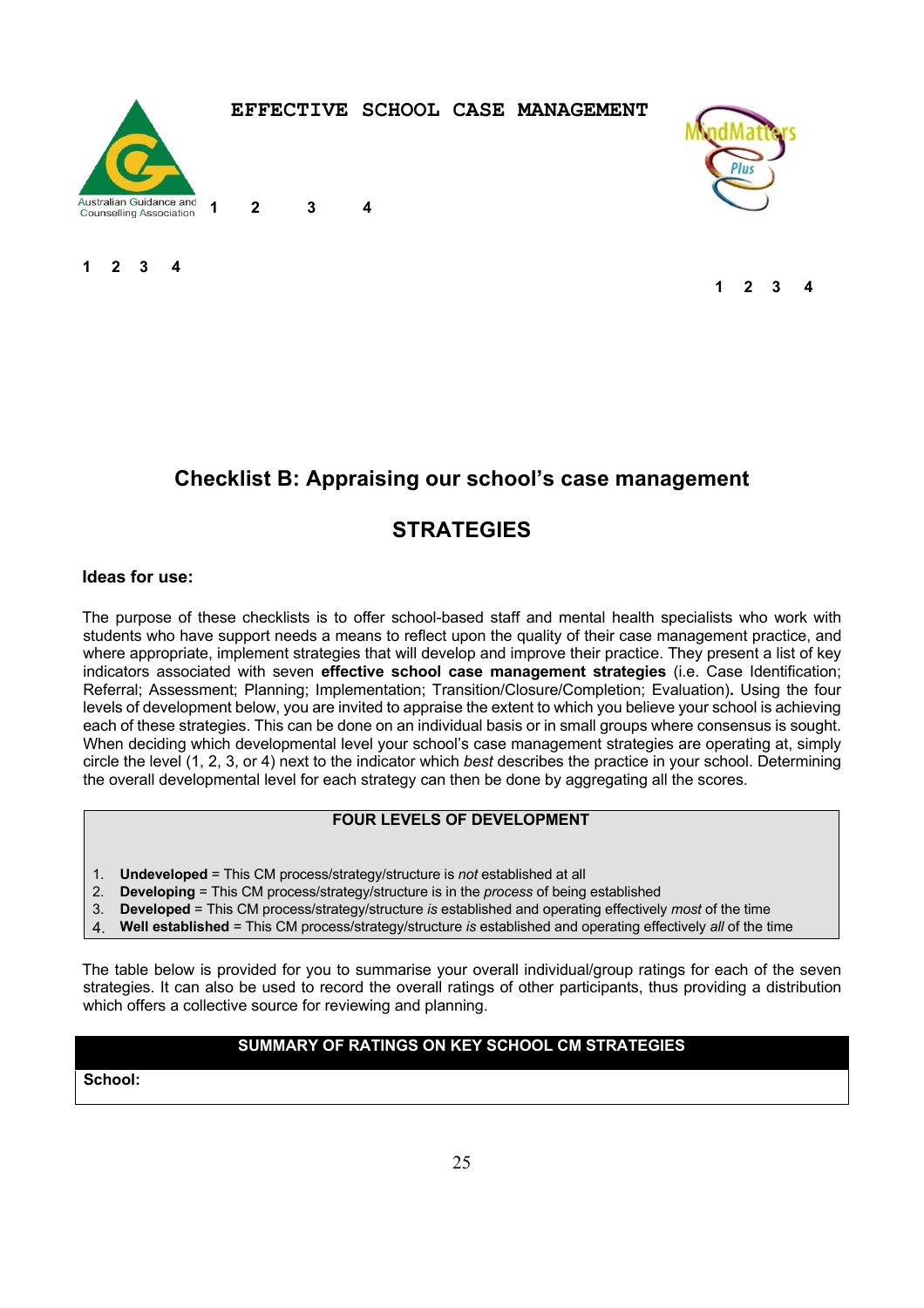EFFECTIVE SCHOOL CASE MANAGEMENT

1 2 3 4

1 2 3 4

1 2 3 4

## Checklist B: Appraising our school's case management

## STRATEGIES

**Ideas for use:**

The purpose of these checklists is to offer school-based staff and mental health specialists who work with students who have support needs a means to reflect upon the quality of their case management practice, and where appropriate, implement strategies that will develop and improve their practice. They present a list of key indicators associated with seven **effective school case management strategies** (i.e. Case Identification; Referral; Assessment; Planning; Implementation; Transition/Closure/Completion; Evaluation)**.** Using the four levels of development below, you are invited to appraise the extent to which you believe your school is achieving each of these strategies. This can be done on an individual basis or in small groups where consensus is sought. When deciding which developmental level your school's case management strategies are operating at, simply circle the level (1, 2, 3, or 4) next to the indicator which *best* describes the practice in your school. Determining the overall developmental level for each strategy can then be done by aggregating all the scores.

| FOUR LEVELS OF DEVELOPMENT |
|---|
| 1. **Undeveloped** = This CM process/strategy/structure is *not* established at all<br>2. **Developing** = This CM process/strategy/structure is in the *process* of being established<br>3. **Developed** = This CM process/strategy/structure *is* established and operating effectively *most* of the time<br>4. **Well established** = This CM process/strategy/structure *is* established and operating effectively *all* of the time |

The table below is provided for you to summarise your overall individual/group ratings for each of the seven strategies. It can also be used to record the overall ratings of other participants, thus providing a distribution which offers a collective source for reviewing and planning.

| SUMMARY OF RATINGS ON KEY SCHOOL CM STRATEGIES |
|---|
| **School:** |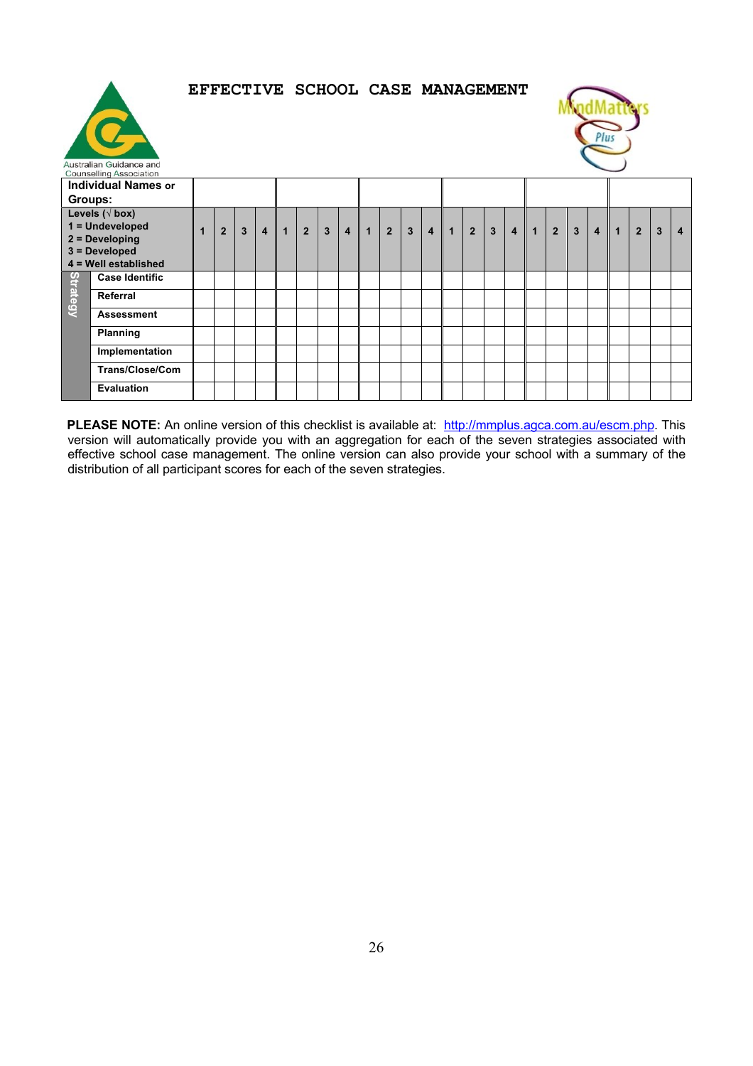# EFFECTIVE SCHOOL CASE MANAGEMENT

Australian Guidance and Counselling Association

| | **Individual Names or Groups:** | | | | | | | | | | | | | | | | | | | | | | | | |
|---|---|---|---|---|---|---|---|---|---|---|---|---|---|---|---|---|---|---|---|---|---|---|---|---|---|
| | **Levels (√ box)**<br>**1 = Undeveloped**<br>**2 = Developing**<br>**3 = Developed**<br>**4 = Well established** | **1** | **2** | **3** | **4** | **1** | **2** | **3** | **4** | **1** | **2** | **3** | **4** | **1** | **2** | **3** | **4** | **1** | **2** | **3** | **4** | **1** | **2** | **3** | **4** |
| **Strategy** | **Case Identific** | | | | | | | | | | | | | | | | | | | | | | | | |
| | **Referral** | | | | | | | | | | | | | | | | | | | | | | | | |
| | **Assessment** | | | | | | | | | | | | | | | | | | | | | | | | |
| | **Planning** | | | | | | | | | | | | | | | | | | | | | | | | |
| | **Implementation** | | | | | | | | | | | | | | | | | | | | | | | | |
| | **Trans/Close/Com** | | | | | | | | | | | | | | | | | | | | | | | | |
| | **Evaluation** | | | | | | | | | | | | | | | | | | | | | | | | |

**PLEASE NOTE:** An online version of this checklist is available at: http://mmplus.agca.com.au/escm.php. This version will automatically provide you with an aggregation for each of the seven strategies associated with effective school case management. The online version can also provide your school with a summary of the distribution of all participant scores for each of the seven strategies.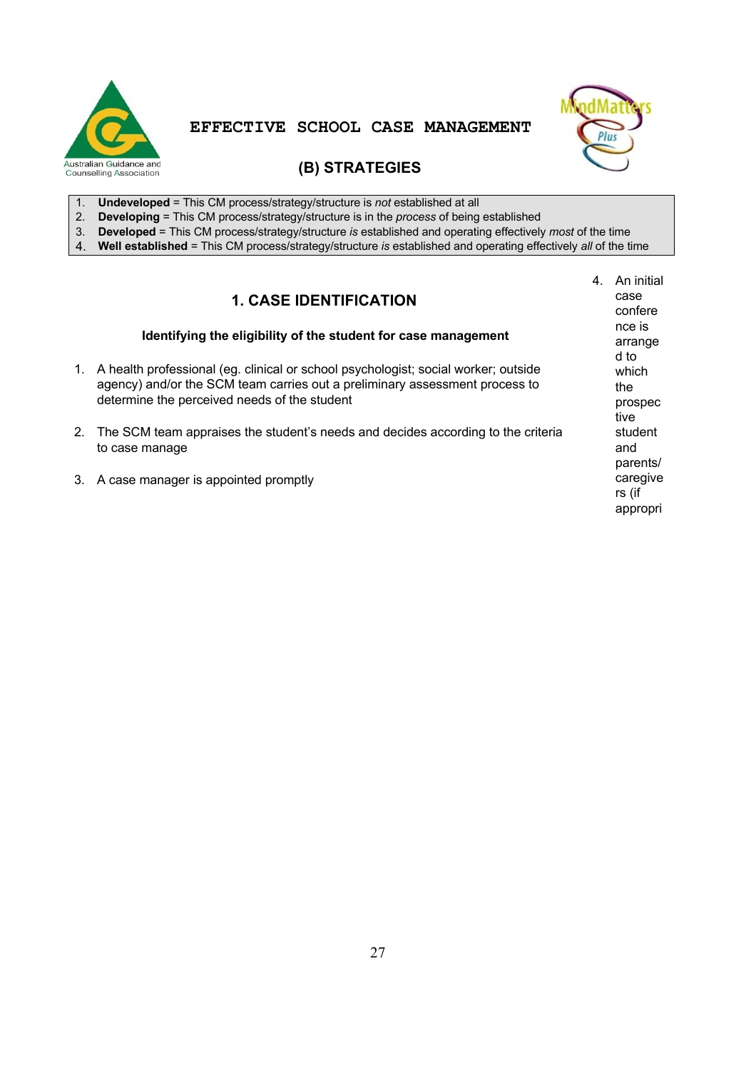# EFFECTIVE SCHOOL CASE MANAGEMENT

## (B) STRATEGIES

1. **Undeveloped** = This CM process/strategy/structure is *not* established at all
2. **Developing** = This CM process/strategy/structure is in the *process* of being established
3. **Developed** = This CM process/strategy/structure *is* established and operating effectively *most* of the time
4. **Well established** = This CM process/strategy/structure *is* established and operating effectively *all* of the time

## 1. CASE IDENTIFICATION

**Identifying the eligibility of the student for case management**

1. A health professional (eg. clinical or school psychologist; social worker; outside agency) and/or the SCM team carries out a preliminary assessment process to determine the perceived needs of the student

2. The SCM team appraises the student's needs and decides according to the criteria to case manage

3. A case manager is appointed promptly

4. An initial case conference is arranged to which the prospective student and parents/caregivers (if appropri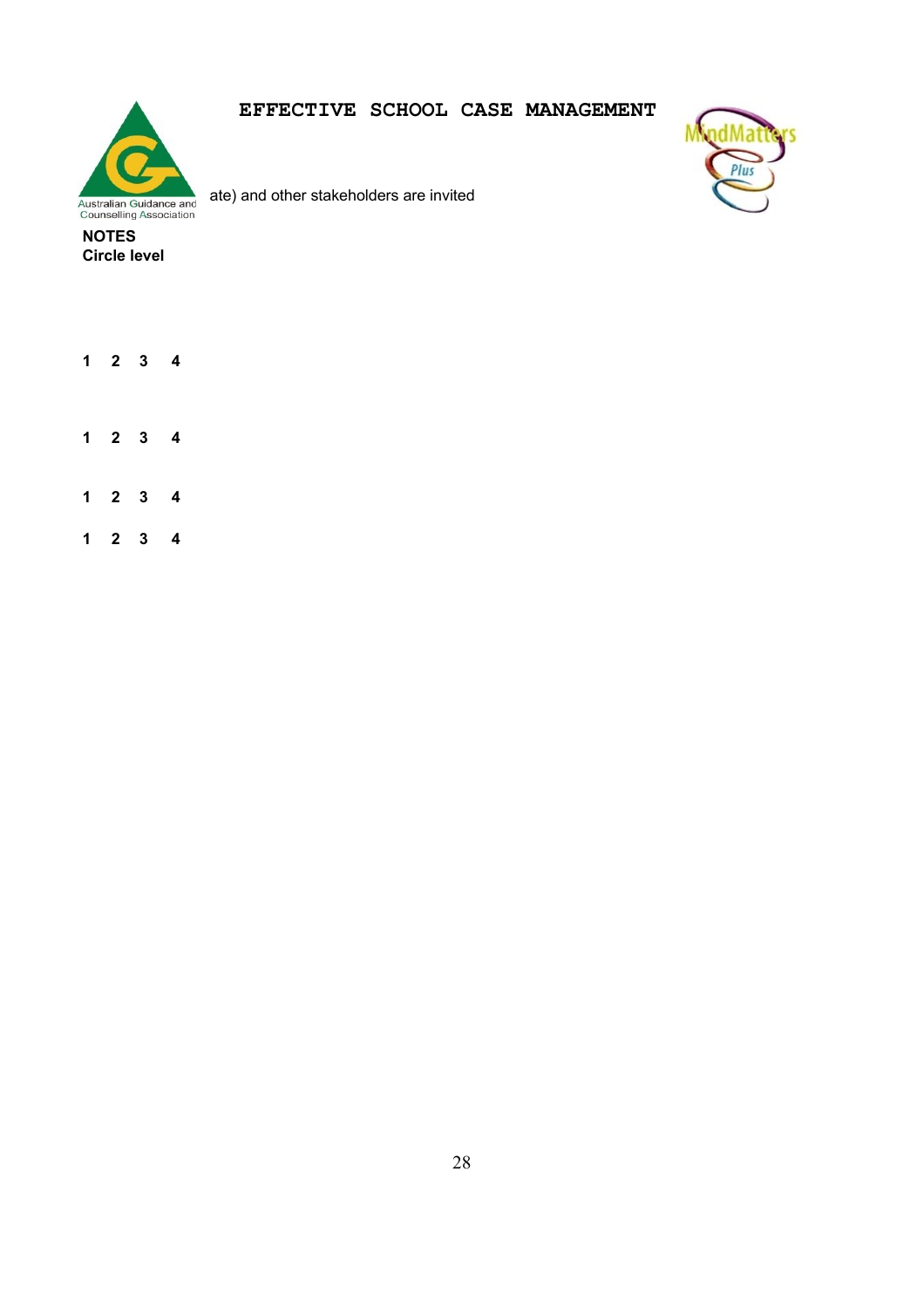ate) and other stakeholders are invited

**NOTES**
**Circle level**

**1 2 3 4**

**1 2 3 4**

**1 2 3 4**

**1 2 3 4**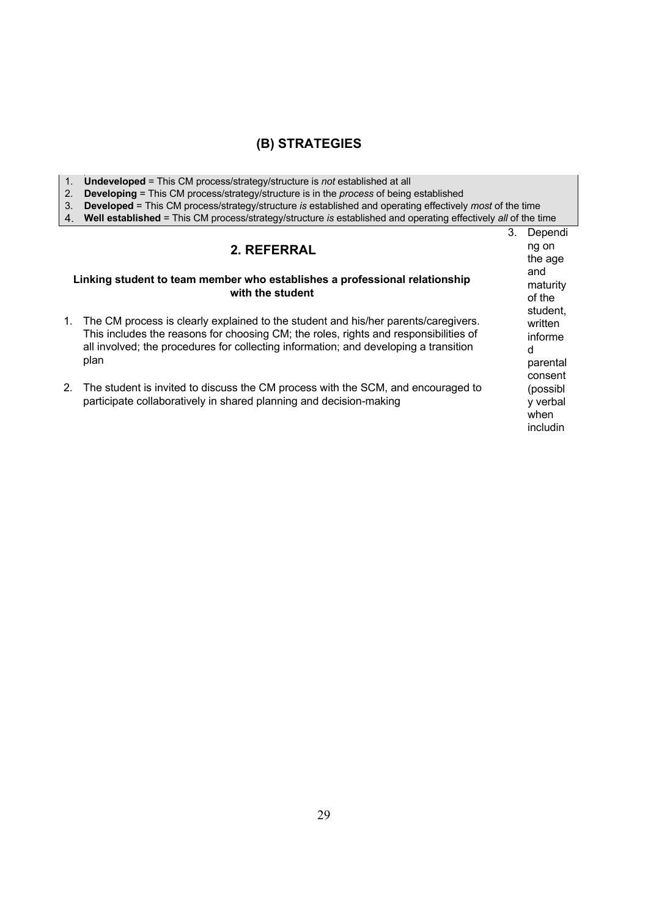## (B) STRATEGIES

1. **Undeveloped** = This CM process/strategy/structure is *not* established at all
2. **Developing** = This CM process/strategy/structure is in the *process* of being established
3. **Developed** = This CM process/strategy/structure *is* established and operating effectively *most* of the time
4. **Well established** = This CM process/strategy/structure *is* established and operating effectively *all* of the time

### 2. REFERRAL

**Linking student to team member who establishes a professional relationship with the student**

1. The CM process is clearly explained to the student and his/her parents/caregivers. This includes the reasons for choosing CM; the roles, rights and responsibilities of all involved; the procedures for collecting information; and developing a transition plan
2. The student is invited to discuss the CM process with the SCM, and encouraged to participate collaboratively in shared planning and decision-making
3. Depending on the age and maturity of the student, written informed parental consent (possibly verbal when includin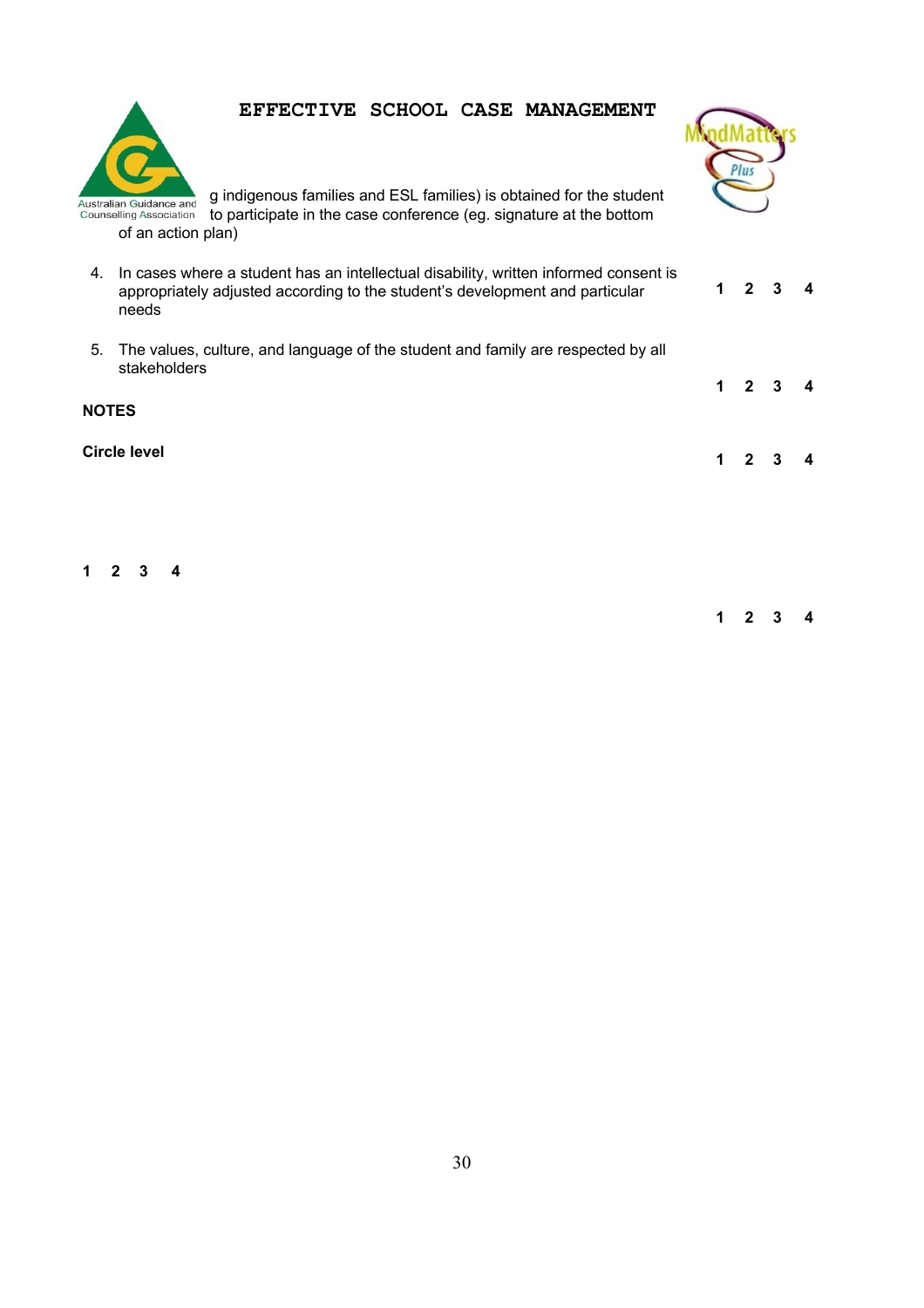# EFFECTIVE SCHOOL CASE MANAGEMENT

g indigenous families and ESL families) is obtained for the student to participate in the case conference (eg. signature at the bottom of an action plan)

4. In cases where a student has an intellectual disability, written informed consent is appropriately adjusted according to the student's development and particular needs **1 2 3 4**

5. The values, culture, and language of the student and family are respected by all stakeholders

**1 2 3 4**

**NOTES**

**Circle level** **1 2 3 4**

**1 2 3 4**

**1 2 3 4**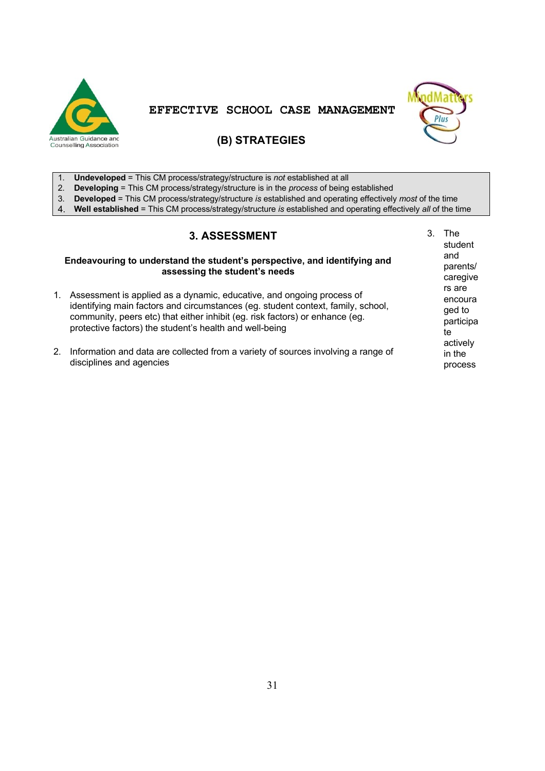# EFFECTIVE SCHOOL CASE MANAGEMENT

## (B) STRATEGIES

1. **Undeveloped** = This CM process/strategy/structure is *not* established at all
2. **Developing** = This CM process/strategy/structure is in the *process* of being established
3. **Developed** = This CM process/strategy/structure *is* established and operating effectively *most* of the time
4. **Well established** = This CM process/strategy/structure *is* established and operating effectively *all* of the time

## 3. ASSESSMENT

**Endeavouring to understand the student's perspective, and identifying and assessing the student's needs**

1. Assessment is applied as a dynamic, educative, and ongoing process of identifying main factors and circumstances (eg. student context, family, school, community, peers etc) that either inhibit (eg. risk factors) or enhance (eg. protective factors) the student's health and well-being

2. Information and data are collected from a variety of sources involving a range of disciplines and agencies

3. The student and parents/caregivers are encouraged to participate actively in the process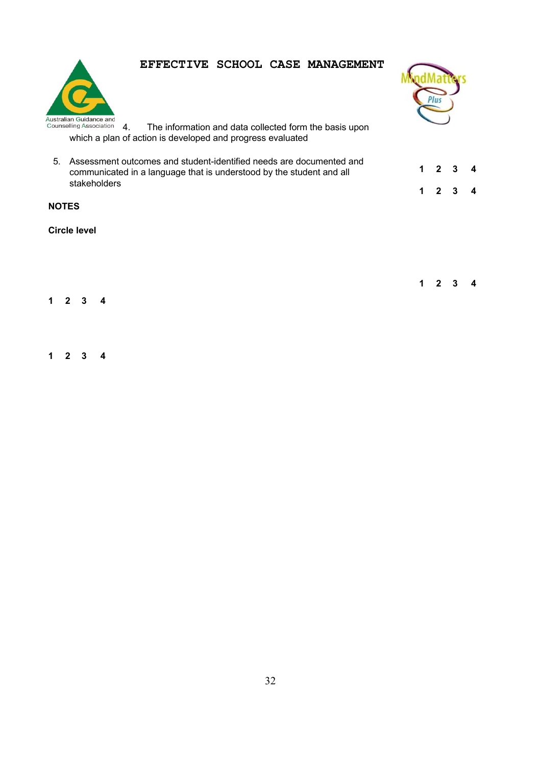# EFFECTIVE SCHOOL CASE MANAGEMENT

4. The information and data collected form the basis upon which a plan of action is developed and progress evaluated

5. Assessment outcomes and student-identified needs are documented and communicated in a language that is understood by the student and all stakeholders

**1 2 3 4**

**1 2 3 4**

**NOTES**

**Circle level**

**1 2 3 4**

**1 2 3 4**

**1 2 3 4**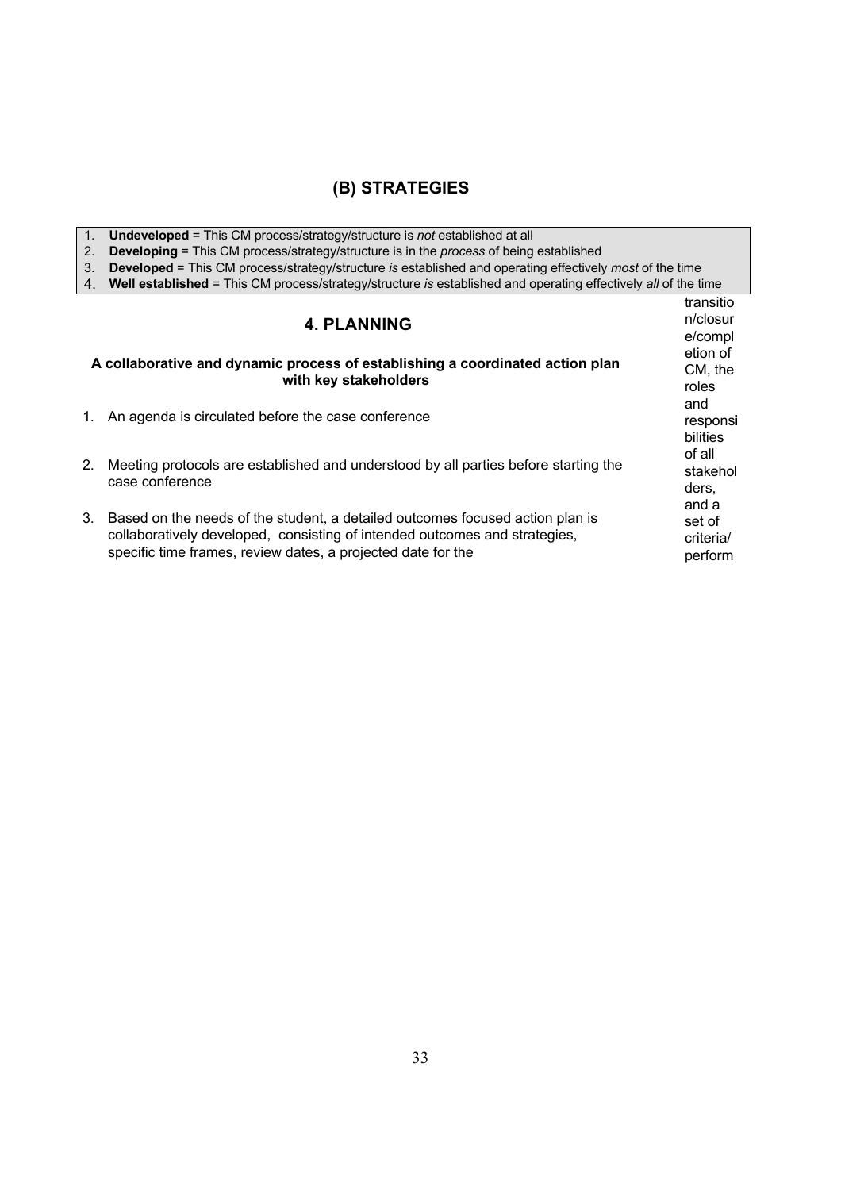## (B) STRATEGIES

1. **Undeveloped** = This CM process/strategy/structure is *not* established at all
2. **Developing** = This CM process/strategy/structure is in the *process* of being established
3. **Developed** = This CM process/strategy/structure *is* established and operating effectively *most* of the time
4. **Well established** = This CM process/strategy/structure *is* established and operating effectively *all* of the time

### 4. PLANNING

**A collaborative and dynamic process of establishing a coordinated action plan with key stakeholders**

1. An agenda is circulated before the case conference
2. Meeting protocols are established and understood by all parties before starting the case conference
3. Based on the needs of the student, a detailed outcomes focused action plan is collaboratively developed, consisting of intended outcomes and strategies, specific time frames, review dates, a projected date for the transition/closure/completion of CM, the roles and responsibilities of all stakeholders, and a set of criteria/perform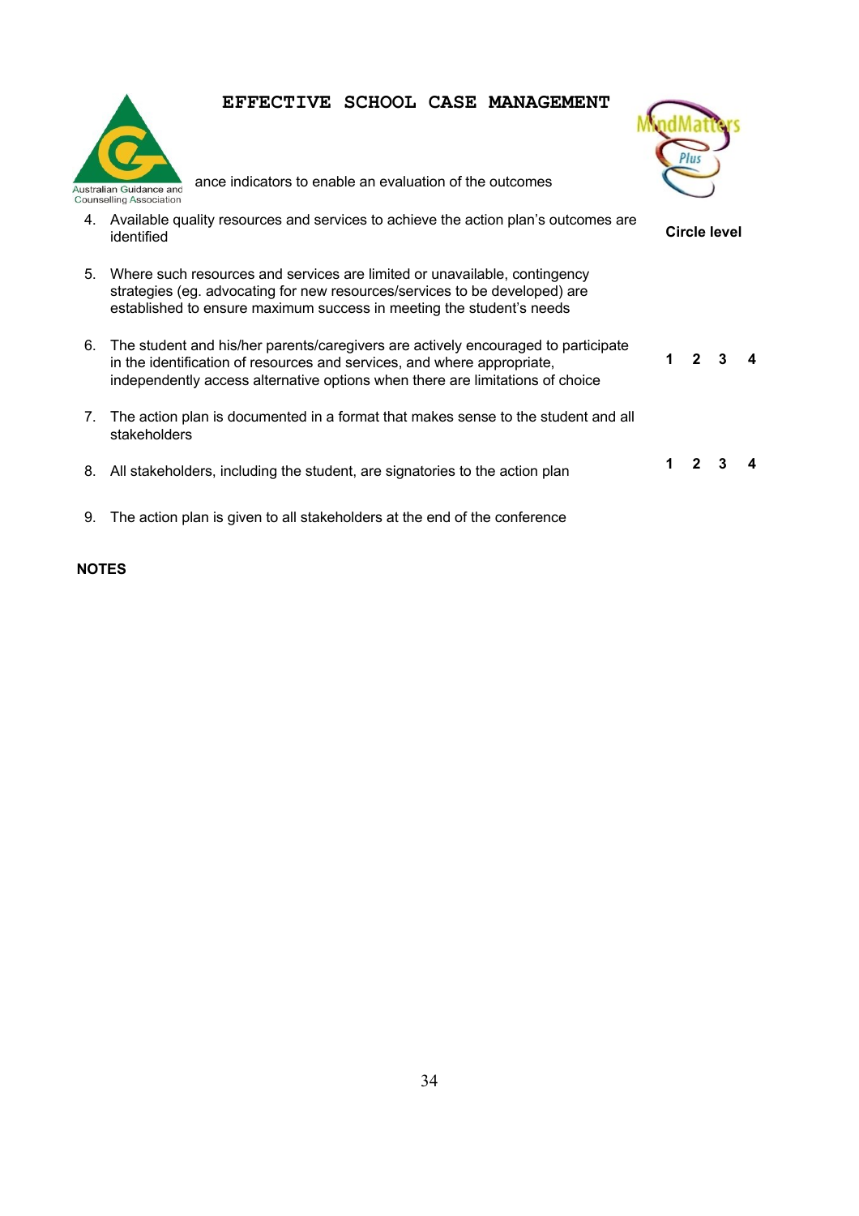# EFFECTIVE SCHOOL CASE MANAGEMENT

ance indicators to enable an evaluation of the outcomes

4. Available quality resources and services to achieve the action plan's outcomes are identified

**Circle level**

5. Where such resources and services are limited or unavailable, contingency strategies (eg. advocating for new resources/services to be developed) are established to ensure maximum success in meeting the student's needs

6. The student and his/her parents/caregivers are actively encouraged to participate in the identification of resources and services, and where appropriate, independently access alternative options when there are limitations of choice

**1 2 3 4**

7. The action plan is documented in a format that makes sense to the student and all stakeholders

8. All stakeholders, including the student, are signatories to the action plan

**1 2 3 4**

9. The action plan is given to all stakeholders at the end of the conference

**NOTES**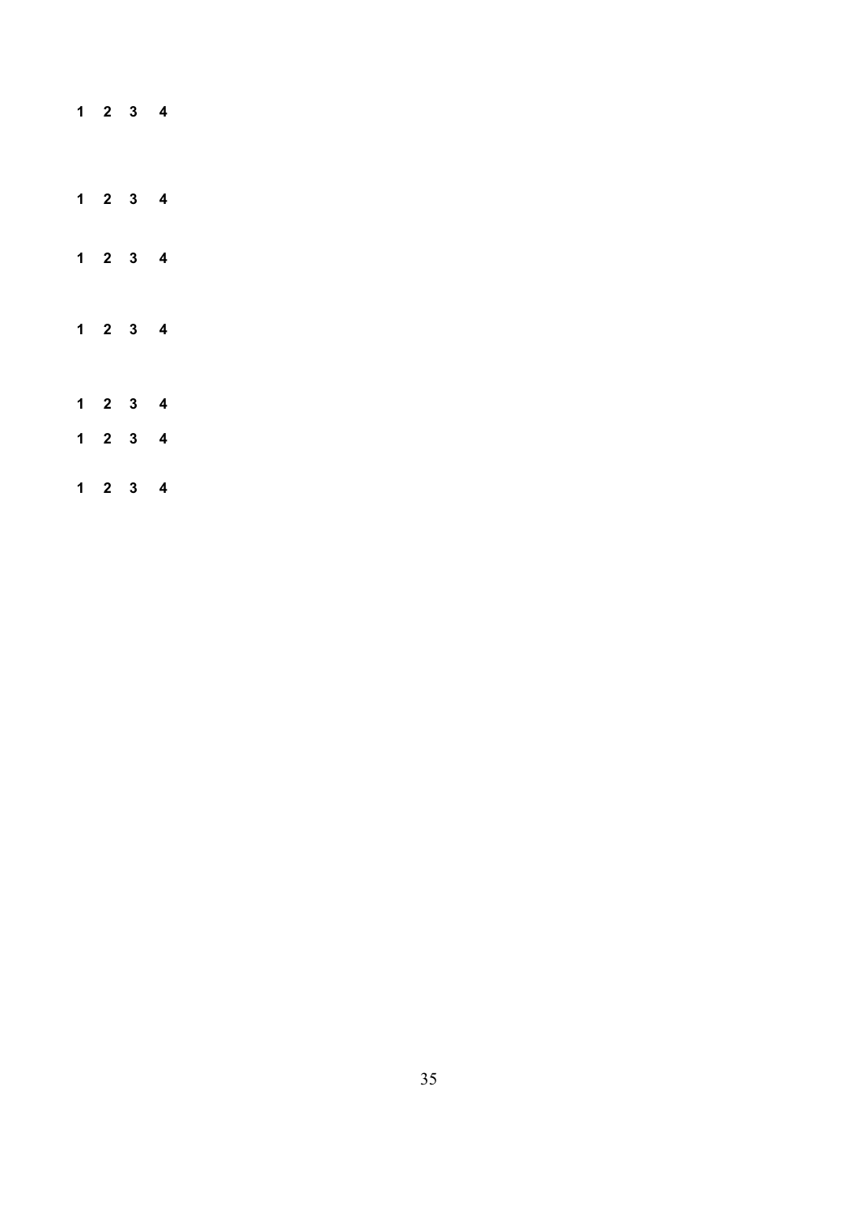1 2 3 4

1 2 3 4

1 2 3 4

1 2 3 4

1 2 3 4

1 2 3 4

1 2 3 4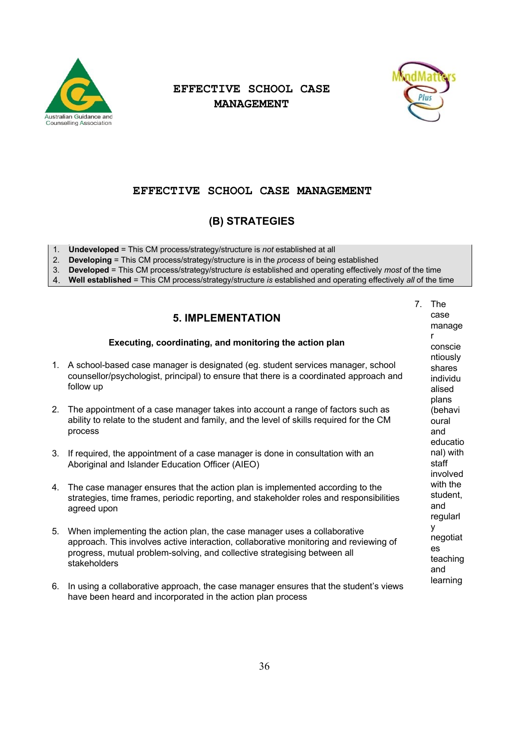# EFFECTIVE SCHOOL CASE MANAGEMENT

## (B) STRATEGIES

1. **Undeveloped** = This CM process/strategy/structure is *not* established at all
2. **Developing** = This CM process/strategy/structure is in the *process* of being established
3. **Developed** = This CM process/strategy/structure *is* established and operating effectively *most* of the time
4. **Well established** = This CM process/strategy/structure *is* established and operating effectively *all* of the time

### 5. IMPLEMENTATION

**Executing, coordinating, and monitoring the action plan**

1. A school-based case manager is designated (eg. student services manager, school counsellor/psychologist, principal) to ensure that there is a coordinated approach and follow up

2. The appointment of a case manager takes into account a range of factors such as ability to relate to the student and family, and the level of skills required for the CM process

3. If required, the appointment of a case manager is done in consultation with an Aboriginal and Islander Education Officer (AIEO)

4. The case manager ensures that the action plan is implemented according to the strategies, time frames, periodic reporting, and stakeholder roles and responsibilities agreed upon

5. When implementing the action plan, the case manager uses a collaborative approach. This involves active interaction, collaborative monitoring and reviewing of progress, mutual problem-solving, and collective strategising between all stakeholders

6. In using a collaborative approach, the case manager ensures that the student's views have been heard and incorporated in the action plan process

7. The case manager conscientiously shares individualised plans (behavioural and educational) with staff involved with the student, and regularly negotiates teaching and learning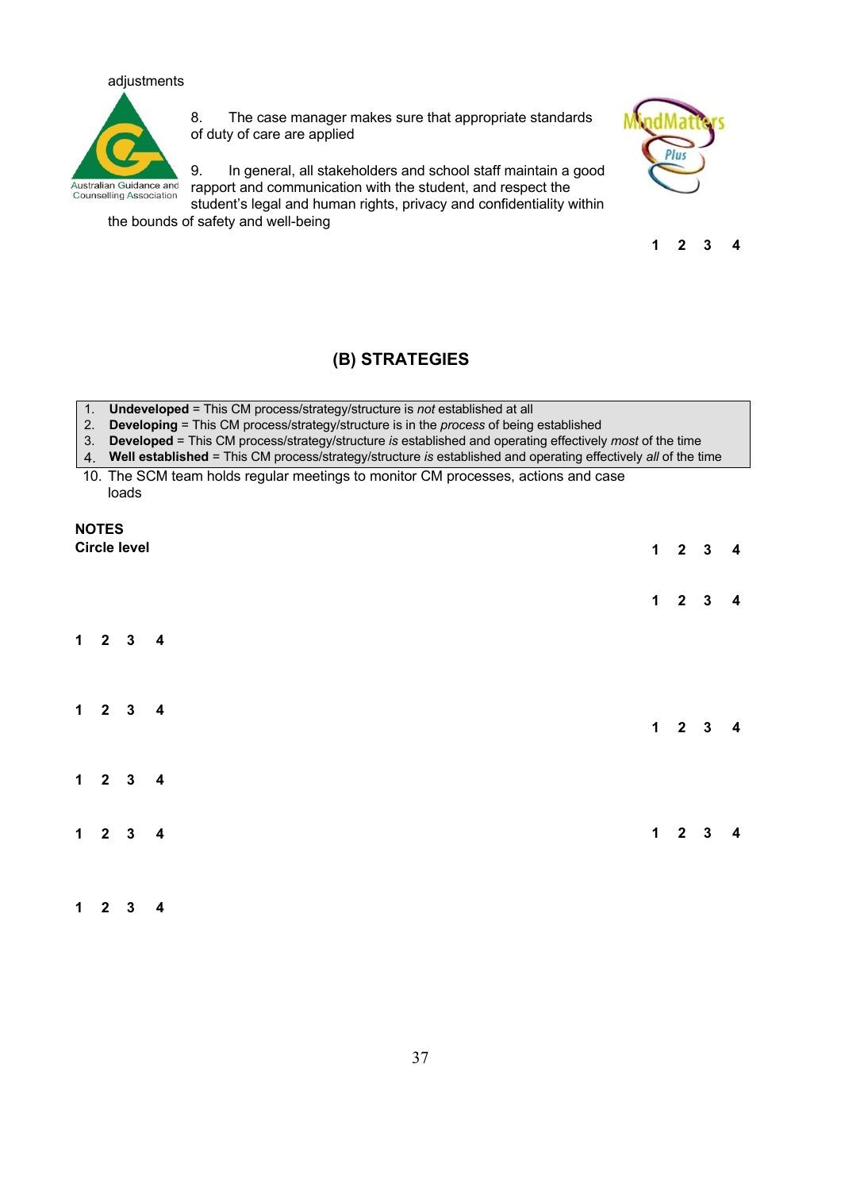adjustments

8. The case manager makes sure that appropriate standards of duty of care are applied

9. In general, all stakeholders and school staff maintain a good rapport and communication with the student, and respect the student's legal and human rights, privacy and confidentiality within the bounds of safety and well-being

**1 2 3 4**

## (B) STRATEGIES

| |
|---|
| 1. **Undeveloped** = This CM process/strategy/structure is *not* established at all<br>2. **Developing** = This CM process/strategy/structure is in the *process* of being established<br>3. **Developed** = This CM process/strategy/structure *is* established and operating effectively *most* of the time<br>4. **Well established** = This CM process/strategy/structure *is* established and operating effectively *all* of the time |

10. The SCM team holds regular meetings to monitor CM processes, actions and case loads

**NOTES**
**Circle level**

**1 2 3 4**

**1 2 3 4**

**1 2 3 4**

**1 2 3 4**

**1 2 3 4**

**1 2 3 4**

**1 2 3 4**

**1 2 3 4**

**1 2 3 4**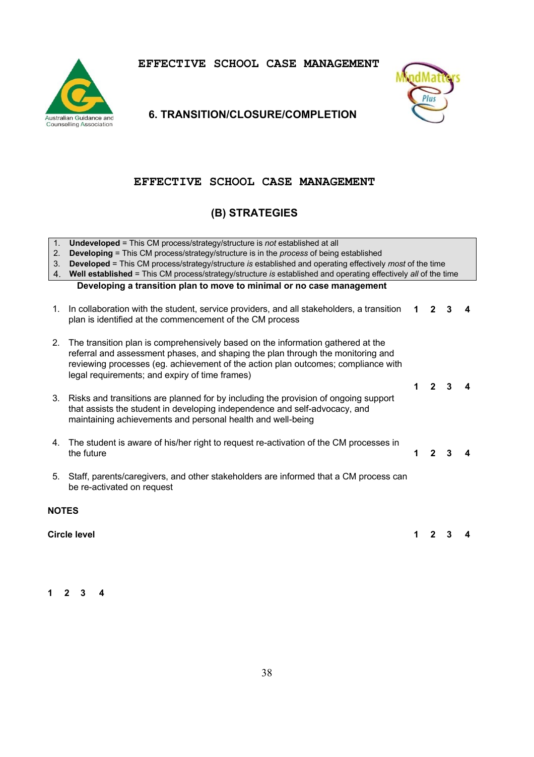# EFFECTIVE SCHOOL CASE MANAGEMENT

## 6. TRANSITION/CLOSURE/COMPLETION

# EFFECTIVE SCHOOL CASE MANAGEMENT

## (B) STRATEGIES

1. **Undeveloped** = This CM process/strategy/structure is *not* established at all
2. **Developing** = This CM process/strategy/structure is in the *process* of being established
3. **Developed** = This CM process/strategy/structure *is* established and operating effectively *most* of the time
4. **Well established** = This CM process/strategy/structure *is* established and operating effectively *all* of the time

**Developing a transition plan to move to minimal or no case management**

1. In collaboration with the student, service providers, and all stakeholders, a transition plan is identified at the commencement of the CM process **1 2 3 4**

2. The transition plan is comprehensively based on the information gathered at the referral and assessment phases, and shaping the plan through the monitoring and reviewing processes (eg. achievement of the action plan outcomes; compliance with legal requirements; and expiry of time frames) **1 2 3 4**

3. Risks and transitions are planned for by including the provision of ongoing support that assists the student in developing independence and self-advocacy, and maintaining achievements and personal health and well-being

4. The student is aware of his/her right to request re-activation of the CM processes in the future **1 2 3 4**

5. Staff, parents/caregivers, and other stakeholders are informed that a CM process can be re-activated on request

**NOTES**

**Circle level** **1 2 3 4**

**1 2 3 4**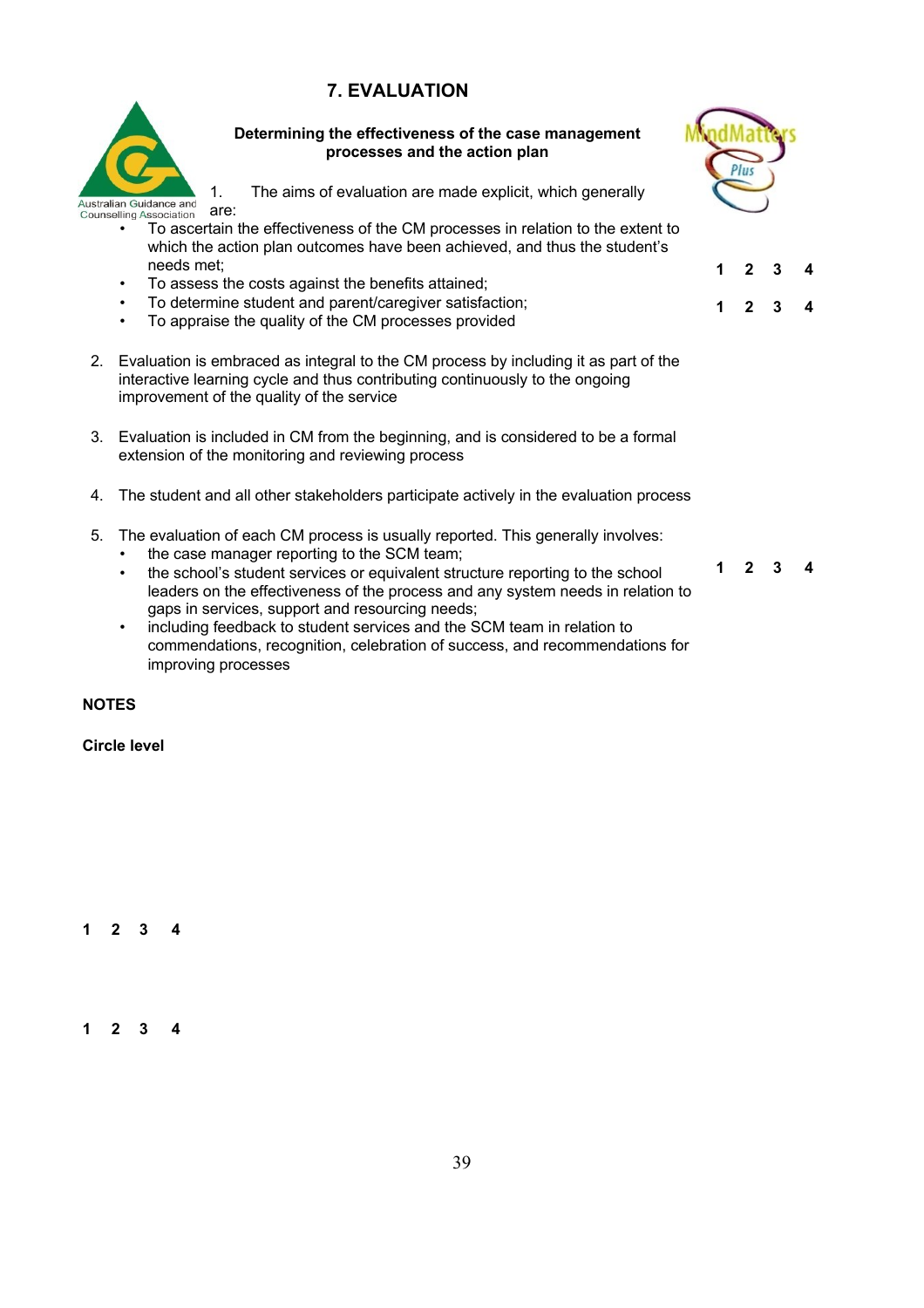# 7. EVALUATION

**Determining the effectiveness of the case management processes and the action plan**

1. The aims of evaluation are made explicit, which generally are:
   - To ascertain the effectiveness of the CM processes in relation to the extent to which the action plan outcomes have been achieved, and thus the student's needs met;
   - To assess the costs against the benefits attained;
   - To determine student and parent/caregiver satisfaction;
   - To appraise the quality of the CM processes provided

   **1 2 3 4**

2. Evaluation is embraced as integral to the CM process by including it as part of the interactive learning cycle and thus contributing continuously to the ongoing improvement of the quality of the service

   **1 2 3 4**

3. Evaluation is included in CM from the beginning, and is considered to be a formal extension of the monitoring and reviewing process

   **1 2 3 4**

4. The student and all other stakeholders participate actively in the evaluation process

   **1 2 3 4**

5. The evaluation of each CM process is usually reported. This generally involves:
   - the case manager reporting to the SCM team;
   - the school's student services or equivalent structure reporting to the school leaders on the effectiveness of the process and any system needs in relation to gaps in services, support and resourcing needs;
   - including feedback to student services and the SCM team in relation to commendations, recognition, celebration of success, and recommendations for improving processes

   **1 2 3 4**

**NOTES**

**Circle level**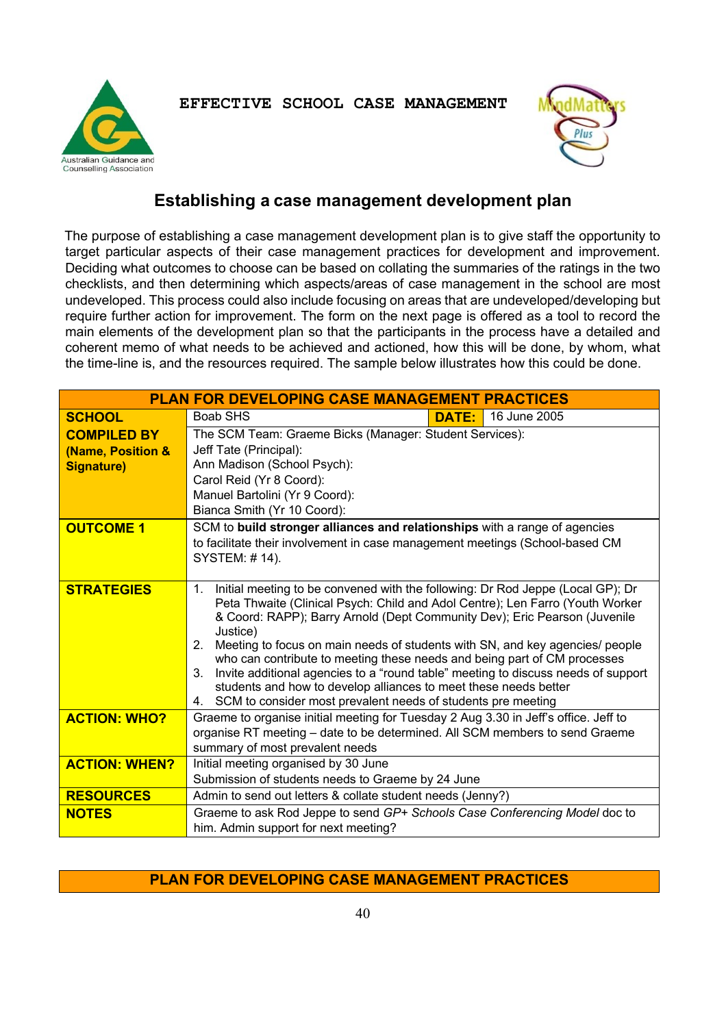EFFECTIVE SCHOOL CASE MANAGEMENT

## Establishing a case management development plan

The purpose of establishing a case management development plan is to give staff the opportunity to target particular aspects of their case management practices for development and improvement. Deciding what outcomes to choose can be based on collating the summaries of the ratings in the two checklists, and then determining which aspects/areas of case management in the school are most undeveloped. This process could also include focusing on areas that are undeveloped/developing but require further action for improvement. The form on the next page is offered as a tool to record the main elements of the development plan so that the participants in the process have a detailed and coherent memo of what needs to be achieved and actioned, how this will be done, by whom, what the time-line is, and the resources required. The sample below illustrates how this could be done.

| PLAN FOR DEVELOPING CASE MANAGEMENT PRACTICES | | | |
|---|---|---|---|
| **SCHOOL** | Boab SHS | **DATE:** | 16 June 2005 |
| **COMPILED BY (Name, Position & Signature)** | The SCM Team: Graeme Bicks (Manager: Student Services):<br>Jeff Tate (Principal):<br>Ann Madison (School Psych):<br>Carol Reid (Yr 8 Coord):<br>Manuel Bartolini (Yr 9 Coord):<br>Bianca Smith (Yr 10 Coord): | | |
| **OUTCOME 1** | SCM to **build stronger alliances and relationships** with a range of agencies to facilitate their involvement in case management meetings (School-based CM SYSTEM: # 14). | | |
| **STRATEGIES** | 1. Initial meeting to be convened with the following: Dr Rod Jeppe (Local GP); Dr Peta Thwaite (Clinical Psych: Child and Adol Centre); Len Farro (Youth Worker & Coord: RAPP); Barry Arnold (Dept Community Dev); Eric Pearson (Juvenile Justice)<br>2. Meeting to focus on main needs of students with SN, and key agencies/ people who can contribute to meeting these needs and being part of CM processes<br>3. Invite additional agencies to a "round table" meeting to discuss needs of support students and how to develop alliances to meet these needs better<br>4. SCM to consider most prevalent needs of students pre meeting | | |
| **ACTION: WHO?** | Graeme to organise initial meeting for Tuesday 2 Aug 3.30 in Jeff's office. Jeff to organise RT meeting – date to be determined. All SCM members to send Graeme summary of most prevalent needs | | |
| **ACTION: WHEN?** | Initial meeting organised by 30 June<br>Submission of students needs to Graeme by 24 June | | |
| **RESOURCES** | Admin to send out letters & collate student needs (Jenny?) | | |
| **NOTES** | Graeme to ask Rod Jeppe to send *GP+ Schools Case Conferencing Model* doc to him. Admin support for next meeting? | | |

| PLAN FOR DEVELOPING CASE MANAGEMENT PRACTICES |
|---|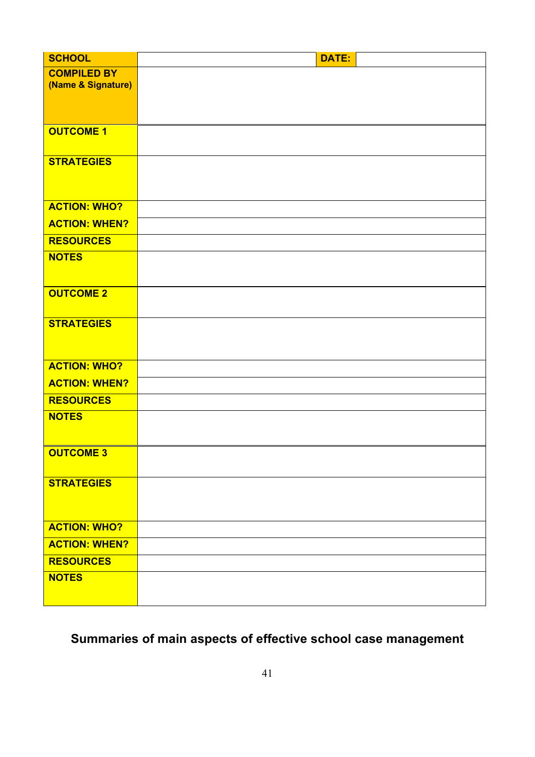| **SCHOOL** | | **DATE:** | |
|---|---|---|---|
| **COMPILED BY (Name & Signature)** | | | |
| **OUTCOME 1** | | | |
| **STRATEGIES** | | | |
| **ACTION: WHO?** | | | |
| **ACTION: WHEN?** | | | |
| **RESOURCES** | | | |
| **NOTES** | | | |
| **OUTCOME 2** | | | |
| **STRATEGIES** | | | |
| **ACTION: WHO?** | | | |
| **ACTION: WHEN?** | | | |
| **RESOURCES** | | | |
| **NOTES** | | | |
| **OUTCOME 3** | | | |
| **STRATEGIES** | | | |
| **ACTION: WHO?** | | | |
| **ACTION: WHEN?** | | | |
| **RESOURCES** | | | |
| **NOTES** | | | |

## Summaries of main aspects of effective school case management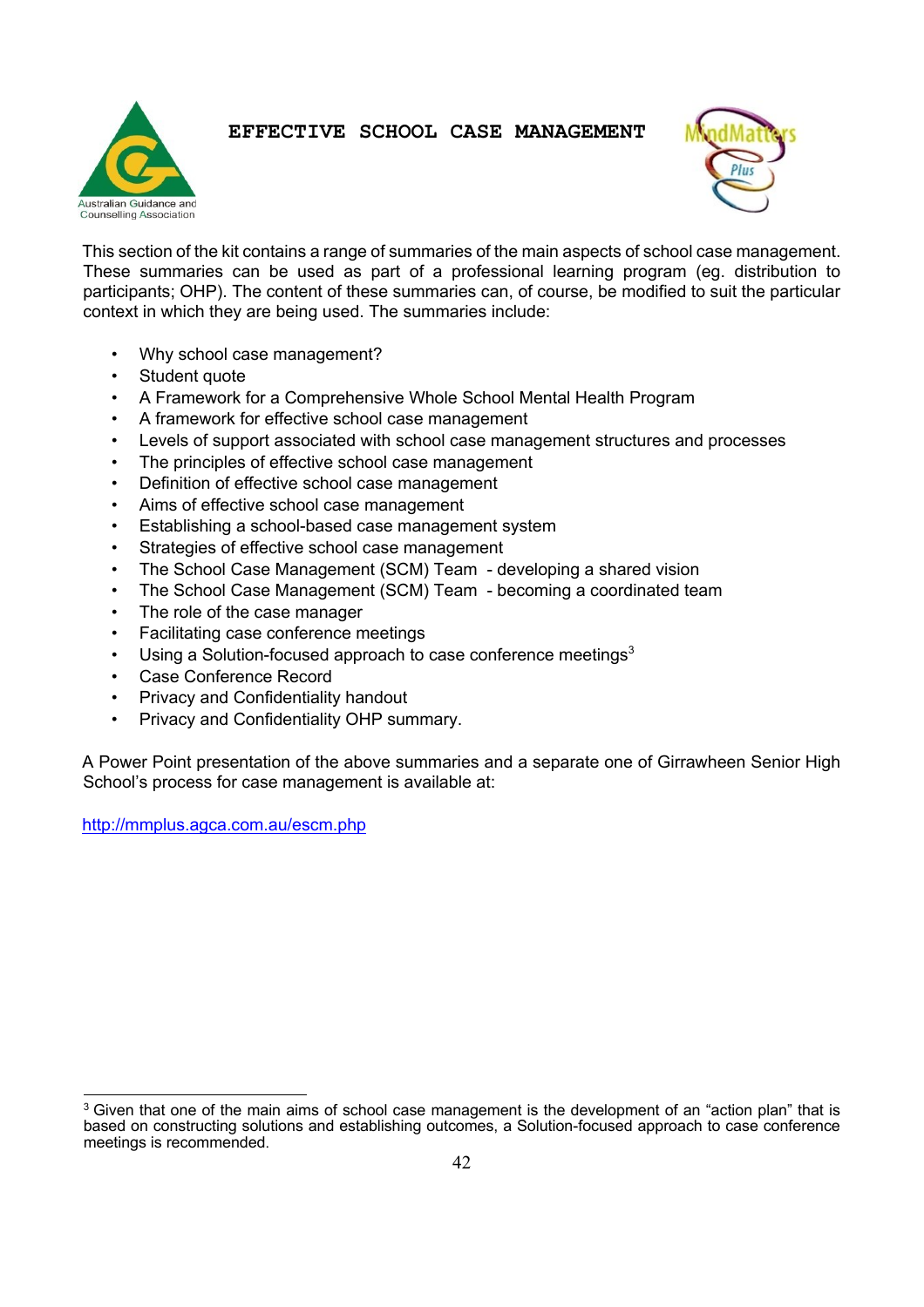# EFFECTIVE SCHOOL CASE MANAGEMENT

This section of the kit contains a range of summaries of the main aspects of school case management. These summaries can be used as part of a professional learning program (eg. distribution to participants; OHP). The content of these summaries can, of course, be modified to suit the particular context in which they are being used. The summaries include:

- Why school case management?
- Student quote
- A Framework for a Comprehensive Whole School Mental Health Program
- A framework for effective school case management
- Levels of support associated with school case management structures and processes
- The principles of effective school case management
- Definition of effective school case management
- Aims of effective school case management
- Establishing a school-based case management system
- Strategies of effective school case management
- The School Case Management (SCM) Team - developing a shared vision
- The School Case Management (SCM) Team - becoming a coordinated team
- The role of the case manager
- Facilitating case conference meetings
- Using a Solution-focused approach to case conference meetings[3]
- Case Conference Record
- Privacy and Confidentiality handout
- Privacy and Confidentiality OHP summary.

A Power Point presentation of the above summaries and a separate one of Girrawheen Senior High School's process for case management is available at:

http://mmplus.agca.com.au/escm.php

[3] Given that one of the main aims of school case management is the development of an "action plan" that is based on constructing solutions and establishing outcomes, a Solution-focused approach to case conference meetings is recommended.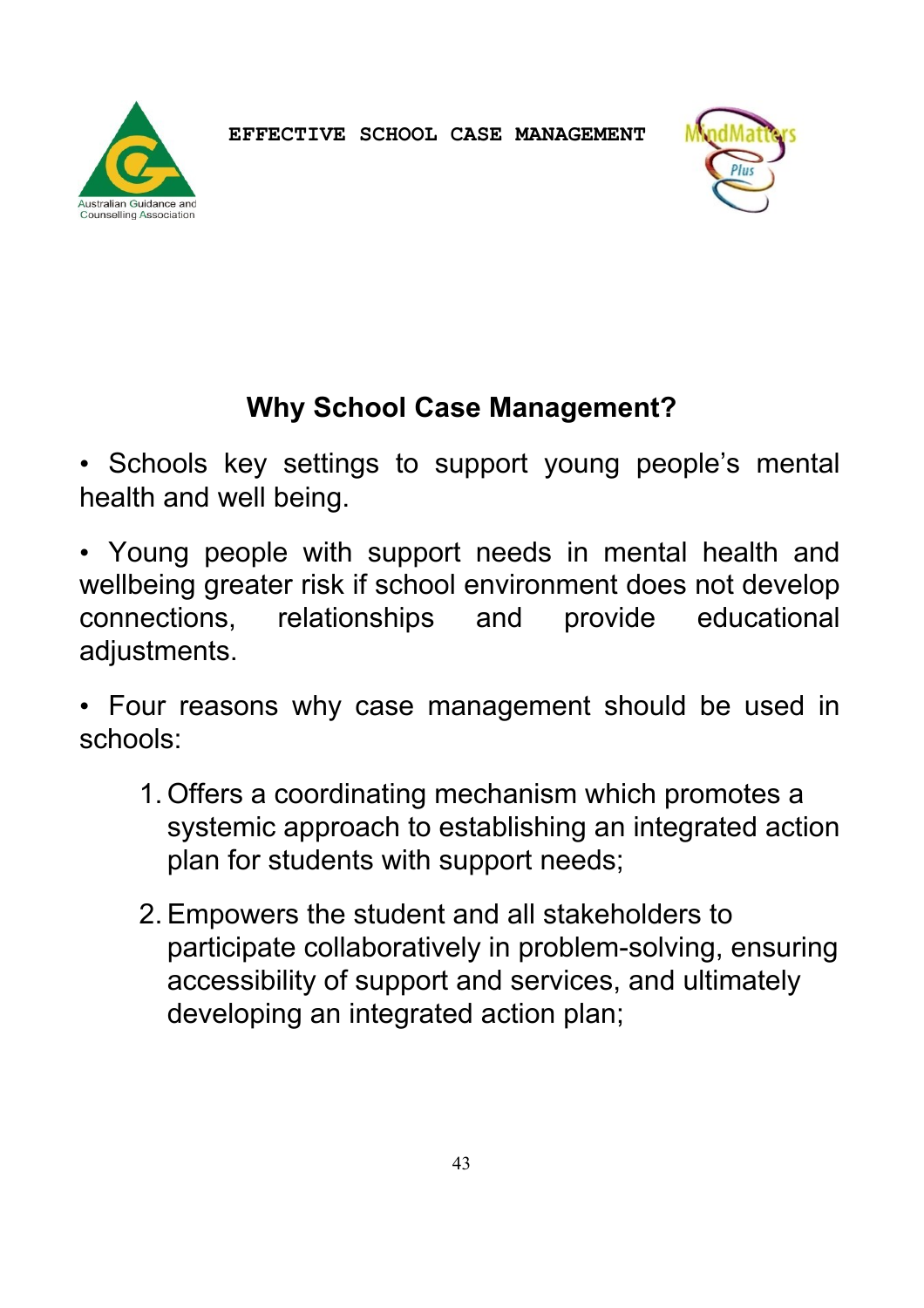## Why School Case Management?

• Schools key settings to support young people's mental health and well being.

• Young people with support needs in mental health and wellbeing greater risk if school environment does not develop connections, relationships and provide educational adjustments.

• Four reasons why case management should be used in schools:

1. Offers a coordinating mechanism which promotes a systemic approach to establishing an integrated action plan for students with support needs;

2. Empowers the student and all stakeholders to participate collaboratively in problem-solving, ensuring accessibility of support and services, and ultimately developing an integrated action plan;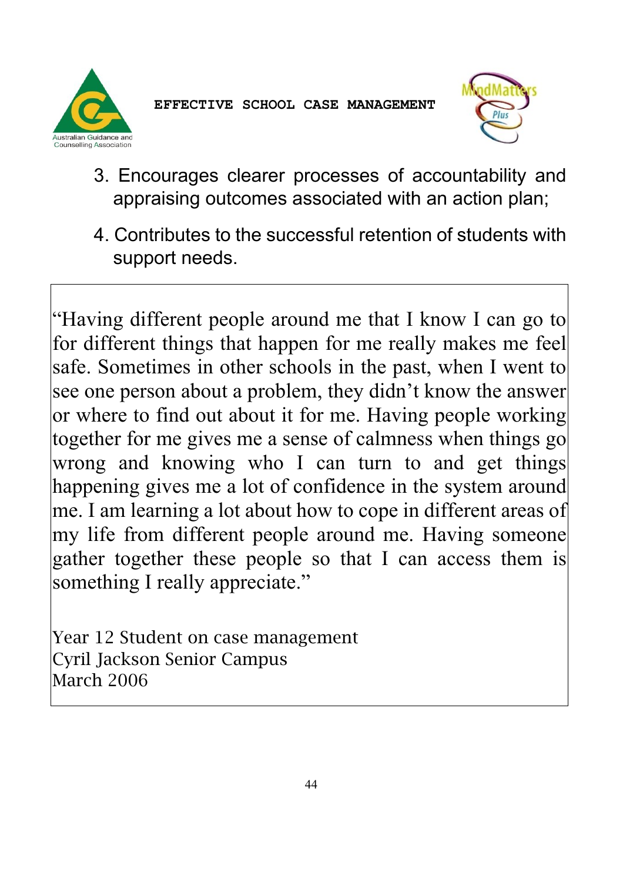3. Encourages clearer processes of accountability and appraising outcomes associated with an action plan;

4. Contributes to the successful retention of students with support needs.

> "Having different people around me that I know I can go to for different things that happen for me really makes me feel safe. Sometimes in other schools in the past, when I went to see one person about a problem, they didn't know the answer or where to find out about it for me. Having people working together for me gives me a sense of calmness when things go wrong and knowing who I can turn to and get things happening gives me a lot of confidence in the system around me. I am learning a lot about how to cope in different areas of my life from different people around me. Having someone gather together these people so that I can access them is something I really appreciate."
>
> Year 12 Student on case management
> Cyril Jackson Senior Campus
> March 2006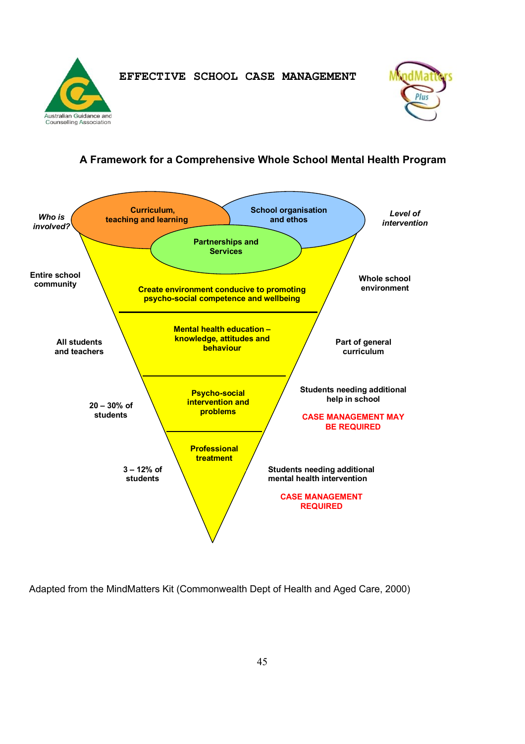EFFECTIVE SCHOOL CASE MANAGEMENT

## A Framework for a Comprehensive Whole School Mental Health Program

| *Who is involved?* | | *Level of intervention* |
|---|---|---|
| | Curriculum, teaching and learning / School organisation and ethos / Partnerships and Services | |
| Entire school community | Create environment conducive to promoting psycho-social competence and wellbeing | Whole school environment |
| All students and teachers | Mental health education – knowledge, attitudes and behaviour | Part of general curriculum |
| 20 – 30% of students | Psycho-social intervention and problems | Students needing additional help in school<br>**CASE MANAGEMENT MAY BE REQUIRED** |
| 3 – 12% of students | Professional treatment | Students needing additional mental health intervention<br>**CASE MANAGEMENT REQUIRED** |

Adapted from the MindMatters Kit (Commonwealth Dept of Health and Aged Care, 2000)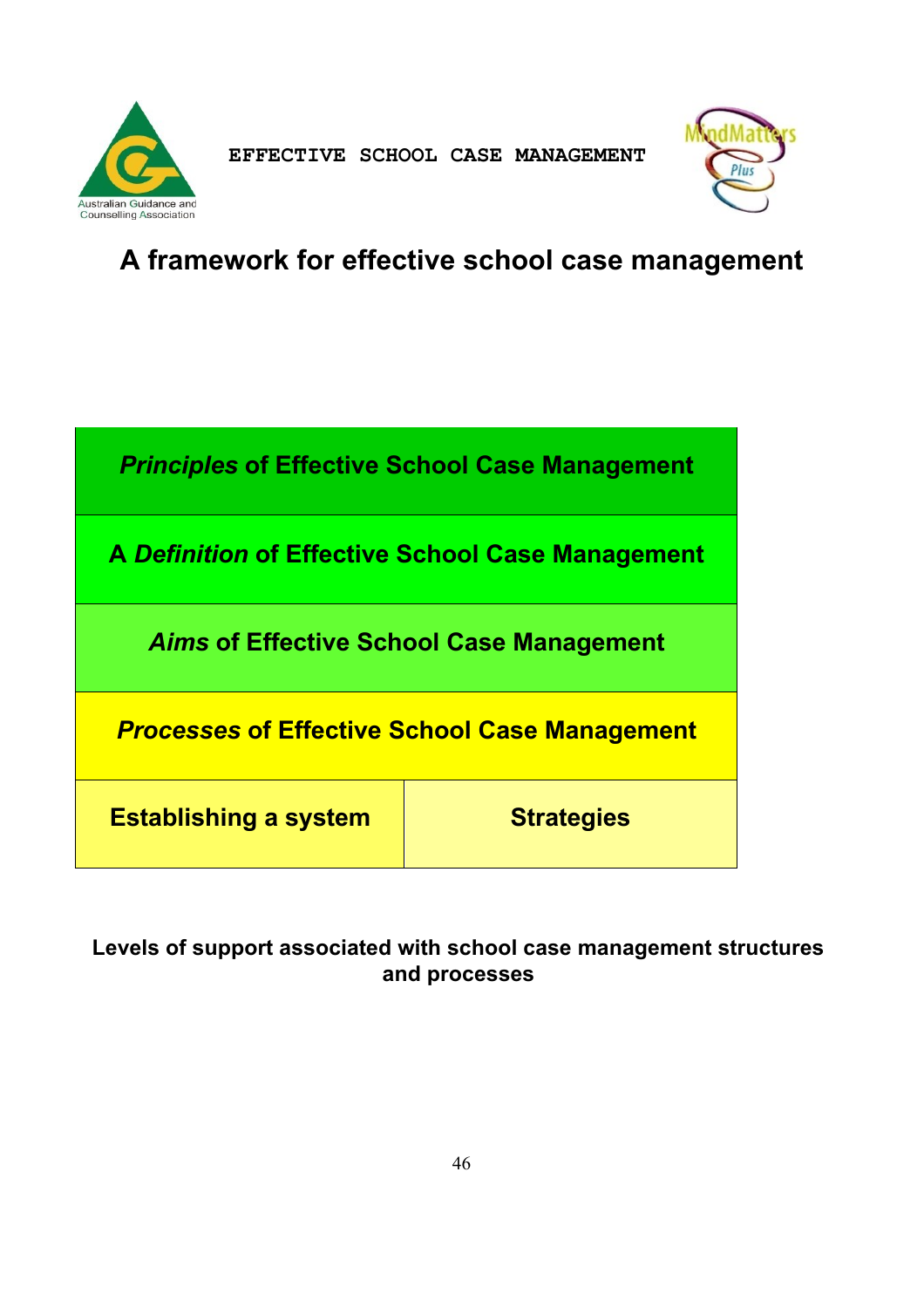# A framework for effective school case management

| *Principles* of Effective School Case Management | |
|---|---|
| A *Definition* of Effective School Case Management | |
| *Aims* of Effective School Case Management | |
| *Processes* of Effective School Case Management | |
| **Establishing a system** | **Strategies** |

**Levels of support associated with school case management structures and processes**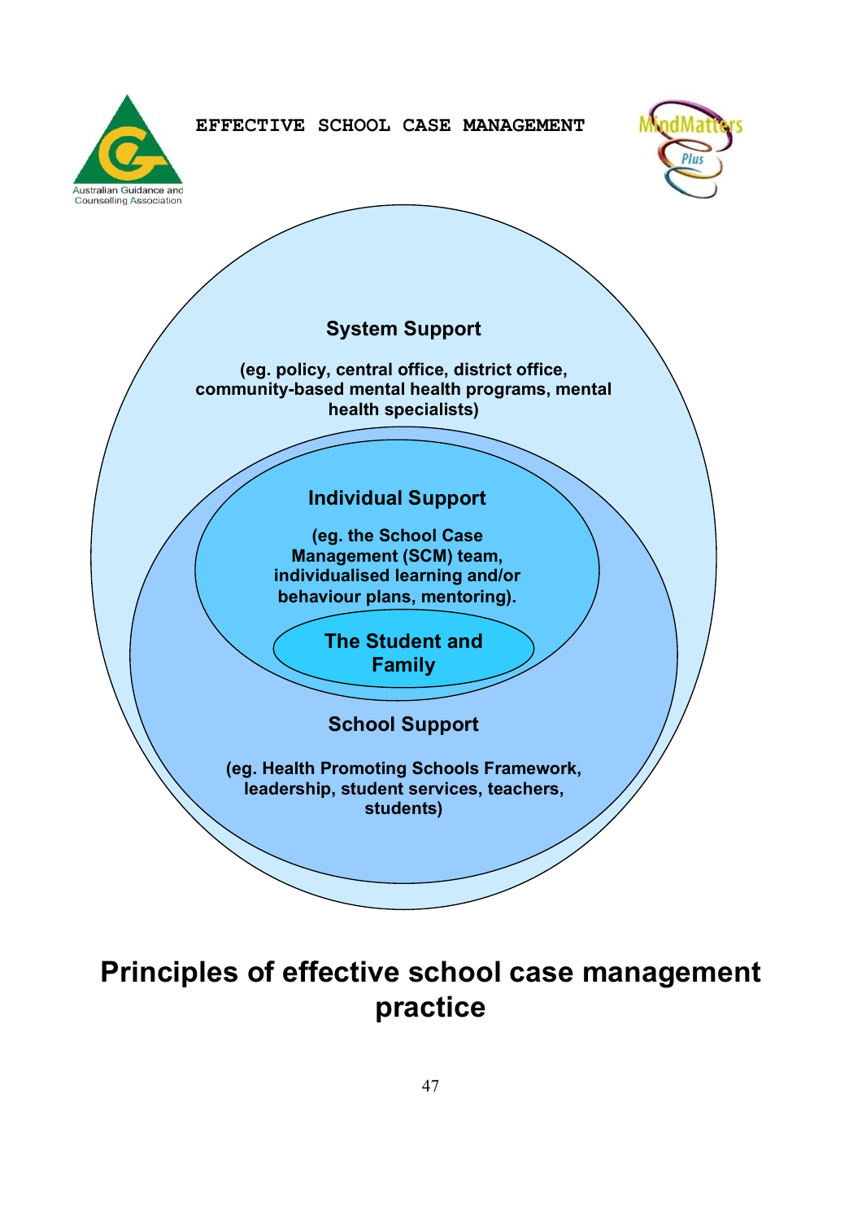**System Support**

**(eg. policy, central office, district office, community-based mental health programs, mental health specialists)**

**Individual Support**

**(eg. the School Case Management (SCM) team, individualised learning and/or behaviour plans, mentoring).**

**The Student and Family**

**School Support**

**(eg. Health Promoting Schools Framework, leadership, student services, teachers, students)**

# Principles of effective school case management practice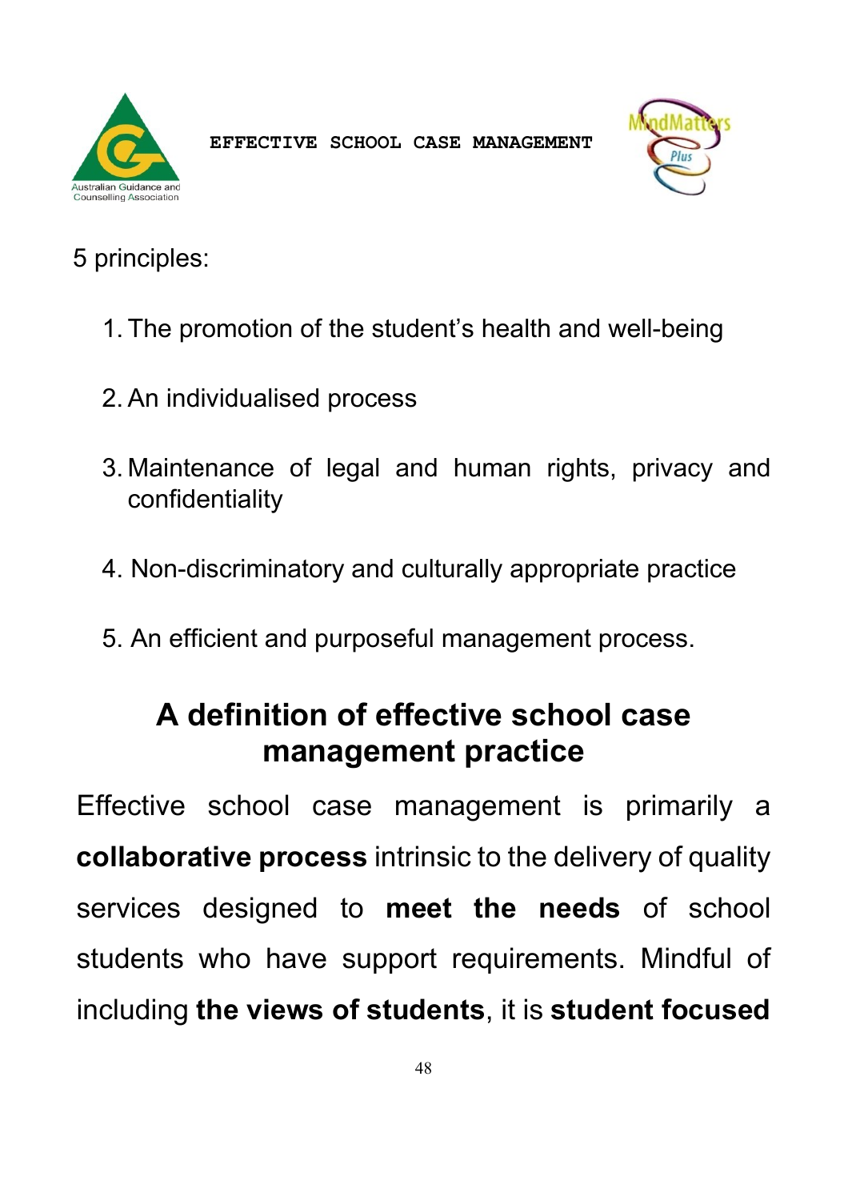5 principles:

1. The promotion of the student's health and well-being
2. An individualised process
3. Maintenance of legal and human rights, privacy and confidentiality
4. Non-discriminatory and culturally appropriate practice
5. An efficient and purposeful management process.

## A definition of effective school case management practice

Effective school case management is primarily a **collaborative process** intrinsic to the delivery of quality services designed to **meet the needs** of school students who have support requirements. Mindful of including **the views of students**, it is **student focused**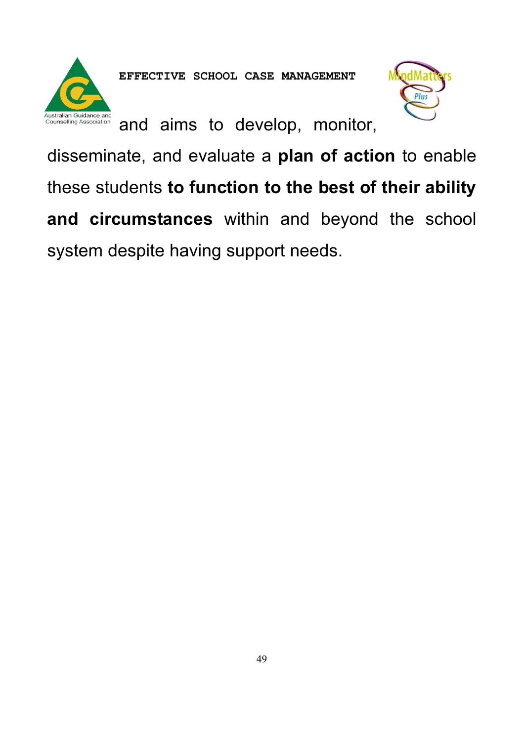and aims to develop, monitor, disseminate, and evaluate a **plan of action** to enable these students **to function to the best of their ability and circumstances** within and beyond the school system despite having support needs.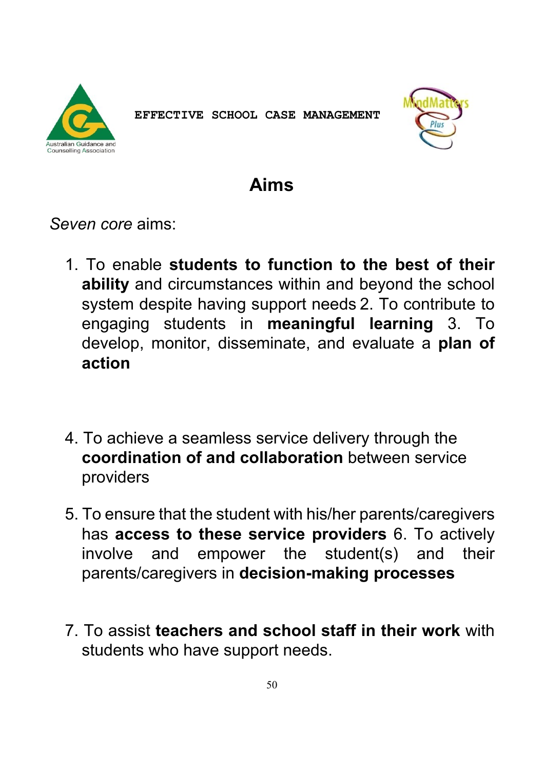**EFFECTIVE SCHOOL CASE MANAGEMENT**

## Aims

*Seven core* aims:

1. To enable **students to function to the best of their ability** and circumstances within and beyond the school system despite having support needs
2. To contribute to engaging students in **meaningful learning**
3. To develop, monitor, disseminate, and evaluate a **plan of action**
4. To achieve a seamless service delivery through the **coordination of and collaboration** between service providers
5. To ensure that the student with his/her parents/caregivers has **access to these service providers**
6. To actively involve and empower the student(s) and their parents/caregivers in **decision-making processes**
7. To assist **teachers and school staff in their work** with students who have support needs.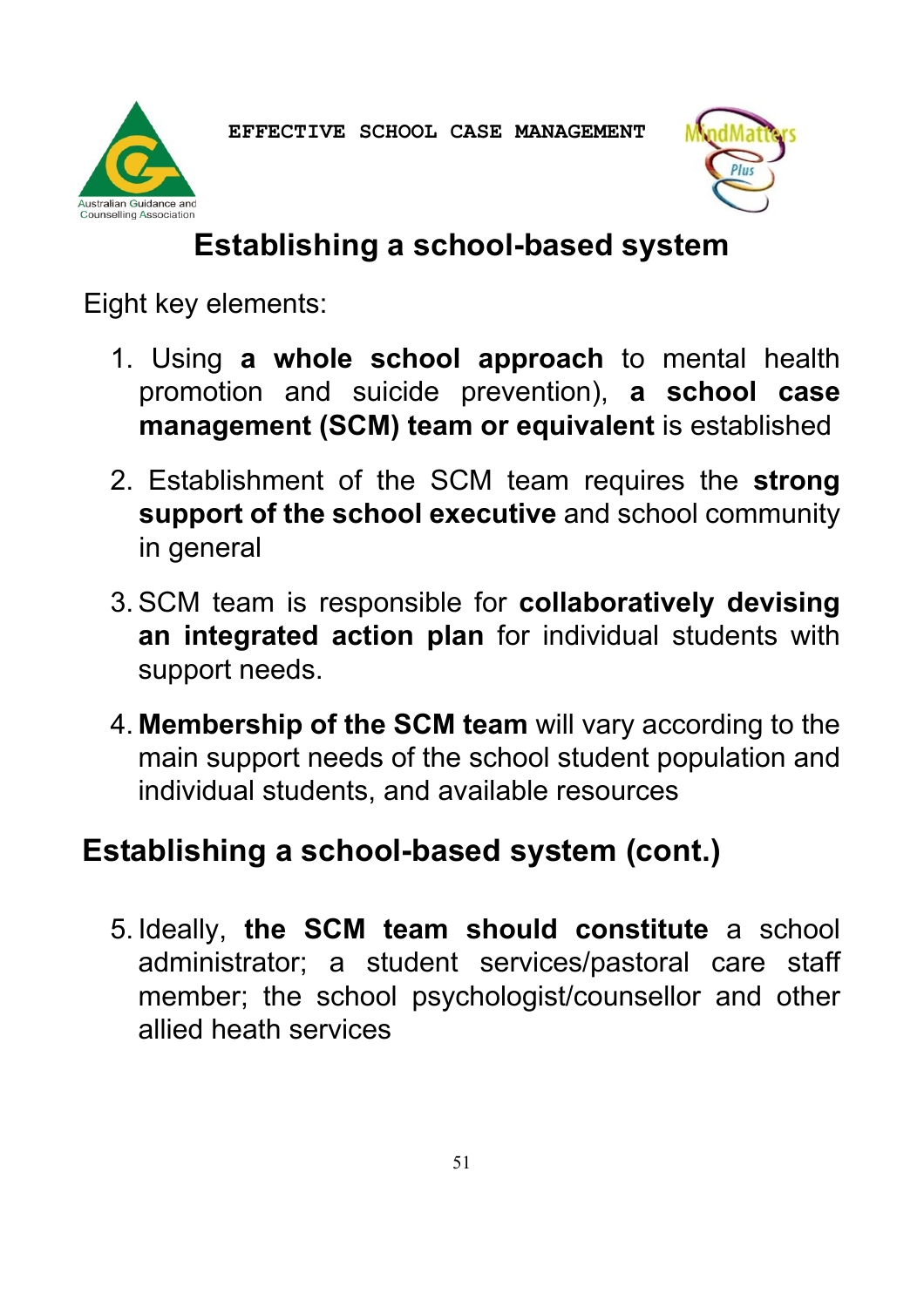# Establishing a school-based system

Eight key elements:

1. Using **a whole school approach** to mental health promotion and suicide prevention), **a school case management (SCM) team or equivalent** is established
2. Establishment of the SCM team requires the **strong support of the school executive** and school community in general
3. SCM team is responsible for **collaboratively devising an integrated action plan** for individual students with support needs.
4. **Membership of the SCM team** will vary according to the main support needs of the school student population and individual students, and available resources

## Establishing a school-based system (cont.)

5. Ideally, **the SCM team should constitute** a school administrator; a student services/pastoral care staff member; the school psychologist/counsellor and other allied heath services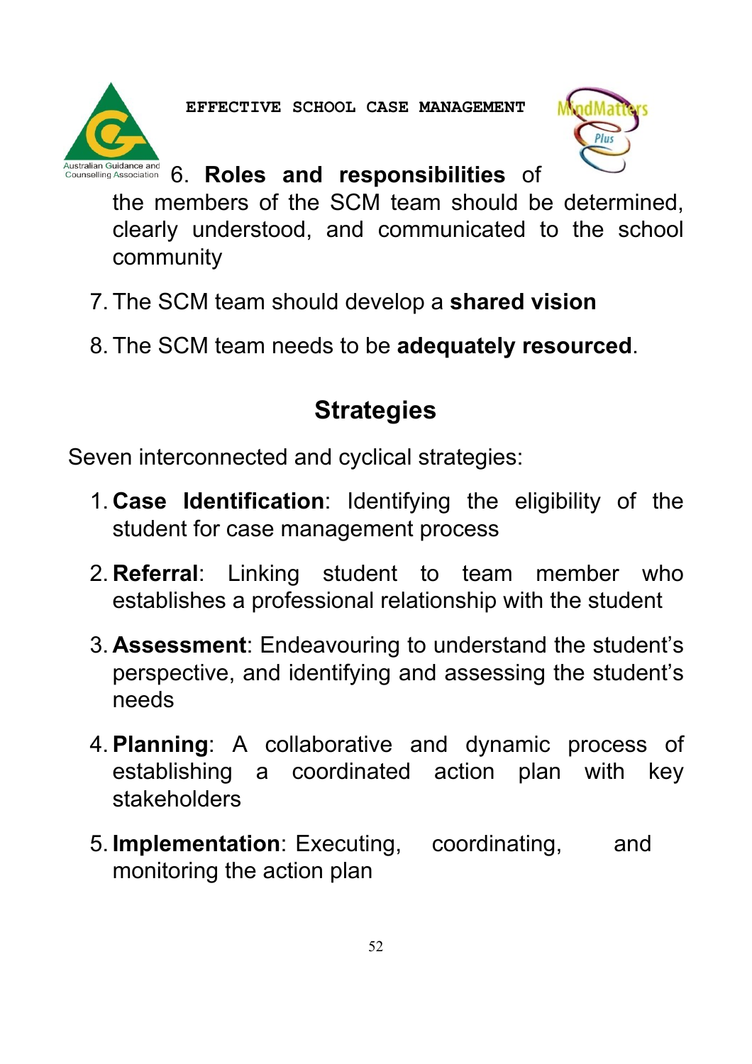6. **Roles and responsibilities** of the members of the SCM team should be determined, clearly understood, and communicated to the school community

7. The SCM team should develop a **shared vision**

8. The SCM team needs to be **adequately resourced**.

## Strategies

Seven interconnected and cyclical strategies:

1. **Case Identification**: Identifying the eligibility of the student for case management process

2. **Referral**: Linking student to team member who establishes a professional relationship with the student

3. **Assessment**: Endeavouring to understand the student's perspective, and identifying and assessing the student's needs

4. **Planning**: A collaborative and dynamic process of establishing a coordinated action plan with key stakeholders

5. **Implementation**: Executing, coordinating, and monitoring the action plan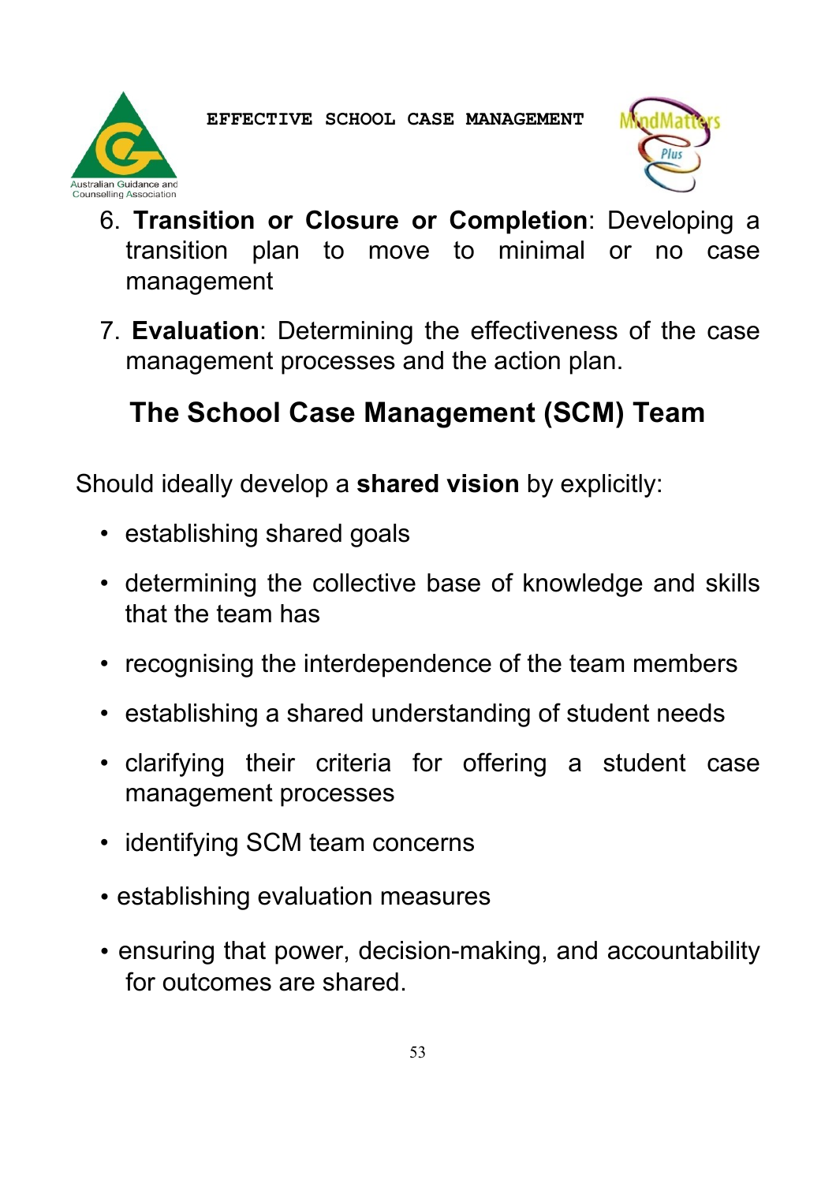6. **Transition or Closure or Completion**: Developing a transition plan to move to minimal or no case management

7. **Evaluation**: Determining the effectiveness of the case management processes and the action plan.

## The School Case Management (SCM) Team

Should ideally develop a **shared vision** by explicitly:

- establishing shared goals
- determining the collective base of knowledge and skills that the team has
- recognising the interdependence of the team members
- establishing a shared understanding of student needs
- clarifying their criteria for offering a student case management processes
- identifying SCM team concerns
- establishing evaluation measures
- ensuring that power, decision-making, and accountability for outcomes are shared.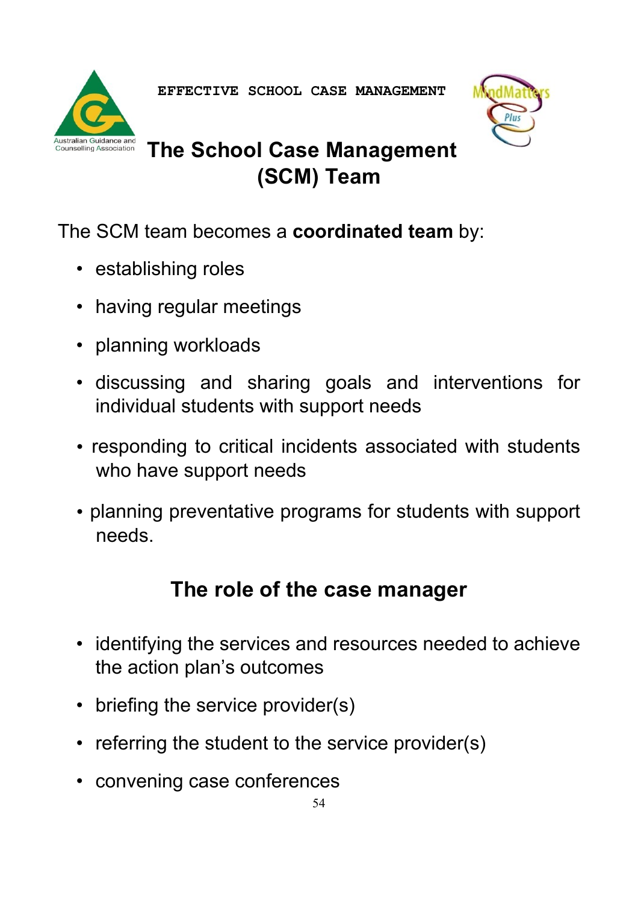# The School Case Management (SCM) Team

The SCM team becomes a **coordinated team** by:

- establishing roles
- having regular meetings
- planning workloads
- discussing and sharing goals and interventions for individual students with support needs
- responding to critical incidents associated with students who have support needs
- planning preventative programs for students with support needs.

## The role of the case manager

- identifying the services and resources needed to achieve the action plan's outcomes
- briefing the service provider(s)
- referring the student to the service provider(s)
- convening case conferences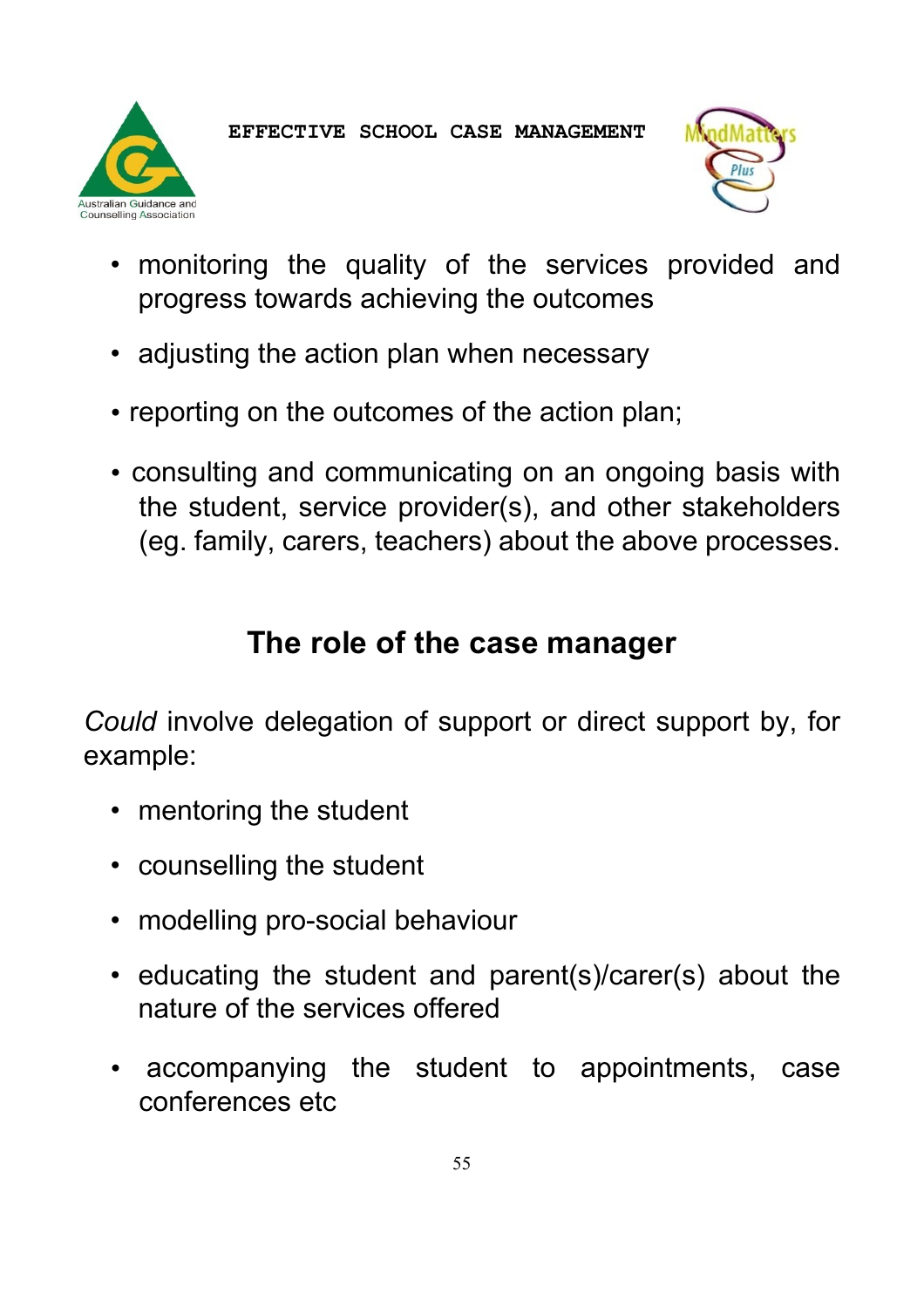- monitoring the quality of the services provided and progress towards achieving the outcomes
- adjusting the action plan when necessary
- reporting on the outcomes of the action plan;
- consulting and communicating on an ongoing basis with the student, service provider(s), and other stakeholders (eg. family, carers, teachers) about the above processes.

## The role of the case manager

*Could* involve delegation of support or direct support by, for example:

- mentoring the student
- counselling the student
- modelling pro-social behaviour
- educating the student and parent(s)/carer(s) about the nature of the services offered
- accompanying the student to appointments, case conferences etc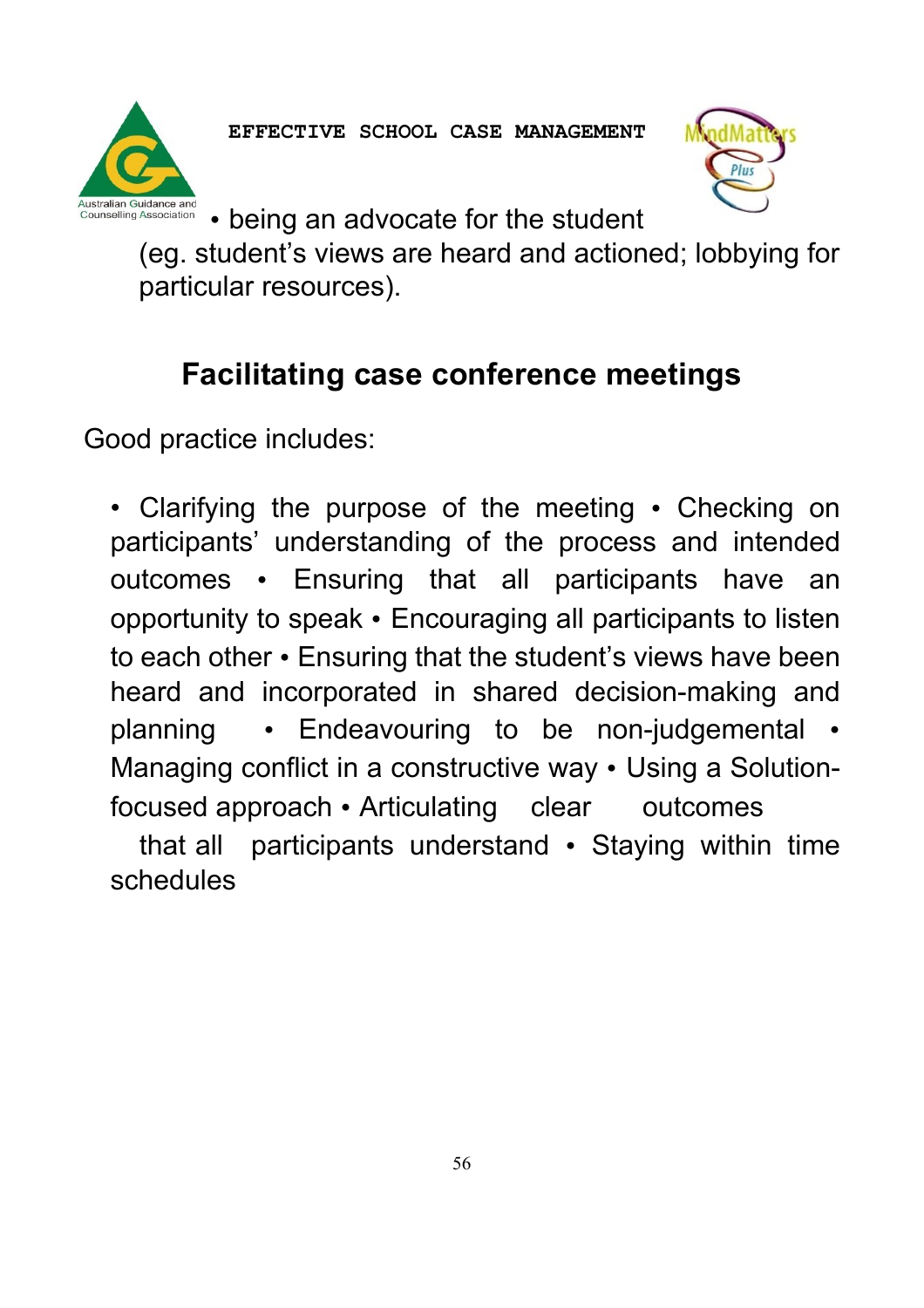- being an advocate for the student (eg. student's views are heard and actioned; lobbying for particular resources).

## Facilitating case conference meetings

Good practice includes:

- Clarifying the purpose of the meeting
- Checking on participants' understanding of the process and intended outcomes
- Ensuring that all participants have an opportunity to speak
- Encouraging all participants to listen to each other
- Ensuring that the student's views have been heard and incorporated in shared decision-making and planning
- Endeavouring to be non-judgemental
- Managing conflict in a constructive way
- Using a Solution-focused approach
- Articulating clear outcomes that all participants understand
- Staying within time schedules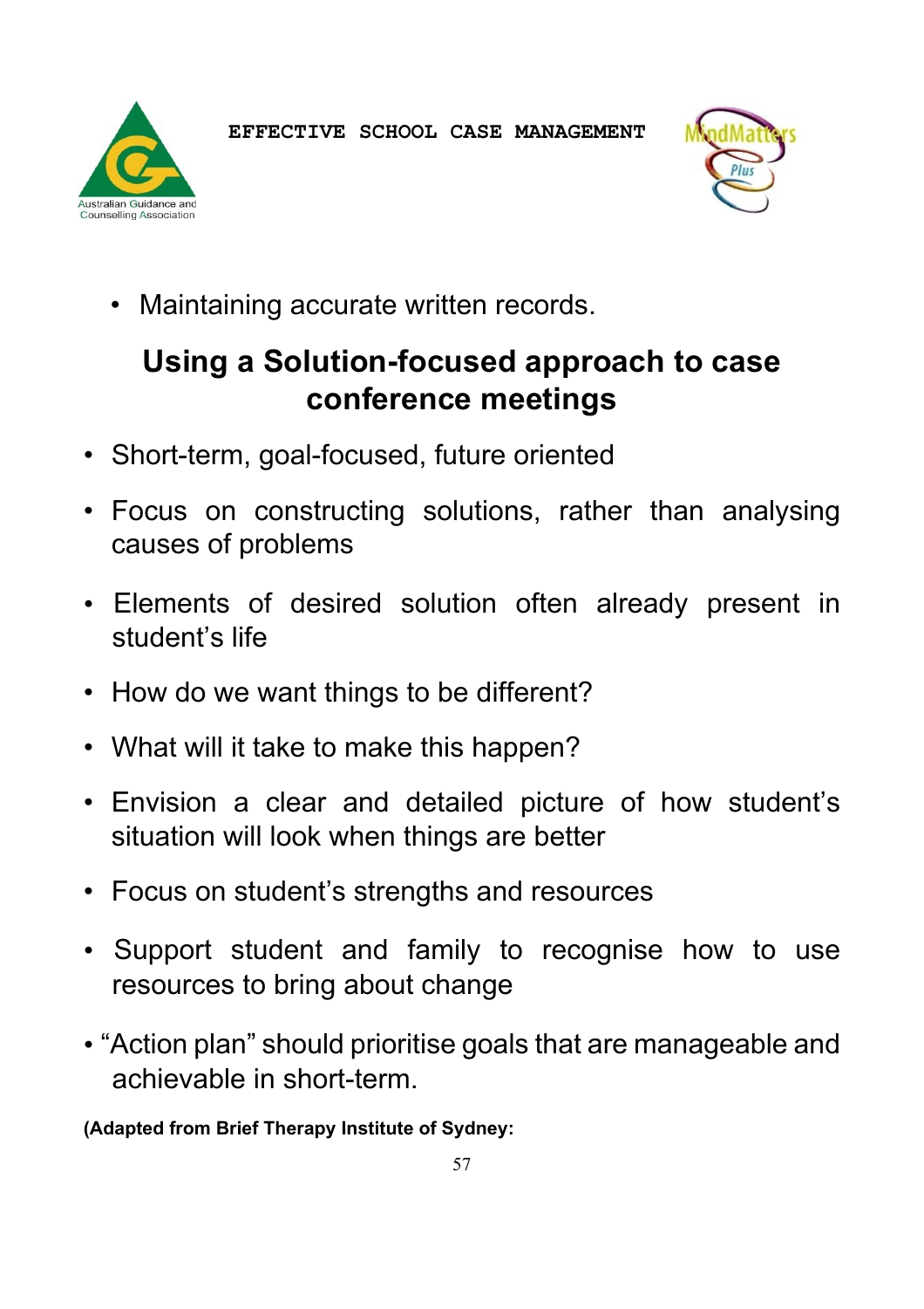- Maintaining accurate written records.

## Using a Solution-focused approach to case conference meetings

- Short-term, goal-focused, future oriented
- Focus on constructing solutions, rather than analysing causes of problems
- Elements of desired solution often already present in student's life
- How do we want things to be different?
- What will it take to make this happen?
- Envision a clear and detailed picture of how student's situation will look when things are better
- Focus on student's strengths and resources
- Support student and family to recognise how to use resources to bring about change
- "Action plan" should prioritise goals that are manageable and achievable in short-term.

**(Adapted from Brief Therapy Institute of Sydney:**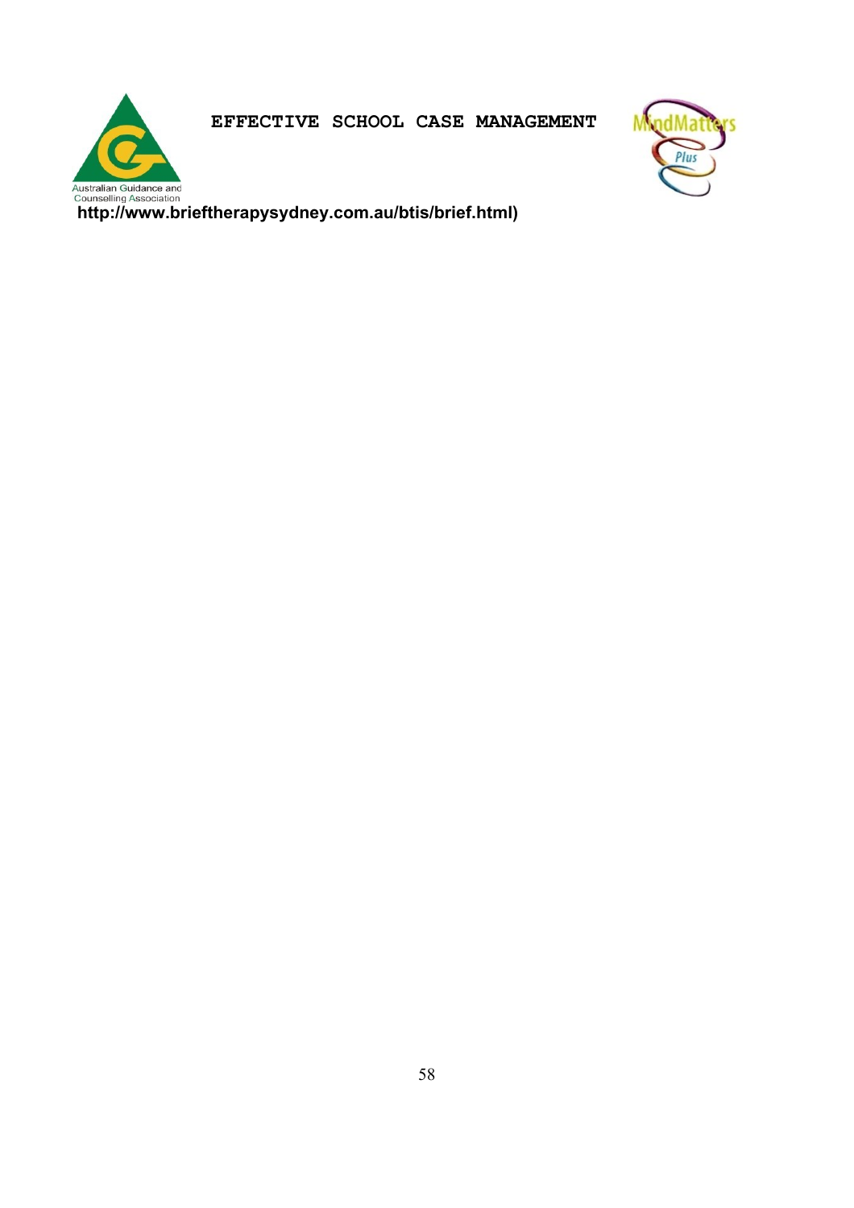http://www.brieftherapysydney.com.au/btis/brief.html)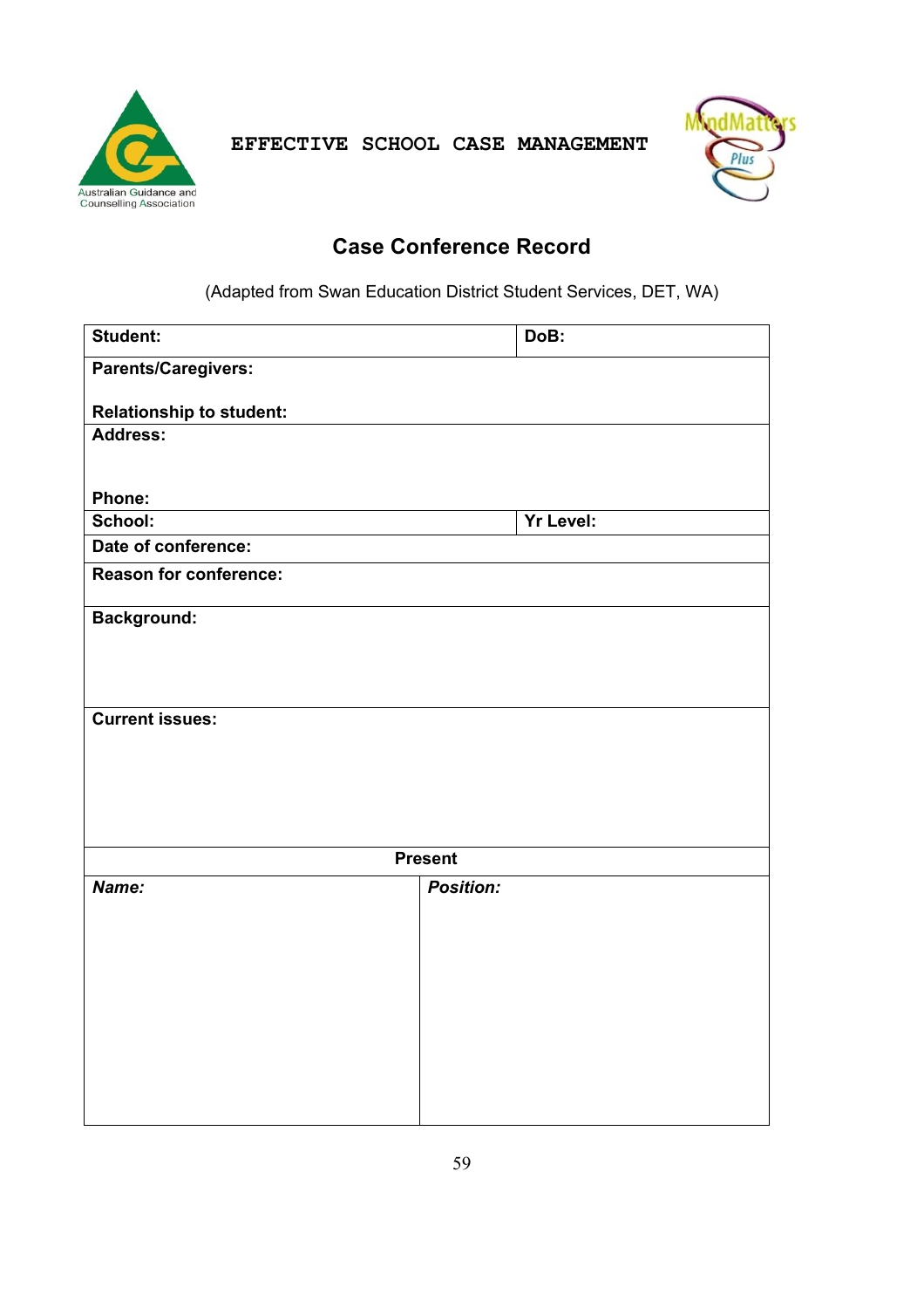EFFECTIVE SCHOOL CASE MANAGEMENT

## Case Conference Record

(Adapted from Swan Education District Student Services, DET, WA)

| **Student:** | **DoB:** |
|---|---|
| **Parents/Caregivers:**<br><br>**Relationship to student:** | |
| **Address:**<br><br><br>**Phone:** | |
| **School:** | **Yr Level:** |
| **Date of conference:** | |
| **Reason for conference:** | |
| **Background:** | |
| **Current issues:** | |

| **Present** | |
|---|---|
| ***Name:*** | ***Position:*** |
| | |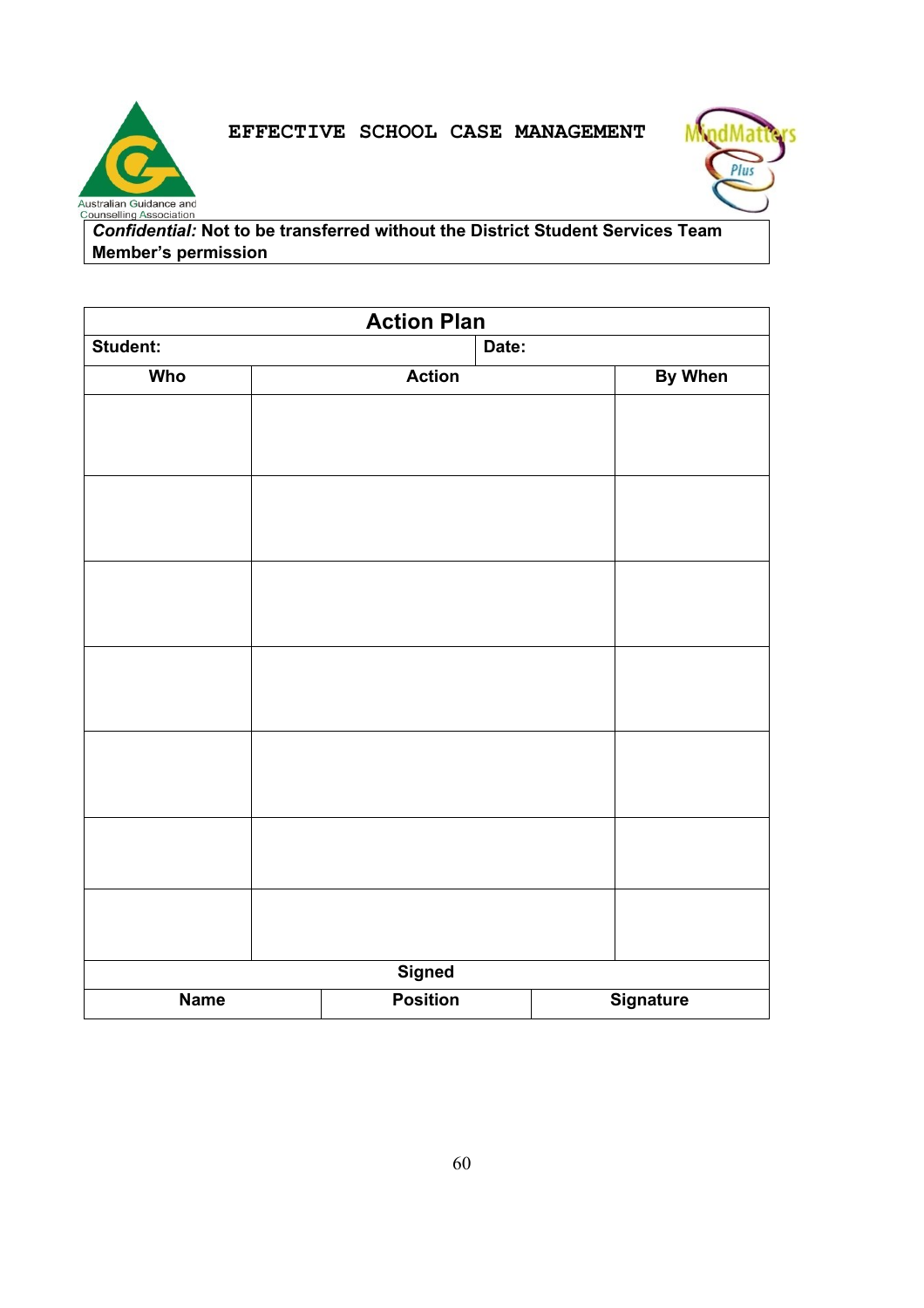EFFECTIVE SCHOOL CASE MANAGEMENT

Australian Guidance and Counselling Association

MindMatters Plus

***Confidential:*** **Not to be transferred without the District Student Services Team Member's permission**

## Action Plan

| **Student:** | **Date:** | |
|---|---|---|
| **Who** | **Action** | **By When** |
| | | |
| | | |
| | | |
| | | |
| | | |
| | | |
| | | |

**Signed**

| **Name** | **Position** | **Signature** |
|---|---|---|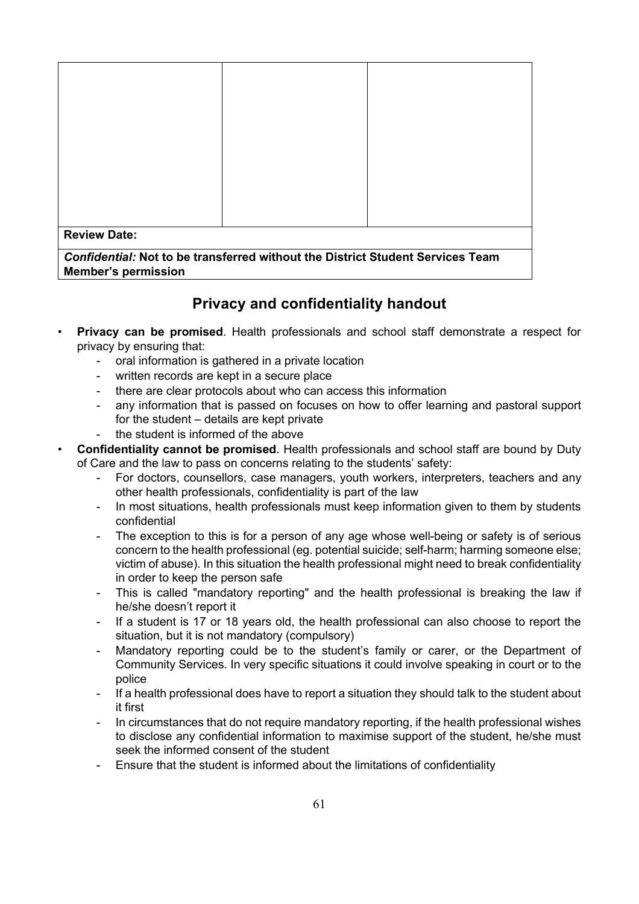| | | |
|---|---|---|
| | | |
| **Review Date:** | | |
| ***Confidential:*** **Not to be transferred without the District Student Services Team Member's permission** | | |

## Privacy and confidentiality handout

- **Privacy can be promised**. Health professionals and school staff demonstrate a respect for privacy by ensuring that:
  - oral information is gathered in a private location
  - written records are kept in a secure place
  - there are clear protocols about who can access this information
  - any information that is passed on focuses on how to offer learning and pastoral support for the student – details are kept private
  - the student is informed of the above
- **Confidentiality cannot be promised**. Health professionals and school staff are bound by Duty of Care and the law to pass on concerns relating to the students' safety:
  - For doctors, counsellors, case managers, youth workers, interpreters, teachers and any other health professionals, confidentiality is part of the law
  - In most situations, health professionals must keep information given to them by students confidential
  - The exception to this is for a person of any age whose well-being or safety is of serious concern to the health professional (eg. potential suicide; self-harm; harming someone else; victim of abuse). In this situation the health professional might need to break confidentiality in order to keep the person safe
  - This is called "mandatory reporting" and the health professional is breaking the law if he/she doesn't report it
  - If a student is 17 or 18 years old, the health professional can also choose to report the situation, but it is not mandatory (compulsory)
  - Mandatory reporting could be to the student's family or carer, or the Department of Community Services. In very specific situations it could involve speaking in court or to the police
  - If a health professional does have to report a situation they should talk to the student about it first
  - In circumstances that do not require mandatory reporting, if the health professional wishes to disclose any confidential information to maximise support of the student, he/she must seek the informed consent of the student
  - Ensure that the student is informed about the limitations of confidentiality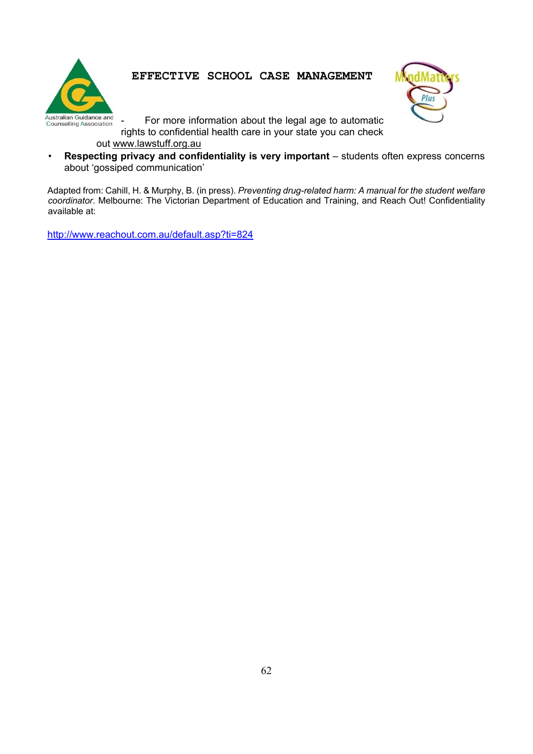- For more information about the legal age to automatic rights to confidential health care in your state you can check out www.lawstuff.org.au

- **Respecting privacy and confidentiality is very important** – students often express concerns about 'gossiped communication'

Adapted from: Cahill, H. & Murphy, B. (in press). *Preventing drug-related harm: A manual for the student welfare coordinator*. Melbourne: The Victorian Department of Education and Training, and Reach Out! Confidentiality available at:

http://www.reachout.com.au/default.asp?ti=824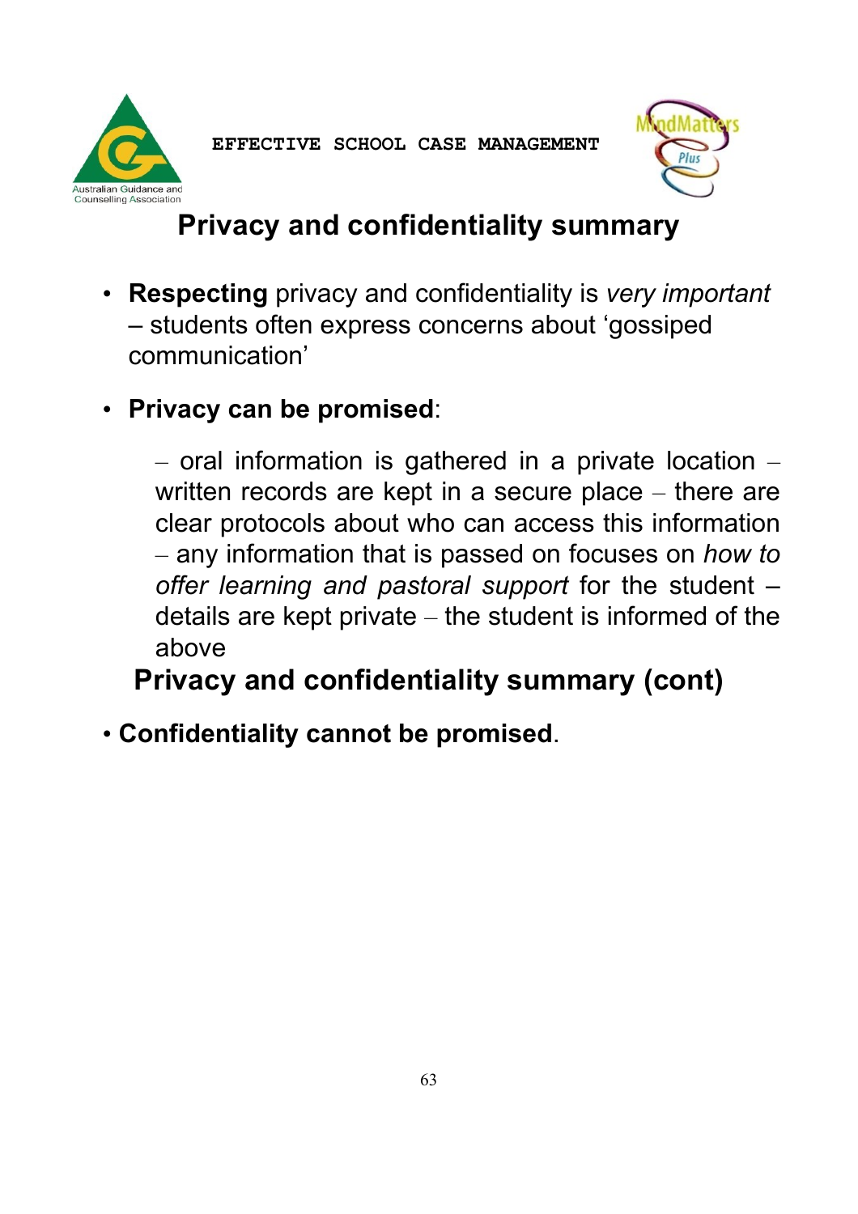## Privacy and confidentiality summary

- **Respecting** privacy and confidentiality is *very important* – students often express concerns about 'gossiped communication'

- **Privacy can be promised**:

  – oral information is gathered in a private location – written records are kept in a secure place – there are clear protocols about who can access this information – any information that is passed on focuses on *how to offer learning and pastoral support* for the student – details are kept private – the student is informed of the above

## Privacy and confidentiality summary (cont)

- **Confidentiality cannot be promised**.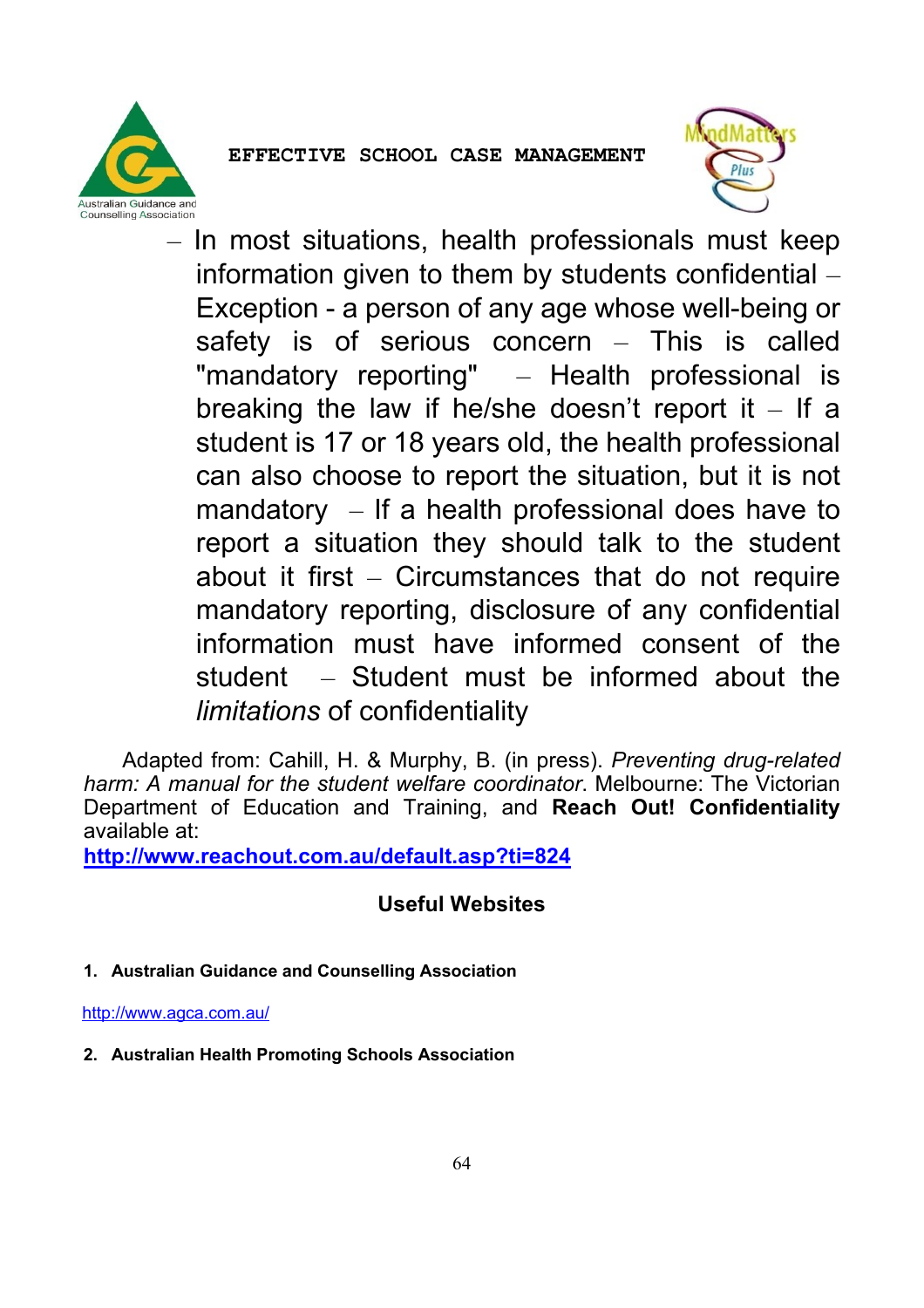– In most situations, health professionals must keep information given to them by students confidential – Exception - a person of any age whose well-being or safety is of serious concern – This is called "mandatory reporting" – Health professional is breaking the law if he/she doesn't report it – If a student is 17 or 18 years old, the health professional can also choose to report the situation, but it is not mandatory – If a health professional does have to report a situation they should talk to the student about it first – Circumstances that do not require mandatory reporting, disclosure of any confidential information must have informed consent of the student – Student must be informed about the *limitations* of confidentiality

Adapted from: Cahill, H. & Murphy, B. (in press). *Preventing drug-related harm: A manual for the student welfare coordinator*. Melbourne: The Victorian Department of Education and Training, and **Reach Out! Confidentiality** available at:
**http://www.reachout.com.au/default.asp?ti=824**

## Useful Websites

1. **Australian Guidance and Counselling Association**

http://www.agca.com.au/

2. **Australian Health Promoting Schools Association**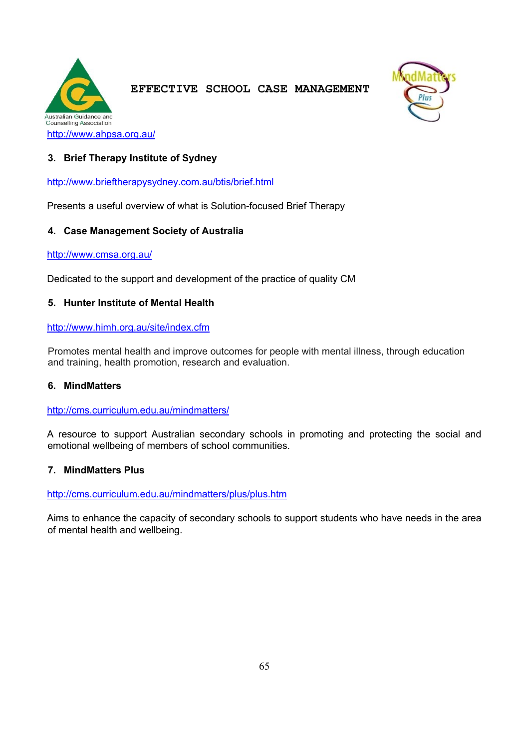Australian Guidance and Counselling Association

http://www.ahpsa.org.au/

### 3. Brief Therapy Institute of Sydney

http://www.brieftherapysydney.com.au/btis/brief.html

Presents a useful overview of what is Solution-focused Brief Therapy

### 4. Case Management Society of Australia

http://www.cmsa.org.au/

Dedicated to the support and development of the practice of quality CM

### 5. Hunter Institute of Mental Health

http://www.himh.org.au/site/index.cfm

Promotes mental health and improve outcomes for people with mental illness, through education and training, health promotion, research and evaluation.

### 6. MindMatters

http://cms.curriculum.edu.au/mindmatters/

A resource to support Australian secondary schools in promoting and protecting the social and emotional wellbeing of members of school communities.

### 7. MindMatters Plus

http://cms.curriculum.edu.au/mindmatters/plus/plus.htm

Aims to enhance the capacity of secondary schools to support students who have needs in the area of mental health and wellbeing.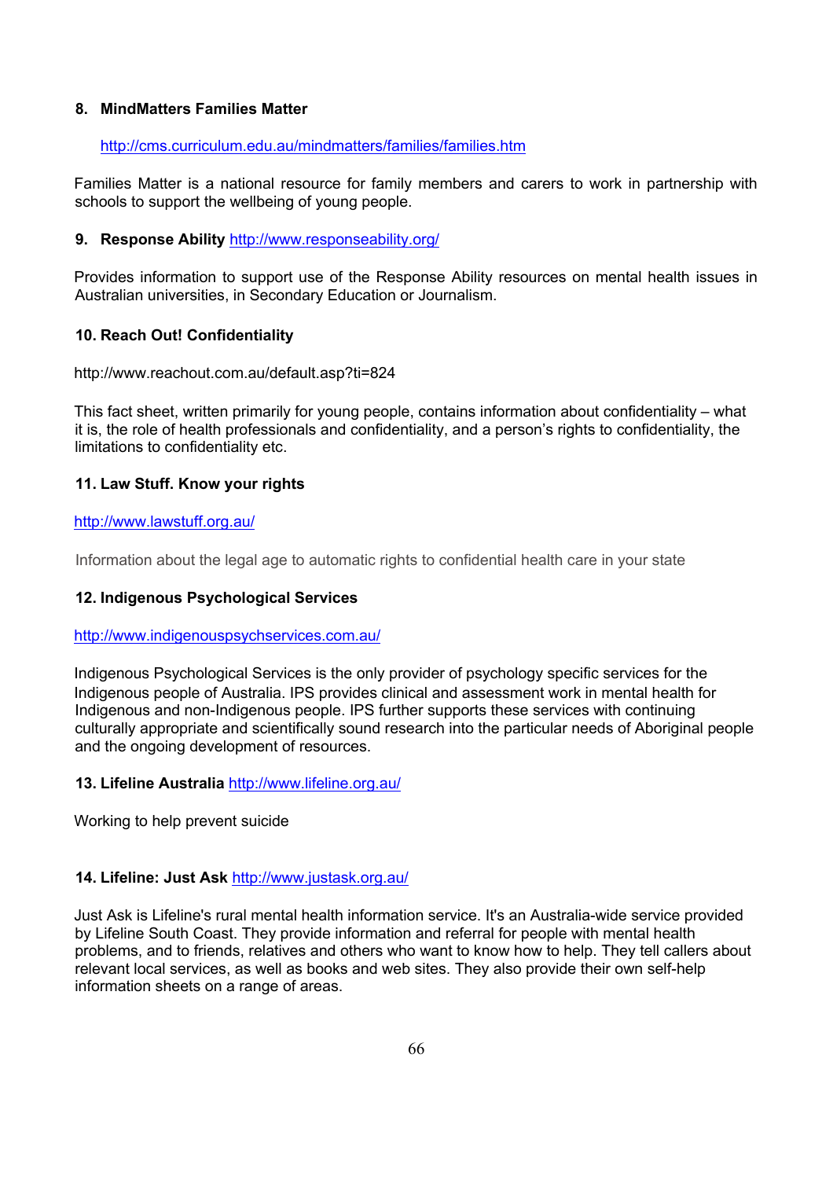### 8. MindMatters Families Matter

http://cms.curriculum.edu.au/mindmatters/families/families.htm

Families Matter is a national resource for family members and carers to work in partnership with schools to support the wellbeing of young people.

### 9. Response Ability http://www.responseability.org/

Provides information to support use of the Response Ability resources on mental health issues in Australian universities, in Secondary Education or Journalism.

### 10. Reach Out! Confidentiality

http://www.reachout.com.au/default.asp?ti=824

This fact sheet, written primarily for young people, contains information about confidentiality – what it is, the role of health professionals and confidentiality, and a person's rights to confidentiality, the limitations to confidentiality etc.

### 11. Law Stuff. Know your rights

http://www.lawstuff.org.au/

Information about the legal age to automatic rights to confidential health care in your state

### 12. Indigenous Psychological Services

http://www.indigenouspsychservices.com.au/

Indigenous Psychological Services is the only provider of psychology specific services for the Indigenous people of Australia. IPS provides clinical and assessment work in mental health for Indigenous and non-Indigenous people. IPS further supports these services with continuing culturally appropriate and scientifically sound research into the particular needs of Aboriginal people and the ongoing development of resources.

### 13. Lifeline Australia http://www.lifeline.org.au/

Working to help prevent suicide

### 14. Lifeline: Just Ask http://www.justask.org.au/

Just Ask is Lifeline's rural mental health information service. It's an Australia-wide service provided by Lifeline South Coast. They provide information and referral for people with mental health problems, and to friends, relatives and others who want to know how to help. They tell callers about relevant local services, as well as books and web sites. They also provide their own self-help information sheets on a range of areas.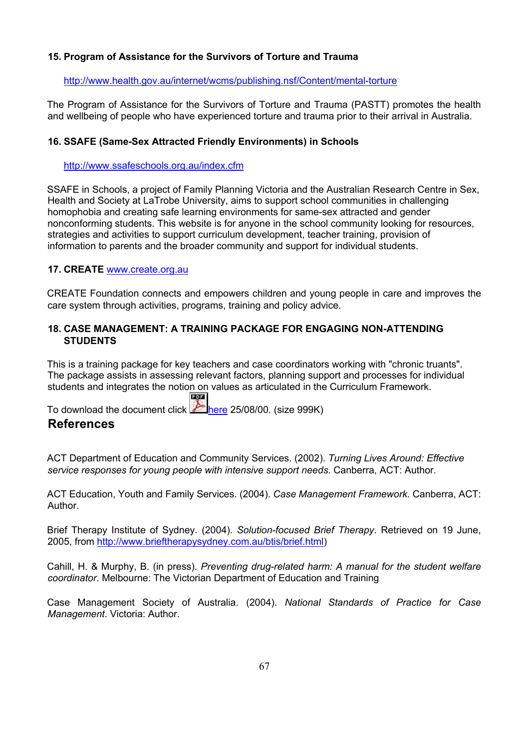**15. Program of Assistance for the Survivors of Torture and Trauma**

http://www.health.gov.au/internet/wcms/publishing.nsf/Content/mental-torture

The Program of Assistance for the Survivors of Torture and Trauma (PASTT) promotes the health and wellbeing of people who have experienced torture and trauma prior to their arrival in Australia.

**16. SSAFE (Same-Sex Attracted Friendly Environments) in Schools**

http://www.ssafeschools.org.au/index.cfm

SSAFE in Schools, a project of Family Planning Victoria and the Australian Research Centre in Sex, Health and Society at LaTrobe University, aims to support school communities in challenging homophobia and creating safe learning environments for same-sex attracted and gender nonconforming students. This website is for anyone in the school community looking for resources, strategies and activities to support curriculum development, teacher training, provision of information to parents and the broader community and support for individual students.

**17. CREATE** www.create.org.au

CREATE Foundation connects and empowers children and young people in care and improves the care system through activities, programs, training and policy advice.

**18. CASE MANAGEMENT: A TRAINING PACKAGE FOR ENGAGING NON-ATTENDING STUDENTS**

This is a training package for key teachers and case coordinators working with "chronic truants". The package assists in assessing relevant factors, planning support and processes for individual students and integrates the notion on values as articulated in the Curriculum Framework.

To download the document click here 25/08/00. (size 999K)

## References

ACT Department of Education and Community Services. (2002). *Turning Lives Around: Effective service responses for young people with intensive support needs*. Canberra, ACT: Author.

ACT Education, Youth and Family Services. (2004). *Case Management Framework.* Canberra, ACT: Author.

Brief Therapy Institute of Sydney. (2004). *Solution-focused Brief Therapy*. Retrieved on 19 June, 2005, from http://www.brieftherapysydney.com.au/btis/brief.html)

Cahill, H. & Murphy, B. (in press). *Preventing drug-related harm: A manual for the student welfare coordinator*. Melbourne: The Victorian Department of Education and Training

Case Management Society of Australia. (2004). *National Standards of Practice for Case Management*. Victoria: Author.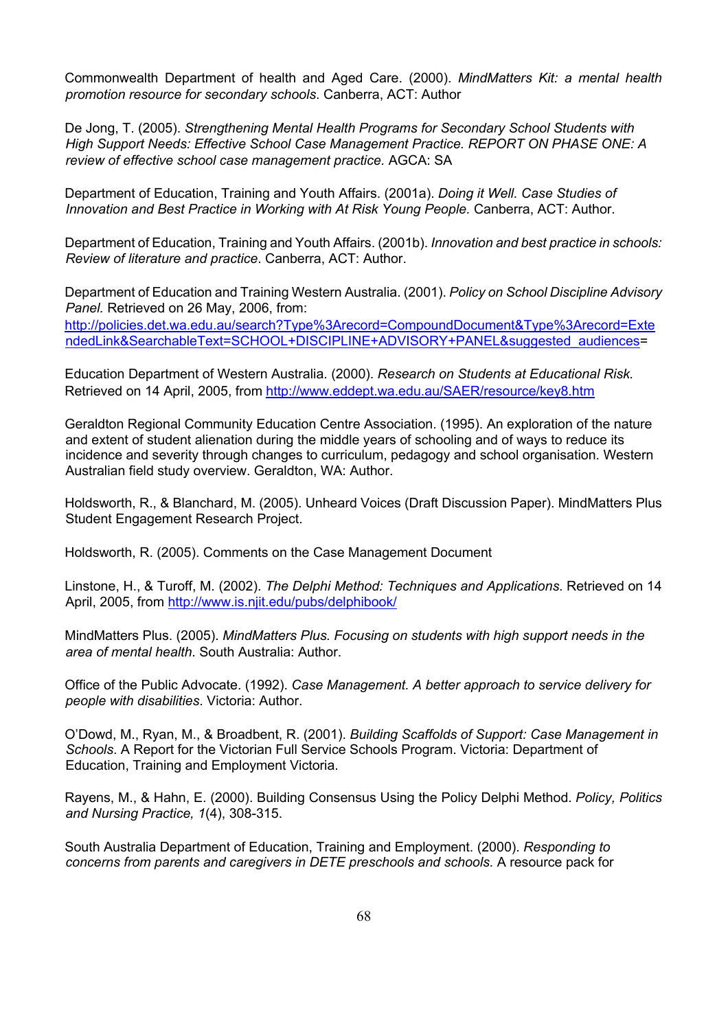Commonwealth Department of health and Aged Care. (2000). *MindMatters Kit: a mental health promotion resource for secondary schools*. Canberra, ACT: Author

De Jong, T. (2005). *Strengthening Mental Health Programs for Secondary School Students with High Support Needs: Effective School Case Management Practice. REPORT ON PHASE ONE: A review of effective school case management practice.* AGCA: SA

Department of Education, Training and Youth Affairs. (2001a). *Doing it Well. Case Studies of Innovation and Best Practice in Working with At Risk Young People.* Canberra, ACT: Author.

Department of Education, Training and Youth Affairs. (2001b). *Innovation and best practice in schools: Review of literature and practice*. Canberra, ACT: Author.

Department of Education and Training Western Australia. (2001). *Policy on School Discipline Advisory Panel*. Retrieved on 26 May, 2006, from: http://policies.det.wa.edu.au/search?Type%3Arecord=CompoundDocument&Type%3Arecord=ExtendedLink&SearchableText=SCHOOL+DISCIPLINE+ADVISORY+PANEL&suggested_audiences=

Education Department of Western Australia. (2000). *Research on Students at Educational Risk.* Retrieved on 14 April, 2005, from http://www.eddept.wa.edu.au/SAER/resource/key8.htm

Geraldton Regional Community Education Centre Association. (1995). An exploration of the nature and extent of student alienation during the middle years of schooling and of ways to reduce its incidence and severity through changes to curriculum, pedagogy and school organisation. Western Australian field study overview. Geraldton, WA: Author.

Holdsworth, R., & Blanchard, M. (2005). Unheard Voices (Draft Discussion Paper). MindMatters Plus Student Engagement Research Project.

Holdsworth, R. (2005). Comments on the Case Management Document

Linstone, H., & Turoff, M. (2002). *The Delphi Method: Techniques and Applications*. Retrieved on 14 April, 2005, from http://www.is.njit.edu/pubs/delphibook/

MindMatters Plus. (2005). *MindMatters Plus. Focusing on students with high support needs in the area of mental health*. South Australia: Author.

Office of the Public Advocate. (1992). *Case Management. A better approach to service delivery for people with disabilities*. Victoria: Author.

O'Dowd, M., Ryan, M., & Broadbent, R. (2001). *Building Scaffolds of Support: Case Management in Schools*. A Report for the Victorian Full Service Schools Program. Victoria: Department of Education, Training and Employment Victoria.

Rayens, M., & Hahn, E. (2000). Building Consensus Using the Policy Delphi Method. *Policy, Politics and Nursing Practice, 1*(4), 308-315.

South Australia Department of Education, Training and Employment. (2000). *Responding to concerns from parents and caregivers in DETE preschools and schools.* A resource pack for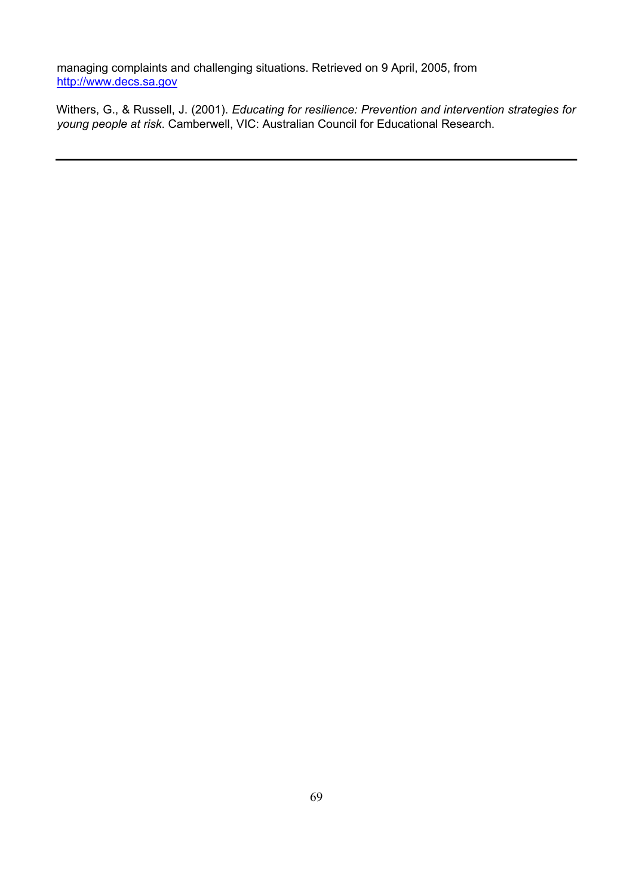managing complaints and challenging situations. Retrieved on 9 April, 2005, from http://www.decs.sa.gov

Withers, G., & Russell, J. (2001). *Educating for resilience: Prevention and intervention strategies for young people at risk*. Camberwell, VIC: Australian Council for Educational Research.

---